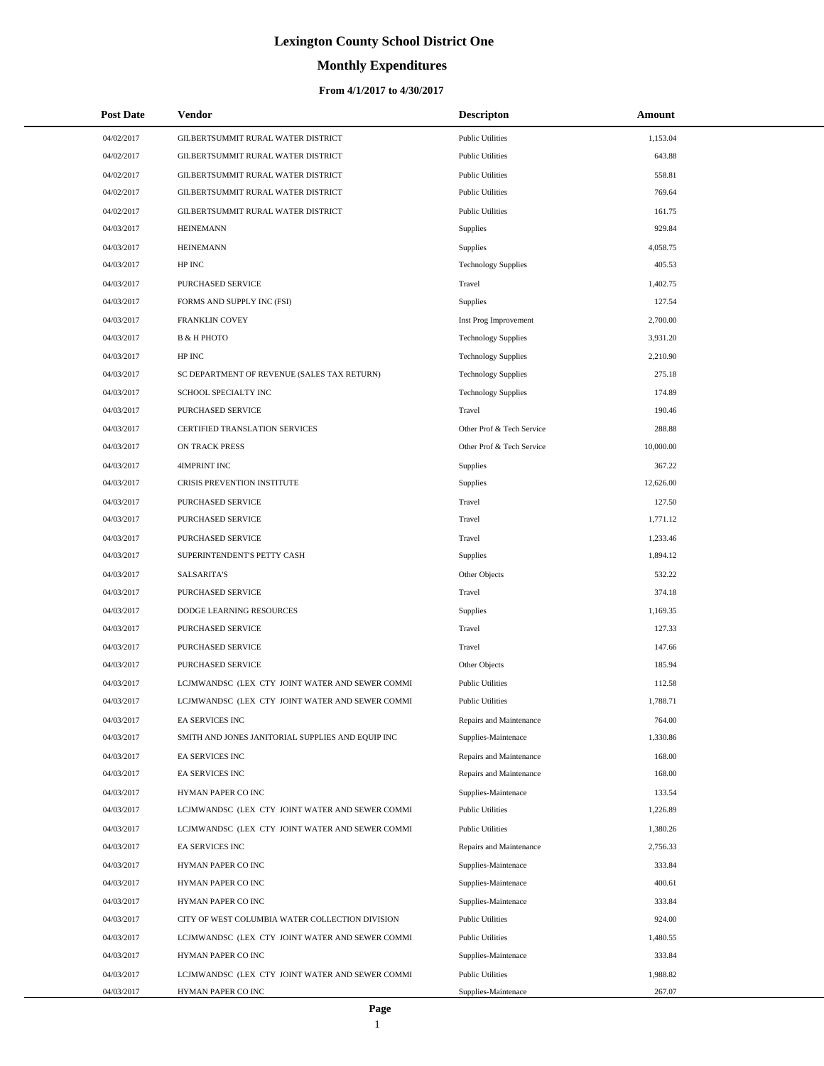# Lexington County School District One

## Monthly Expenditures

### From 4/1/2017 to 4/30/2017

| Post Date | Vendor | Descripton | Amount |
|---|---|---|---|
| 04/02/2017 | GILBERTSUMMIT RURAL WATER DISTRICT | Public Utilities | 1,153.04 |
| 04/02/2017 | GILBERTSUMMIT RURAL WATER DISTRICT | Public Utilities | 643.88 |
| 04/02/2017 | GILBERTSUMMIT RURAL WATER DISTRICT | Public Utilities | 558.81 |
| 04/02/2017 | GILBERTSUMMIT RURAL WATER DISTRICT | Public Utilities | 769.64 |
| 04/02/2017 | GILBERTSUMMIT RURAL WATER DISTRICT | Public Utilities | 161.75 |
| 04/03/2017 | HEINEMANN | Supplies | 929.84 |
| 04/03/2017 | HEINEMANN | Supplies | 4,058.75 |
| 04/03/2017 | HP INC | Technology Supplies | 405.53 |
| 04/03/2017 | PURCHASED SERVICE | Travel | 1,402.75 |
| 04/03/2017 | FORMS AND SUPPLY INC (FSI) | Supplies | 127.54 |
| 04/03/2017 | FRANKLIN COVEY | Inst Prog Improvement | 2,700.00 |
| 04/03/2017 | B & H PHOTO | Technology Supplies | 3,931.20 |
| 04/03/2017 | HP INC | Technology Supplies | 2,210.90 |
| 04/03/2017 | SC DEPARTMENT OF REVENUE (SALES TAX RETURN) | Technology Supplies | 275.18 |
| 04/03/2017 | SCHOOL SPECIALTY INC | Technology Supplies | 174.89 |
| 04/03/2017 | PURCHASED SERVICE | Travel | 190.46 |
| 04/03/2017 | CERTIFIED TRANSLATION SERVICES | Other Prof & Tech Service | 288.88 |
| 04/03/2017 | ON TRACK PRESS | Other Prof & Tech Service | 10,000.00 |
| 04/03/2017 | 4IMPRINT INC | Supplies | 367.22 |
| 04/03/2017 | CRISIS PREVENTION INSTITUTE | Supplies | 12,626.00 |
| 04/03/2017 | PURCHASED SERVICE | Travel | 127.50 |
| 04/03/2017 | PURCHASED SERVICE | Travel | 1,771.12 |
| 04/03/2017 | PURCHASED SERVICE | Travel | 1,233.46 |
| 04/03/2017 | SUPERINTENDENT'S PETTY CASH | Supplies | 1,894.12 |
| 04/03/2017 | SALSARITA'S | Other Objects | 532.22 |
| 04/03/2017 | PURCHASED SERVICE | Travel | 374.18 |
| 04/03/2017 | DODGE LEARNING RESOURCES | Supplies | 1,169.35 |
| 04/03/2017 | PURCHASED SERVICE | Travel | 127.33 |
| 04/03/2017 | PURCHASED SERVICE | Travel | 147.66 |
| 04/03/2017 | PURCHASED SERVICE | Other Objects | 185.94 |
| 04/03/2017 | LCJMWANDSC (LEX CTY JOINT WATER AND SEWER COMMI | Public Utilities | 112.58 |
| 04/03/2017 | LCJMWANDSC (LEX CTY JOINT WATER AND SEWER COMMI | Public Utilities | 1,788.71 |
| 04/03/2017 | EA SERVICES INC | Repairs and Maintenance | 764.00 |
| 04/03/2017 | SMITH AND JONES JANITORIAL SUPPLIES AND EQUIP INC | Supplies-Maintenace | 1,330.86 |
| 04/03/2017 | EA SERVICES INC | Repairs and Maintenance | 168.00 |
| 04/03/2017 | EA SERVICES INC | Repairs and Maintenance | 168.00 |
| 04/03/2017 | HYMAN PAPER CO INC | Supplies-Maintenace | 133.54 |
| 04/03/2017 | LCJMWANDSC (LEX CTY JOINT WATER AND SEWER COMMI | Public Utilities | 1,226.89 |
| 04/03/2017 | LCJMWANDSC (LEX CTY JOINT WATER AND SEWER COMMI | Public Utilities | 1,380.26 |
| 04/03/2017 | EA SERVICES INC | Repairs and Maintenance | 2,756.33 |
| 04/03/2017 | HYMAN PAPER CO INC | Supplies-Maintenace | 333.84 |
| 04/03/2017 | HYMAN PAPER CO INC | Supplies-Maintenace | 400.61 |
| 04/03/2017 | HYMAN PAPER CO INC | Supplies-Maintenace | 333.84 |
| 04/03/2017 | CITY OF WEST COLUMBIA WATER COLLECTION DIVISION | Public Utilities | 924.00 |
| 04/03/2017 | LCJMWANDSC (LEX CTY JOINT WATER AND SEWER COMMI | Public Utilities | 1,480.55 |
| 04/03/2017 | HYMAN PAPER CO INC | Supplies-Maintenace | 333.84 |
| 04/03/2017 | LCJMWANDSC (LEX CTY JOINT WATER AND SEWER COMMI | Public Utilities | 1,988.82 |
| 04/03/2017 | HYMAN PAPER CO INC | Supplies-Maintenace | 267.07 |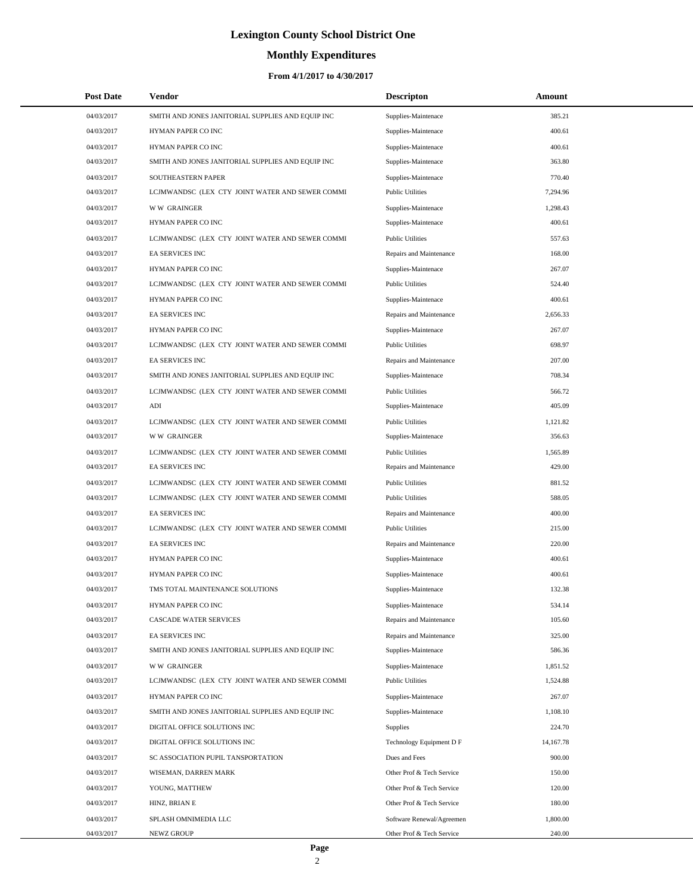# Lexington County School District One

## Monthly Expenditures

### From 4/1/2017 to 4/30/2017

| Post Date | Vendor | Descripton | Amount |
|---|---|---|---|
| 04/03/2017 | SMITH AND JONES JANITORIAL SUPPLIES AND EQUIP INC | Supplies-Maintenace | 385.21 |
| 04/03/2017 | HYMAN PAPER CO INC | Supplies-Maintenace | 400.61 |
| 04/03/2017 | HYMAN PAPER CO INC | Supplies-Maintenace | 400.61 |
| 04/03/2017 | SMITH AND JONES JANITORIAL SUPPLIES AND EQUIP INC | Supplies-Maintenace | 363.80 |
| 04/03/2017 | SOUTHEASTERN PAPER | Supplies-Maintenace | 770.40 |
| 04/03/2017 | LCJMWANDSC (LEX CTY JOINT WATER AND SEWER COMMI | Public Utilities | 7,294.96 |
| 04/03/2017 | W W GRAINGER | Supplies-Maintenace | 1,298.43 |
| 04/03/2017 | HYMAN PAPER CO INC | Supplies-Maintenace | 400.61 |
| 04/03/2017 | LCJMWANDSC (LEX CTY JOINT WATER AND SEWER COMMI | Public Utilities | 557.63 |
| 04/03/2017 | EA SERVICES INC | Repairs and Maintenance | 168.00 |
| 04/03/2017 | HYMAN PAPER CO INC | Supplies-Maintenace | 267.07 |
| 04/03/2017 | LCJMWANDSC (LEX CTY JOINT WATER AND SEWER COMMI | Public Utilities | 524.40 |
| 04/03/2017 | HYMAN PAPER CO INC | Supplies-Maintenace | 400.61 |
| 04/03/2017 | EA SERVICES INC | Repairs and Maintenance | 2,656.33 |
| 04/03/2017 | HYMAN PAPER CO INC | Supplies-Maintenace | 267.07 |
| 04/03/2017 | LCJMWANDSC (LEX CTY JOINT WATER AND SEWER COMMI | Public Utilities | 698.97 |
| 04/03/2017 | EA SERVICES INC | Repairs and Maintenance | 207.00 |
| 04/03/2017 | SMITH AND JONES JANITORIAL SUPPLIES AND EQUIP INC | Supplies-Maintenace | 708.34 |
| 04/03/2017 | LCJMWANDSC (LEX CTY JOINT WATER AND SEWER COMMI | Public Utilities | 566.72 |
| 04/03/2017 | ADI | Supplies-Maintenace | 405.09 |
| 04/03/2017 | LCJMWANDSC (LEX CTY JOINT WATER AND SEWER COMMI | Public Utilities | 1,121.82 |
| 04/03/2017 | W W GRAINGER | Supplies-Maintenace | 356.63 |
| 04/03/2017 | LCJMWANDSC (LEX CTY JOINT WATER AND SEWER COMMI | Public Utilities | 1,565.89 |
| 04/03/2017 | EA SERVICES INC | Repairs and Maintenance | 429.00 |
| 04/03/2017 | LCJMWANDSC (LEX CTY JOINT WATER AND SEWER COMMI | Public Utilities | 881.52 |
| 04/03/2017 | LCJMWANDSC (LEX CTY JOINT WATER AND SEWER COMMI | Public Utilities | 588.05 |
| 04/03/2017 | EA SERVICES INC | Repairs and Maintenance | 400.00 |
| 04/03/2017 | LCJMWANDSC (LEX CTY JOINT WATER AND SEWER COMMI | Public Utilities | 215.00 |
| 04/03/2017 | EA SERVICES INC | Repairs and Maintenance | 220.00 |
| 04/03/2017 | HYMAN PAPER CO INC | Supplies-Maintenace | 400.61 |
| 04/03/2017 | HYMAN PAPER CO INC | Supplies-Maintenace | 400.61 |
| 04/03/2017 | TMS TOTAL MAINTENANCE SOLUTIONS | Supplies-Maintenace | 132.38 |
| 04/03/2017 | HYMAN PAPER CO INC | Supplies-Maintenace | 534.14 |
| 04/03/2017 | CASCADE WATER SERVICES | Repairs and Maintenance | 105.60 |
| 04/03/2017 | EA SERVICES INC | Repairs and Maintenance | 325.00 |
| 04/03/2017 | SMITH AND JONES JANITORIAL SUPPLIES AND EQUIP INC | Supplies-Maintenace | 586.36 |
| 04/03/2017 | W W GRAINGER | Supplies-Maintenace | 1,851.52 |
| 04/03/2017 | LCJMWANDSC (LEX CTY JOINT WATER AND SEWER COMMI | Public Utilities | 1,524.88 |
| 04/03/2017 | HYMAN PAPER CO INC | Supplies-Maintenace | 267.07 |
| 04/03/2017 | SMITH AND JONES JANITORIAL SUPPLIES AND EQUIP INC | Supplies-Maintenace | 1,108.10 |
| 04/03/2017 | DIGITAL OFFICE SOLUTIONS INC | Supplies | 224.70 |
| 04/03/2017 | DIGITAL OFFICE SOLUTIONS INC | Technology Equipment D F | 14,167.78 |
| 04/03/2017 | SC ASSOCIATION PUPIL TANSPORTATION | Dues and Fees | 900.00 |
| 04/03/2017 | WISEMAN, DARREN MARK | Other Prof & Tech Service | 150.00 |
| 04/03/2017 | YOUNG, MATTHEW | Other Prof & Tech Service | 120.00 |
| 04/03/2017 | HINZ, BRIAN E | Other Prof & Tech Service | 180.00 |
| 04/03/2017 | SPLASH OMNIMEDIA LLC | Software Renewal/Agreemen | 1,800.00 |
| 04/03/2017 | NEWZ GROUP | Other Prof & Tech Service | 240.00 |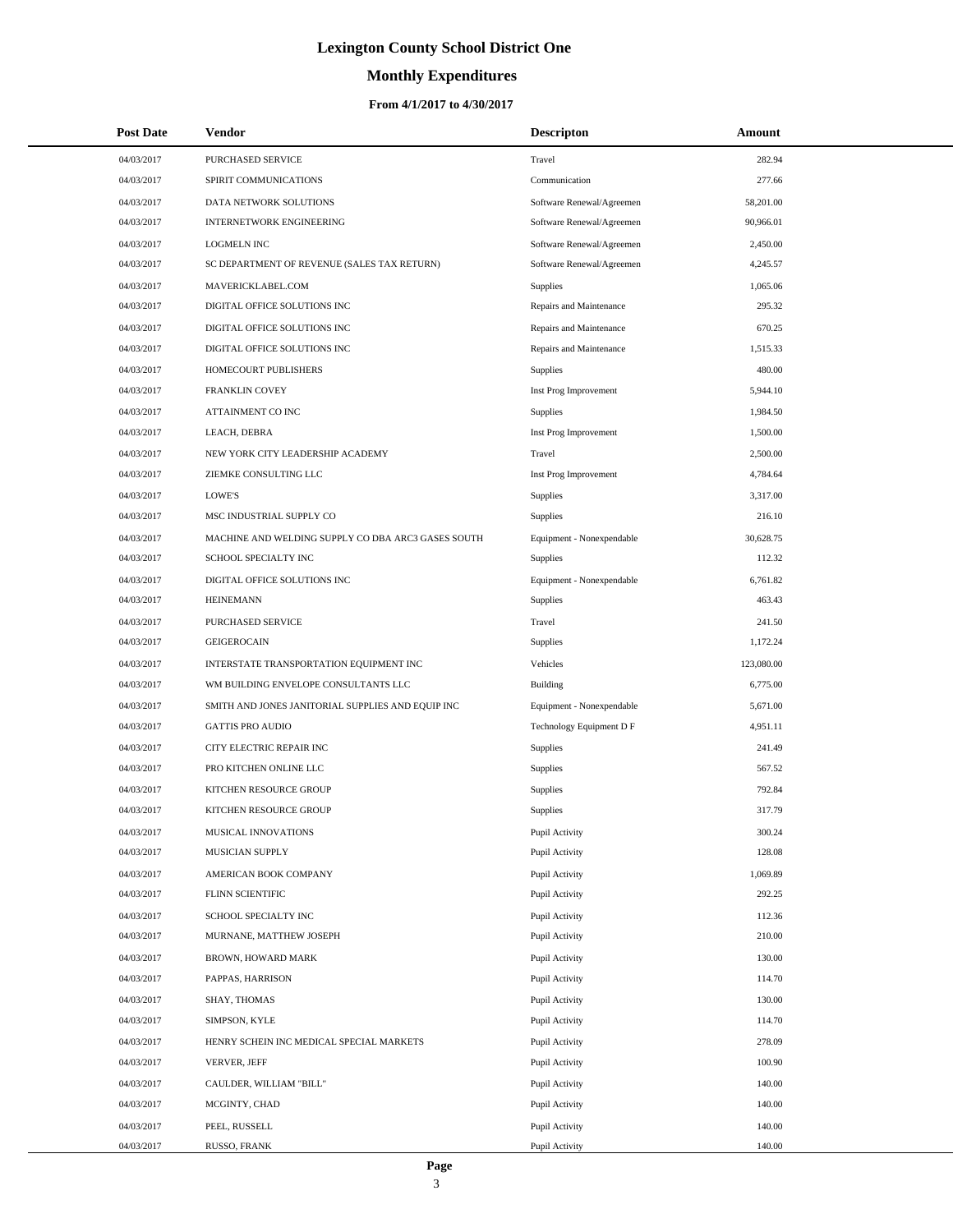# Lexington County School District One

## Monthly Expenditures

### From 4/1/2017 to 4/30/2017

| Post Date | Vendor | Descripton | Amount |
|---|---|---|---|
| 04/03/2017 | PURCHASED SERVICE | Travel | 282.94 |
| 04/03/2017 | SPIRIT COMMUNICATIONS | Communication | 277.66 |
| 04/03/2017 | DATA NETWORK SOLUTIONS | Software Renewal/Agreemen | 58,201.00 |
| 04/03/2017 | INTERNETWORK ENGINEERING | Software Renewal/Agreemen | 90,966.01 |
| 04/03/2017 | LOGMELN INC | Software Renewal/Agreemen | 2,450.00 |
| 04/03/2017 | SC DEPARTMENT OF REVENUE (SALES TAX RETURN) | Software Renewal/Agreemen | 4,245.57 |
| 04/03/2017 | MAVERICKLABEL.COM | Supplies | 1,065.06 |
| 04/03/2017 | DIGITAL OFFICE SOLUTIONS INC | Repairs and Maintenance | 295.32 |
| 04/03/2017 | DIGITAL OFFICE SOLUTIONS INC | Repairs and Maintenance | 670.25 |
| 04/03/2017 | DIGITAL OFFICE SOLUTIONS INC | Repairs and Maintenance | 1,515.33 |
| 04/03/2017 | HOMECOURT PUBLISHERS | Supplies | 480.00 |
| 04/03/2017 | FRANKLIN COVEY | Inst Prog Improvement | 5,944.10 |
| 04/03/2017 | ATTAINMENT CO INC | Supplies | 1,984.50 |
| 04/03/2017 | LEACH, DEBRA | Inst Prog Improvement | 1,500.00 |
| 04/03/2017 | NEW YORK CITY LEADERSHIP ACADEMY | Travel | 2,500.00 |
| 04/03/2017 | ZIEMKE CONSULTING LLC | Inst Prog Improvement | 4,784.64 |
| 04/03/2017 | LOWE'S | Supplies | 3,317.00 |
| 04/03/2017 | MSC INDUSTRIAL SUPPLY CO | Supplies | 216.10 |
| 04/03/2017 | MACHINE AND WELDING SUPPLY CO DBA ARC3 GASES SOUTH | Equipment - Nonexpendable | 30,628.75 |
| 04/03/2017 | SCHOOL SPECIALTY INC | Supplies | 112.32 |
| 04/03/2017 | DIGITAL OFFICE SOLUTIONS INC | Equipment - Nonexpendable | 6,761.82 |
| 04/03/2017 | HEINEMANN | Supplies | 463.43 |
| 04/03/2017 | PURCHASED SERVICE | Travel | 241.50 |
| 04/03/2017 | GEIGEROCAIN | Supplies | 1,172.24 |
| 04/03/2017 | INTERSTATE TRANSPORTATION EQUIPMENT INC | Vehicles | 123,080.00 |
| 04/03/2017 | WM BUILDING ENVELOPE CONSULTANTS LLC | Building | 6,775.00 |
| 04/03/2017 | SMITH AND JONES JANITORIAL SUPPLIES AND EQUIP INC | Equipment - Nonexpendable | 5,671.00 |
| 04/03/2017 | GATTIS PRO AUDIO | Technology Equipment D F | 4,951.11 |
| 04/03/2017 | CITY ELECTRIC REPAIR INC | Supplies | 241.49 |
| 04/03/2017 | PRO KITCHEN ONLINE LLC | Supplies | 567.52 |
| 04/03/2017 | KITCHEN RESOURCE GROUP | Supplies | 792.84 |
| 04/03/2017 | KITCHEN RESOURCE GROUP | Supplies | 317.79 |
| 04/03/2017 | MUSICAL INNOVATIONS | Pupil Activity | 300.24 |
| 04/03/2017 | MUSICIAN SUPPLY | Pupil Activity | 128.08 |
| 04/03/2017 | AMERICAN BOOK COMPANY | Pupil Activity | 1,069.89 |
| 04/03/2017 | FLINN SCIENTIFIC | Pupil Activity | 292.25 |
| 04/03/2017 | SCHOOL SPECIALTY INC | Pupil Activity | 112.36 |
| 04/03/2017 | MURNANE, MATTHEW JOSEPH | Pupil Activity | 210.00 |
| 04/03/2017 | BROWN, HOWARD MARK | Pupil Activity | 130.00 |
| 04/03/2017 | PAPPAS, HARRISON | Pupil Activity | 114.70 |
| 04/03/2017 | SHAY, THOMAS | Pupil Activity | 130.00 |
| 04/03/2017 | SIMPSON, KYLE | Pupil Activity | 114.70 |
| 04/03/2017 | HENRY SCHEIN INC MEDICAL SPECIAL MARKETS | Pupil Activity | 278.09 |
| 04/03/2017 | VERVER, JEFF | Pupil Activity | 100.90 |
| 04/03/2017 | CAULDER, WILLIAM "BILL" | Pupil Activity | 140.00 |
| 04/03/2017 | MCGINTY, CHAD | Pupil Activity | 140.00 |
| 04/03/2017 | PEEL, RUSSELL | Pupil Activity | 140.00 |
| 04/03/2017 | RUSSO, FRANK | Pupil Activity | 140.00 |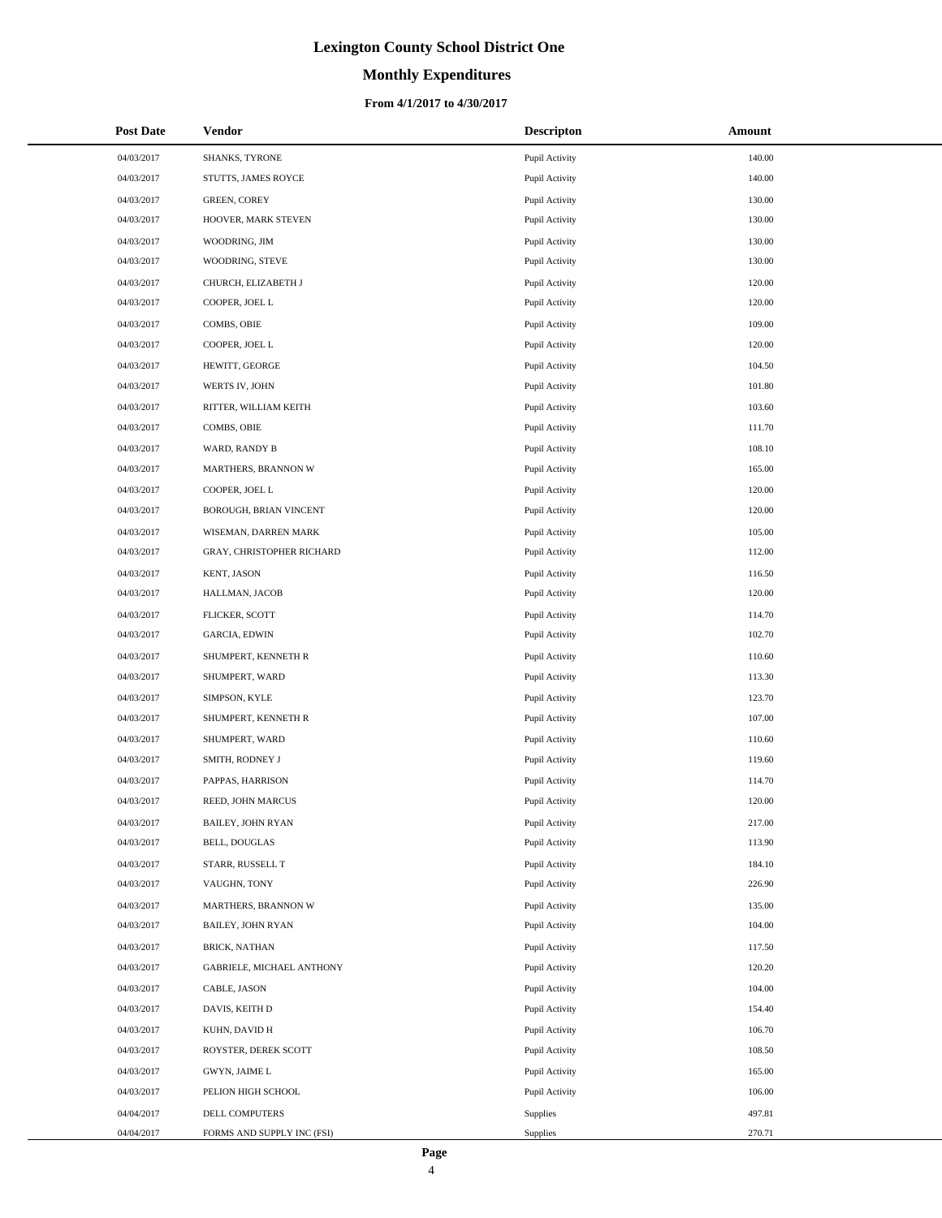# Lexington County School District One

## Monthly Expenditures

### From 4/1/2017 to 4/30/2017

| Post Date | Vendor | Descripton | Amount |
|---|---|---|---|
| 04/03/2017 | SHANKS, TYRONE | Pupil Activity | 140.00 |
| 04/03/2017 | STUTTS, JAMES ROYCE | Pupil Activity | 140.00 |
| 04/03/2017 | GREEN, COREY | Pupil Activity | 130.00 |
| 04/03/2017 | HOOVER, MARK STEVEN | Pupil Activity | 130.00 |
| 04/03/2017 | WOODRING, JIM | Pupil Activity | 130.00 |
| 04/03/2017 | WOODRING, STEVE | Pupil Activity | 130.00 |
| 04/03/2017 | CHURCH, ELIZABETH J | Pupil Activity | 120.00 |
| 04/03/2017 | COOPER, JOEL L | Pupil Activity | 120.00 |
| 04/03/2017 | COMBS, OBIE | Pupil Activity | 109.00 |
| 04/03/2017 | COOPER, JOEL L | Pupil Activity | 120.00 |
| 04/03/2017 | HEWITT, GEORGE | Pupil Activity | 104.50 |
| 04/03/2017 | WERTS IV, JOHN | Pupil Activity | 101.80 |
| 04/03/2017 | RITTER, WILLIAM KEITH | Pupil Activity | 103.60 |
| 04/03/2017 | COMBS, OBIE | Pupil Activity | 111.70 |
| 04/03/2017 | WARD, RANDY B | Pupil Activity | 108.10 |
| 04/03/2017 | MARTHERS, BRANNON W | Pupil Activity | 165.00 |
| 04/03/2017 | COOPER, JOEL L | Pupil Activity | 120.00 |
| 04/03/2017 | BOROUGH, BRIAN VINCENT | Pupil Activity | 120.00 |
| 04/03/2017 | WISEMAN, DARREN MARK | Pupil Activity | 105.00 |
| 04/03/2017 | GRAY, CHRISTOPHER RICHARD | Pupil Activity | 112.00 |
| 04/03/2017 | KENT, JASON | Pupil Activity | 116.50 |
| 04/03/2017 | HALLMAN, JACOB | Pupil Activity | 120.00 |
| 04/03/2017 | FLICKER, SCOTT | Pupil Activity | 114.70 |
| 04/03/2017 | GARCIA, EDWIN | Pupil Activity | 102.70 |
| 04/03/2017 | SHUMPERT, KENNETH R | Pupil Activity | 110.60 |
| 04/03/2017 | SHUMPERT, WARD | Pupil Activity | 113.30 |
| 04/03/2017 | SIMPSON, KYLE | Pupil Activity | 123.70 |
| 04/03/2017 | SHUMPERT, KENNETH R | Pupil Activity | 107.00 |
| 04/03/2017 | SHUMPERT, WARD | Pupil Activity | 110.60 |
| 04/03/2017 | SMITH, RODNEY J | Pupil Activity | 119.60 |
| 04/03/2017 | PAPPAS, HARRISON | Pupil Activity | 114.70 |
| 04/03/2017 | REED, JOHN MARCUS | Pupil Activity | 120.00 |
| 04/03/2017 | BAILEY, JOHN RYAN | Pupil Activity | 217.00 |
| 04/03/2017 | BELL, DOUGLAS | Pupil Activity | 113.90 |
| 04/03/2017 | STARR, RUSSELL T | Pupil Activity | 184.10 |
| 04/03/2017 | VAUGHN, TONY | Pupil Activity | 226.90 |
| 04/03/2017 | MARTHERS, BRANNON W | Pupil Activity | 135.00 |
| 04/03/2017 | BAILEY, JOHN RYAN | Pupil Activity | 104.00 |
| 04/03/2017 | BRICK, NATHAN | Pupil Activity | 117.50 |
| 04/03/2017 | GABRIELE, MICHAEL ANTHONY | Pupil Activity | 120.20 |
| 04/03/2017 | CABLE, JASON | Pupil Activity | 104.00 |
| 04/03/2017 | DAVIS, KEITH D | Pupil Activity | 154.40 |
| 04/03/2017 | KUHN, DAVID H | Pupil Activity | 106.70 |
| 04/03/2017 | ROYSTER, DEREK SCOTT | Pupil Activity | 108.50 |
| 04/03/2017 | GWYN, JAIME L | Pupil Activity | 165.00 |
| 04/03/2017 | PELION HIGH SCHOOL | Pupil Activity | 106.00 |
| 04/04/2017 | DELL COMPUTERS | Supplies | 497.81 |
| 04/04/2017 | FORMS AND SUPPLY INC (FSI) | Supplies | 270.71 |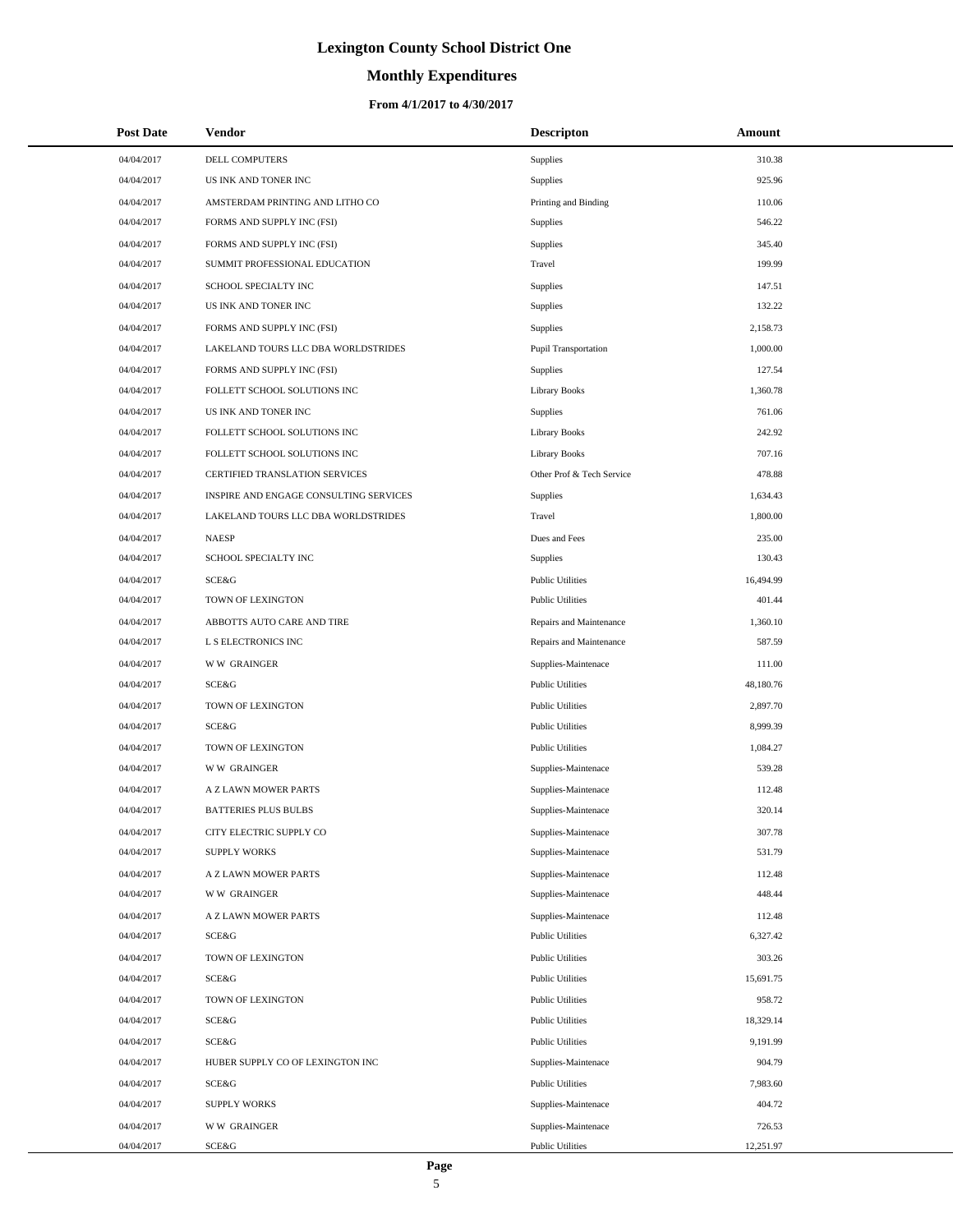# Lexington County School District One

## Monthly Expenditures

### From 4/1/2017 to 4/30/2017

| Post Date | Vendor | Descripton | Amount |
|---|---|---|---|
| 04/04/2017 | DELL COMPUTERS | Supplies | 310.38 |
| 04/04/2017 | US INK AND TONER INC | Supplies | 925.96 |
| 04/04/2017 | AMSTERDAM PRINTING AND LITHO CO | Printing and Binding | 110.06 |
| 04/04/2017 | FORMS AND SUPPLY INC (FSI) | Supplies | 546.22 |
| 04/04/2017 | FORMS AND SUPPLY INC (FSI) | Supplies | 345.40 |
| 04/04/2017 | SUMMIT PROFESSIONAL EDUCATION | Travel | 199.99 |
| 04/04/2017 | SCHOOL SPECIALTY INC | Supplies | 147.51 |
| 04/04/2017 | US INK AND TONER INC | Supplies | 132.22 |
| 04/04/2017 | FORMS AND SUPPLY INC (FSI) | Supplies | 2,158.73 |
| 04/04/2017 | LAKELAND TOURS LLC DBA WORLDSTRIDES | Pupil Transportation | 1,000.00 |
| 04/04/2017 | FORMS AND SUPPLY INC (FSI) | Supplies | 127.54 |
| 04/04/2017 | FOLLETT SCHOOL SOLUTIONS INC | Library Books | 1,360.78 |
| 04/04/2017 | US INK AND TONER INC | Supplies | 761.06 |
| 04/04/2017 | FOLLETT SCHOOL SOLUTIONS INC | Library Books | 242.92 |
| 04/04/2017 | FOLLETT SCHOOL SOLUTIONS INC | Library Books | 707.16 |
| 04/04/2017 | CERTIFIED TRANSLATION SERVICES | Other Prof & Tech Service | 478.88 |
| 04/04/2017 | INSPIRE AND ENGAGE CONSULTING SERVICES | Supplies | 1,634.43 |
| 04/04/2017 | LAKELAND TOURS LLC DBA WORLDSTRIDES | Travel | 1,800.00 |
| 04/04/2017 | NAESP | Dues and Fees | 235.00 |
| 04/04/2017 | SCHOOL SPECIALTY INC | Supplies | 130.43 |
| 04/04/2017 | SCE&G | Public Utilities | 16,494.99 |
| 04/04/2017 | TOWN OF LEXINGTON | Public Utilities | 401.44 |
| 04/04/2017 | ABBOTTS AUTO CARE AND TIRE | Repairs and Maintenance | 1,360.10 |
| 04/04/2017 | L S ELECTRONICS INC | Repairs and Maintenance | 587.59 |
| 04/04/2017 | W W GRAINGER | Supplies-Maintenace | 111.00 |
| 04/04/2017 | SCE&G | Public Utilities | 48,180.76 |
| 04/04/2017 | TOWN OF LEXINGTON | Public Utilities | 2,897.70 |
| 04/04/2017 | SCE&G | Public Utilities | 8,999.39 |
| 04/04/2017 | TOWN OF LEXINGTON | Public Utilities | 1,084.27 |
| 04/04/2017 | W W GRAINGER | Supplies-Maintenace | 539.28 |
| 04/04/2017 | A Z LAWN MOWER PARTS | Supplies-Maintenace | 112.48 |
| 04/04/2017 | BATTERIES PLUS BULBS | Supplies-Maintenace | 320.14 |
| 04/04/2017 | CITY ELECTRIC SUPPLY CO | Supplies-Maintenace | 307.78 |
| 04/04/2017 | SUPPLY WORKS | Supplies-Maintenace | 531.79 |
| 04/04/2017 | A Z LAWN MOWER PARTS | Supplies-Maintenace | 112.48 |
| 04/04/2017 | W W GRAINGER | Supplies-Maintenace | 448.44 |
| 04/04/2017 | A Z LAWN MOWER PARTS | Supplies-Maintenace | 112.48 |
| 04/04/2017 | SCE&G | Public Utilities | 6,327.42 |
| 04/04/2017 | TOWN OF LEXINGTON | Public Utilities | 303.26 |
| 04/04/2017 | SCE&G | Public Utilities | 15,691.75 |
| 04/04/2017 | TOWN OF LEXINGTON | Public Utilities | 958.72 |
| 04/04/2017 | SCE&G | Public Utilities | 18,329.14 |
| 04/04/2017 | SCE&G | Public Utilities | 9,191.99 |
| 04/04/2017 | HUBER SUPPLY CO OF LEXINGTON INC | Supplies-Maintenace | 904.79 |
| 04/04/2017 | SCE&G | Public Utilities | 7,983.60 |
| 04/04/2017 | SUPPLY WORKS | Supplies-Maintenace | 404.72 |
| 04/04/2017 | W W GRAINGER | Supplies-Maintenace | 726.53 |
| 04/04/2017 | SCE&G | Public Utilities | 12,251.97 |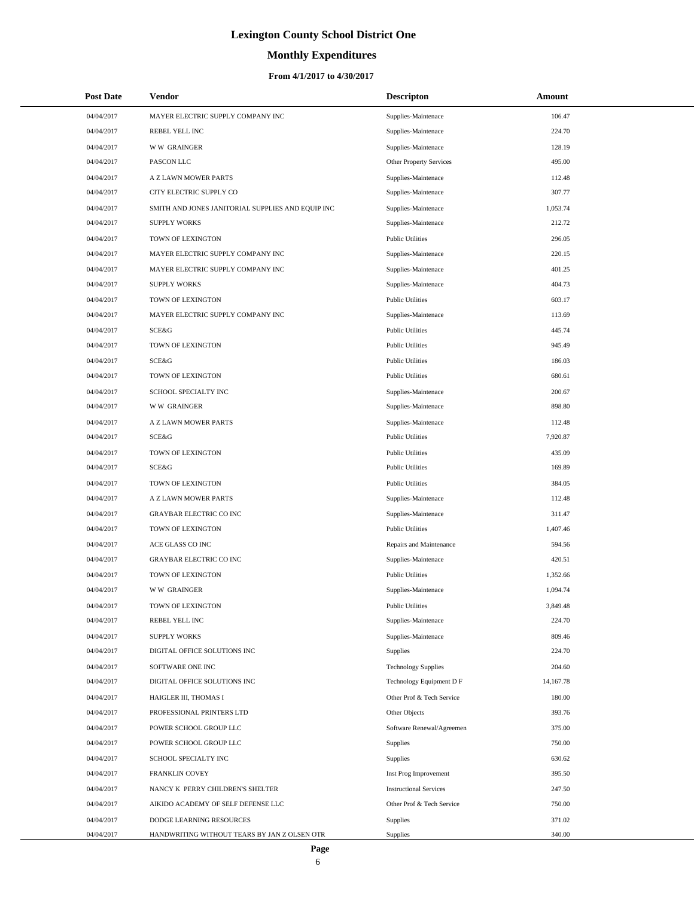# Lexington County School District One

## Monthly Expenditures

### From 4/1/2017 to 4/30/2017

| Post Date | Vendor | Descripton | Amount |
|---|---|---|---|
| 04/04/2017 | MAYER ELECTRIC SUPPLY COMPANY INC | Supplies-Maintenace | 106.47 |
| 04/04/2017 | REBEL YELL INC | Supplies-Maintenace | 224.70 |
| 04/04/2017 | W W GRAINGER | Supplies-Maintenace | 128.19 |
| 04/04/2017 | PASCON LLC | Other Property Services | 495.00 |
| 04/04/2017 | A Z LAWN MOWER PARTS | Supplies-Maintenace | 112.48 |
| 04/04/2017 | CITY ELECTRIC SUPPLY CO | Supplies-Maintenace | 307.77 |
| 04/04/2017 | SMITH AND JONES JANITORIAL SUPPLIES AND EQUIP INC | Supplies-Maintenace | 1,053.74 |
| 04/04/2017 | SUPPLY WORKS | Supplies-Maintenace | 212.72 |
| 04/04/2017 | TOWN OF LEXINGTON | Public Utilities | 296.05 |
| 04/04/2017 | MAYER ELECTRIC SUPPLY COMPANY INC | Supplies-Maintenace | 220.15 |
| 04/04/2017 | MAYER ELECTRIC SUPPLY COMPANY INC | Supplies-Maintenace | 401.25 |
| 04/04/2017 | SUPPLY WORKS | Supplies-Maintenace | 404.73 |
| 04/04/2017 | TOWN OF LEXINGTON | Public Utilities | 603.17 |
| 04/04/2017 | MAYER ELECTRIC SUPPLY COMPANY INC | Supplies-Maintenace | 113.69 |
| 04/04/2017 | SCE&G | Public Utilities | 445.74 |
| 04/04/2017 | TOWN OF LEXINGTON | Public Utilities | 945.49 |
| 04/04/2017 | SCE&G | Public Utilities | 186.03 |
| 04/04/2017 | TOWN OF LEXINGTON | Public Utilities | 680.61 |
| 04/04/2017 | SCHOOL SPECIALTY INC | Supplies-Maintenace | 200.67 |
| 04/04/2017 | W W GRAINGER | Supplies-Maintenace | 898.80 |
| 04/04/2017 | A Z LAWN MOWER PARTS | Supplies-Maintenace | 112.48 |
| 04/04/2017 | SCE&G | Public Utilities | 7,920.87 |
| 04/04/2017 | TOWN OF LEXINGTON | Public Utilities | 435.09 |
| 04/04/2017 | SCE&G | Public Utilities | 169.89 |
| 04/04/2017 | TOWN OF LEXINGTON | Public Utilities | 384.05 |
| 04/04/2017 | A Z LAWN MOWER PARTS | Supplies-Maintenace | 112.48 |
| 04/04/2017 | GRAYBAR ELECTRIC CO INC | Supplies-Maintenace | 311.47 |
| 04/04/2017 | TOWN OF LEXINGTON | Public Utilities | 1,407.46 |
| 04/04/2017 | ACE GLASS CO INC | Repairs and Maintenance | 594.56 |
| 04/04/2017 | GRAYBAR ELECTRIC CO INC | Supplies-Maintenace | 420.51 |
| 04/04/2017 | TOWN OF LEXINGTON | Public Utilities | 1,352.66 |
| 04/04/2017 | W W GRAINGER | Supplies-Maintenace | 1,094.74 |
| 04/04/2017 | TOWN OF LEXINGTON | Public Utilities | 3,849.48 |
| 04/04/2017 | REBEL YELL INC | Supplies-Maintenace | 224.70 |
| 04/04/2017 | SUPPLY WORKS | Supplies-Maintenace | 809.46 |
| 04/04/2017 | DIGITAL OFFICE SOLUTIONS INC | Supplies | 224.70 |
| 04/04/2017 | SOFTWARE ONE INC | Technology Supplies | 204.60 |
| 04/04/2017 | DIGITAL OFFICE SOLUTIONS INC | Technology Equipment D F | 14,167.78 |
| 04/04/2017 | HAIGLER III, THOMAS I | Other Prof & Tech Service | 180.00 |
| 04/04/2017 | PROFESSIONAL PRINTERS LTD | Other Objects | 393.76 |
| 04/04/2017 | POWER SCHOOL GROUP LLC | Software Renewal/Agreemen | 375.00 |
| 04/04/2017 | POWER SCHOOL GROUP LLC | Supplies | 750.00 |
| 04/04/2017 | SCHOOL SPECIALTY INC | Supplies | 630.62 |
| 04/04/2017 | FRANKLIN COVEY | Inst Prog Improvement | 395.50 |
| 04/04/2017 | NANCY K PERRY CHILDREN'S SHELTER | Instructional Services | 247.50 |
| 04/04/2017 | AIKIDO ACADEMY OF SELF DEFENSE LLC | Other Prof & Tech Service | 750.00 |
| 04/04/2017 | DODGE LEARNING RESOURCES | Supplies | 371.02 |
| 04/04/2017 | HANDWRITING WITHOUT TEARS BY JAN Z OLSEN OTR | Supplies | 340.00 |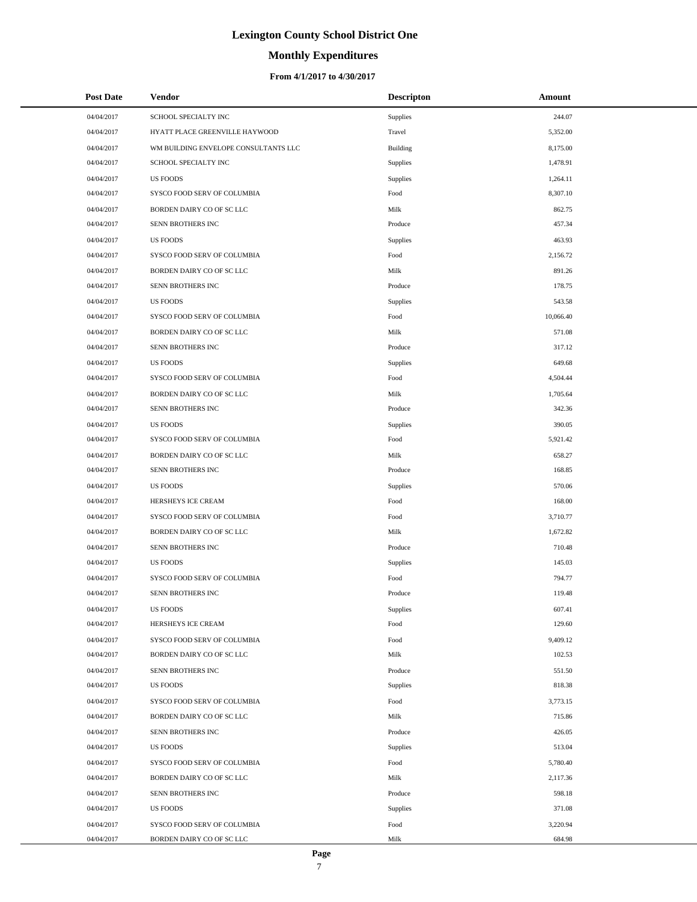# Lexington County School District One

## Monthly Expenditures

### From 4/1/2017 to 4/30/2017

| Post Date | Vendor | Descripton | Amount |
|---|---|---|---|
| 04/04/2017 | SCHOOL SPECIALTY INC | Supplies | 244.07 |
| 04/04/2017 | HYATT PLACE GREENVILLE HAYWOOD | Travel | 5,352.00 |
| 04/04/2017 | WM BUILDING ENVELOPE CONSULTANTS LLC | Building | 8,175.00 |
| 04/04/2017 | SCHOOL SPECIALTY INC | Supplies | 1,478.91 |
| 04/04/2017 | US FOODS | Supplies | 1,264.11 |
| 04/04/2017 | SYSCO FOOD SERV OF COLUMBIA | Food | 8,307.10 |
| 04/04/2017 | BORDEN DAIRY CO OF SC LLC | Milk | 862.75 |
| 04/04/2017 | SENN BROTHERS INC | Produce | 457.34 |
| 04/04/2017 | US FOODS | Supplies | 463.93 |
| 04/04/2017 | SYSCO FOOD SERV OF COLUMBIA | Food | 2,156.72 |
| 04/04/2017 | BORDEN DAIRY CO OF SC LLC | Milk | 891.26 |
| 04/04/2017 | SENN BROTHERS INC | Produce | 178.75 |
| 04/04/2017 | US FOODS | Supplies | 543.58 |
| 04/04/2017 | SYSCO FOOD SERV OF COLUMBIA | Food | 10,066.40 |
| 04/04/2017 | BORDEN DAIRY CO OF SC LLC | Milk | 571.08 |
| 04/04/2017 | SENN BROTHERS INC | Produce | 317.12 |
| 04/04/2017 | US FOODS | Supplies | 649.68 |
| 04/04/2017 | SYSCO FOOD SERV OF COLUMBIA | Food | 4,504.44 |
| 04/04/2017 | BORDEN DAIRY CO OF SC LLC | Milk | 1,705.64 |
| 04/04/2017 | SENN BROTHERS INC | Produce | 342.36 |
| 04/04/2017 | US FOODS | Supplies | 390.05 |
| 04/04/2017 | SYSCO FOOD SERV OF COLUMBIA | Food | 5,921.42 |
| 04/04/2017 | BORDEN DAIRY CO OF SC LLC | Milk | 658.27 |
| 04/04/2017 | SENN BROTHERS INC | Produce | 168.85 |
| 04/04/2017 | US FOODS | Supplies | 570.06 |
| 04/04/2017 | HERSHEYS ICE CREAM | Food | 168.00 |
| 04/04/2017 | SYSCO FOOD SERV OF COLUMBIA | Food | 3,710.77 |
| 04/04/2017 | BORDEN DAIRY CO OF SC LLC | Milk | 1,672.82 |
| 04/04/2017 | SENN BROTHERS INC | Produce | 710.48 |
| 04/04/2017 | US FOODS | Supplies | 145.03 |
| 04/04/2017 | SYSCO FOOD SERV OF COLUMBIA | Food | 794.77 |
| 04/04/2017 | SENN BROTHERS INC | Produce | 119.48 |
| 04/04/2017 | US FOODS | Supplies | 607.41 |
| 04/04/2017 | HERSHEYS ICE CREAM | Food | 129.60 |
| 04/04/2017 | SYSCO FOOD SERV OF COLUMBIA | Food | 9,409.12 |
| 04/04/2017 | BORDEN DAIRY CO OF SC LLC | Milk | 102.53 |
| 04/04/2017 | SENN BROTHERS INC | Produce | 551.50 |
| 04/04/2017 | US FOODS | Supplies | 818.38 |
| 04/04/2017 | SYSCO FOOD SERV OF COLUMBIA | Food | 3,773.15 |
| 04/04/2017 | BORDEN DAIRY CO OF SC LLC | Milk | 715.86 |
| 04/04/2017 | SENN BROTHERS INC | Produce | 426.05 |
| 04/04/2017 | US FOODS | Supplies | 513.04 |
| 04/04/2017 | SYSCO FOOD SERV OF COLUMBIA | Food | 5,780.40 |
| 04/04/2017 | BORDEN DAIRY CO OF SC LLC | Milk | 2,117.36 |
| 04/04/2017 | SENN BROTHERS INC | Produce | 598.18 |
| 04/04/2017 | US FOODS | Supplies | 371.08 |
| 04/04/2017 | SYSCO FOOD SERV OF COLUMBIA | Food | 3,220.94 |
| 04/04/2017 | BORDEN DAIRY CO OF SC LLC | Milk | 684.98 |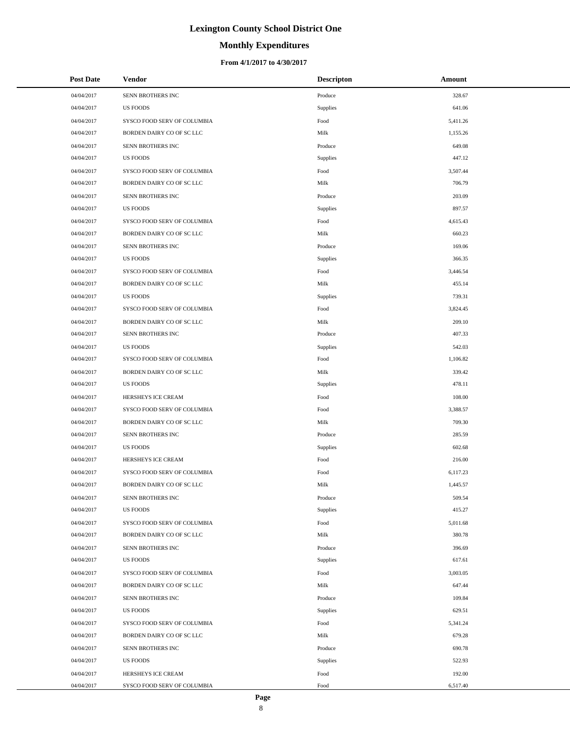# Lexington County School District One

## Monthly Expenditures

### From 4/1/2017 to 4/30/2017

| Post Date | Vendor | Descripton | Amount |
|---|---|---|---|
| 04/04/2017 | SENN BROTHERS INC | Produce | 328.67 |
| 04/04/2017 | US FOODS | Supplies | 641.06 |
| 04/04/2017 | SYSCO FOOD SERV OF COLUMBIA | Food | 5,411.26 |
| 04/04/2017 | BORDEN DAIRY CO OF SC LLC | Milk | 1,155.26 |
| 04/04/2017 | SENN BROTHERS INC | Produce | 649.08 |
| 04/04/2017 | US FOODS | Supplies | 447.12 |
| 04/04/2017 | SYSCO FOOD SERV OF COLUMBIA | Food | 3,507.44 |
| 04/04/2017 | BORDEN DAIRY CO OF SC LLC | Milk | 706.79 |
| 04/04/2017 | SENN BROTHERS INC | Produce | 203.09 |
| 04/04/2017 | US FOODS | Supplies | 897.57 |
| 04/04/2017 | SYSCO FOOD SERV OF COLUMBIA | Food | 4,615.43 |
| 04/04/2017 | BORDEN DAIRY CO OF SC LLC | Milk | 660.23 |
| 04/04/2017 | SENN BROTHERS INC | Produce | 169.06 |
| 04/04/2017 | US FOODS | Supplies | 366.35 |
| 04/04/2017 | SYSCO FOOD SERV OF COLUMBIA | Food | 3,446.54 |
| 04/04/2017 | BORDEN DAIRY CO OF SC LLC | Milk | 455.14 |
| 04/04/2017 | US FOODS | Supplies | 739.31 |
| 04/04/2017 | SYSCO FOOD SERV OF COLUMBIA | Food | 3,824.45 |
| 04/04/2017 | BORDEN DAIRY CO OF SC LLC | Milk | 209.10 |
| 04/04/2017 | SENN BROTHERS INC | Produce | 407.33 |
| 04/04/2017 | US FOODS | Supplies | 542.03 |
| 04/04/2017 | SYSCO FOOD SERV OF COLUMBIA | Food | 1,106.82 |
| 04/04/2017 | BORDEN DAIRY CO OF SC LLC | Milk | 339.42 |
| 04/04/2017 | US FOODS | Supplies | 478.11 |
| 04/04/2017 | HERSHEYS ICE CREAM | Food | 108.00 |
| 04/04/2017 | SYSCO FOOD SERV OF COLUMBIA | Food | 3,388.57 |
| 04/04/2017 | BORDEN DAIRY CO OF SC LLC | Milk | 709.30 |
| 04/04/2017 | SENN BROTHERS INC | Produce | 285.59 |
| 04/04/2017 | US FOODS | Supplies | 602.68 |
| 04/04/2017 | HERSHEYS ICE CREAM | Food | 216.00 |
| 04/04/2017 | SYSCO FOOD SERV OF COLUMBIA | Food | 6,117.23 |
| 04/04/2017 | BORDEN DAIRY CO OF SC LLC | Milk | 1,445.57 |
| 04/04/2017 | SENN BROTHERS INC | Produce | 509.54 |
| 04/04/2017 | US FOODS | Supplies | 415.27 |
| 04/04/2017 | SYSCO FOOD SERV OF COLUMBIA | Food | 5,011.68 |
| 04/04/2017 | BORDEN DAIRY CO OF SC LLC | Milk | 380.78 |
| 04/04/2017 | SENN BROTHERS INC | Produce | 396.69 |
| 04/04/2017 | US FOODS | Supplies | 617.61 |
| 04/04/2017 | SYSCO FOOD SERV OF COLUMBIA | Food | 3,003.05 |
| 04/04/2017 | BORDEN DAIRY CO OF SC LLC | Milk | 647.44 |
| 04/04/2017 | SENN BROTHERS INC | Produce | 109.84 |
| 04/04/2017 | US FOODS | Supplies | 629.51 |
| 04/04/2017 | SYSCO FOOD SERV OF COLUMBIA | Food | 5,341.24 |
| 04/04/2017 | BORDEN DAIRY CO OF SC LLC | Milk | 679.28 |
| 04/04/2017 | SENN BROTHERS INC | Produce | 690.78 |
| 04/04/2017 | US FOODS | Supplies | 522.93 |
| 04/04/2017 | HERSHEYS ICE CREAM | Food | 192.00 |
| 04/04/2017 | SYSCO FOOD SERV OF COLUMBIA | Food | 6,517.40 |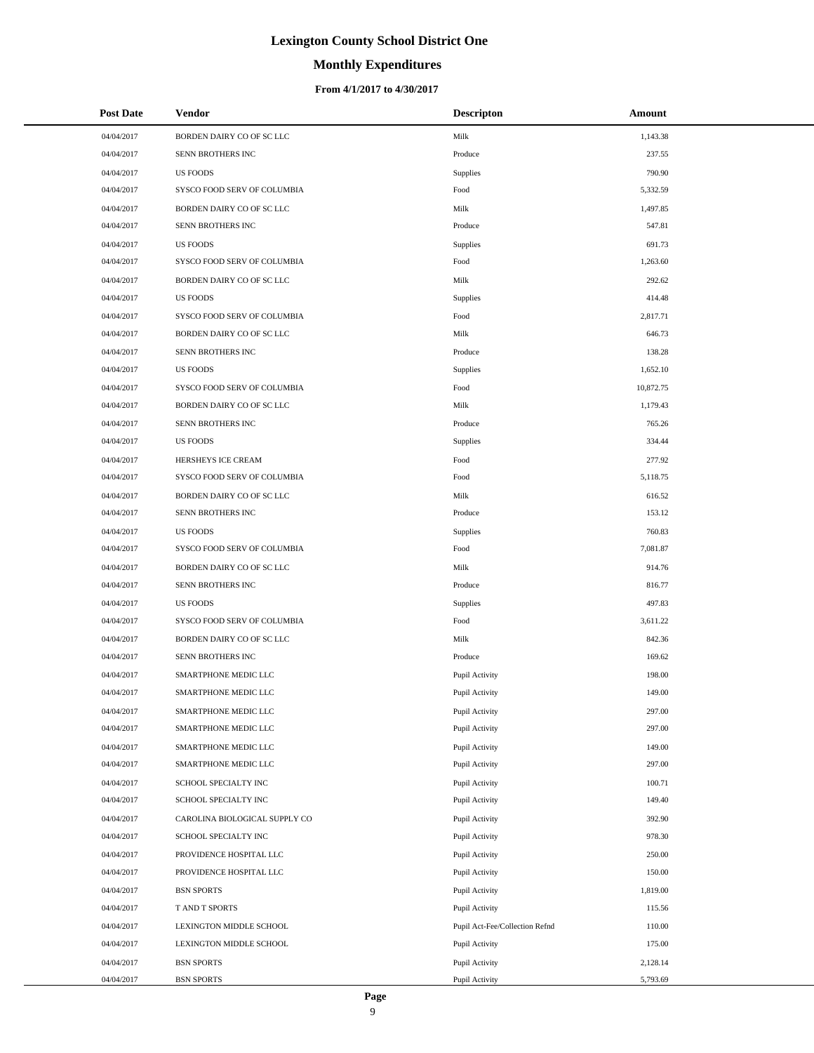# Lexington County School District One

## Monthly Expenditures

### From 4/1/2017 to 4/30/2017

| Post Date | Vendor | Descripton | Amount |
|---|---|---|---|
| 04/04/2017 | BORDEN DAIRY CO OF SC LLC | Milk | 1,143.38 |
| 04/04/2017 | SENN BROTHERS INC | Produce | 237.55 |
| 04/04/2017 | US FOODS | Supplies | 790.90 |
| 04/04/2017 | SYSCO FOOD SERV OF COLUMBIA | Food | 5,332.59 |
| 04/04/2017 | BORDEN DAIRY CO OF SC LLC | Milk | 1,497.85 |
| 04/04/2017 | SENN BROTHERS INC | Produce | 547.81 |
| 04/04/2017 | US FOODS | Supplies | 691.73 |
| 04/04/2017 | SYSCO FOOD SERV OF COLUMBIA | Food | 1,263.60 |
| 04/04/2017 | BORDEN DAIRY CO OF SC LLC | Milk | 292.62 |
| 04/04/2017 | US FOODS | Supplies | 414.48 |
| 04/04/2017 | SYSCO FOOD SERV OF COLUMBIA | Food | 2,817.71 |
| 04/04/2017 | BORDEN DAIRY CO OF SC LLC | Milk | 646.73 |
| 04/04/2017 | SENN BROTHERS INC | Produce | 138.28 |
| 04/04/2017 | US FOODS | Supplies | 1,652.10 |
| 04/04/2017 | SYSCO FOOD SERV OF COLUMBIA | Food | 10,872.75 |
| 04/04/2017 | BORDEN DAIRY CO OF SC LLC | Milk | 1,179.43 |
| 04/04/2017 | SENN BROTHERS INC | Produce | 765.26 |
| 04/04/2017 | US FOODS | Supplies | 334.44 |
| 04/04/2017 | HERSHEYS ICE CREAM | Food | 277.92 |
| 04/04/2017 | SYSCO FOOD SERV OF COLUMBIA | Food | 5,118.75 |
| 04/04/2017 | BORDEN DAIRY CO OF SC LLC | Milk | 616.52 |
| 04/04/2017 | SENN BROTHERS INC | Produce | 153.12 |
| 04/04/2017 | US FOODS | Supplies | 760.83 |
| 04/04/2017 | SYSCO FOOD SERV OF COLUMBIA | Food | 7,081.87 |
| 04/04/2017 | BORDEN DAIRY CO OF SC LLC | Milk | 914.76 |
| 04/04/2017 | SENN BROTHERS INC | Produce | 816.77 |
| 04/04/2017 | US FOODS | Supplies | 497.83 |
| 04/04/2017 | SYSCO FOOD SERV OF COLUMBIA | Food | 3,611.22 |
| 04/04/2017 | BORDEN DAIRY CO OF SC LLC | Milk | 842.36 |
| 04/04/2017 | SENN BROTHERS INC | Produce | 169.62 |
| 04/04/2017 | SMARTPHONE MEDIC LLC | Pupil Activity | 198.00 |
| 04/04/2017 | SMARTPHONE MEDIC LLC | Pupil Activity | 149.00 |
| 04/04/2017 | SMARTPHONE MEDIC LLC | Pupil Activity | 297.00 |
| 04/04/2017 | SMARTPHONE MEDIC LLC | Pupil Activity | 297.00 |
| 04/04/2017 | SMARTPHONE MEDIC LLC | Pupil Activity | 149.00 |
| 04/04/2017 | SMARTPHONE MEDIC LLC | Pupil Activity | 297.00 |
| 04/04/2017 | SCHOOL SPECIALTY INC | Pupil Activity | 100.71 |
| 04/04/2017 | SCHOOL SPECIALTY INC | Pupil Activity | 149.40 |
| 04/04/2017 | CAROLINA BIOLOGICAL SUPPLY CO | Pupil Activity | 392.90 |
| 04/04/2017 | SCHOOL SPECIALTY INC | Pupil Activity | 978.30 |
| 04/04/2017 | PROVIDENCE HOSPITAL LLC | Pupil Activity | 250.00 |
| 04/04/2017 | PROVIDENCE HOSPITAL LLC | Pupil Activity | 150.00 |
| 04/04/2017 | BSN SPORTS | Pupil Activity | 1,819.00 |
| 04/04/2017 | T AND T SPORTS | Pupil Activity | 115.56 |
| 04/04/2017 | LEXINGTON MIDDLE SCHOOL | Pupil Act-Fee/Collection Refnd | 110.00 |
| 04/04/2017 | LEXINGTON MIDDLE SCHOOL | Pupil Activity | 175.00 |
| 04/04/2017 | BSN SPORTS | Pupil Activity | 2,128.14 |
| 04/04/2017 | BSN SPORTS | Pupil Activity | 5,793.69 |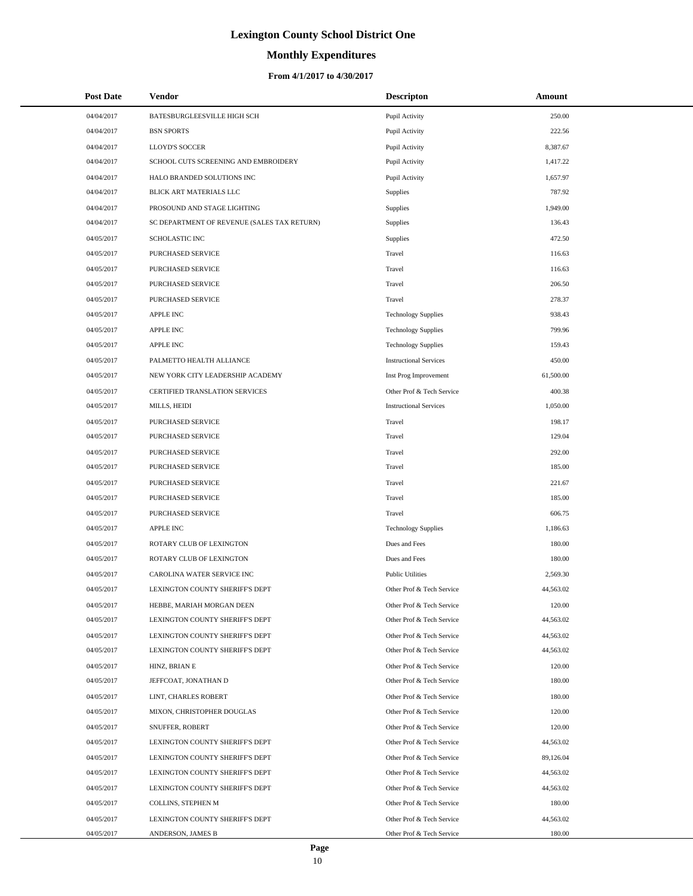# Lexington County School District One

## Monthly Expenditures

### From 4/1/2017 to 4/30/2017

| Post Date | Vendor | Descripton | Amount |
|---|---|---|---|
| 04/04/2017 | BATESBURGLEESVILLE HIGH SCH | Pupil Activity | 250.00 |
| 04/04/2017 | BSN SPORTS | Pupil Activity | 222.56 |
| 04/04/2017 | LLOYD'S SOCCER | Pupil Activity | 8,387.67 |
| 04/04/2017 | SCHOOL CUTS SCREENING AND EMBROIDERY | Pupil Activity | 1,417.22 |
| 04/04/2017 | HALO BRANDED SOLUTIONS INC | Pupil Activity | 1,657.97 |
| 04/04/2017 | BLICK ART MATERIALS LLC | Supplies | 787.92 |
| 04/04/2017 | PROSOUND AND STAGE LIGHTING | Supplies | 1,949.00 |
| 04/04/2017 | SC DEPARTMENT OF REVENUE (SALES TAX RETURN) | Supplies | 136.43 |
| 04/05/2017 | SCHOLASTIC INC | Supplies | 472.50 |
| 04/05/2017 | PURCHASED SERVICE | Travel | 116.63 |
| 04/05/2017 | PURCHASED SERVICE | Travel | 116.63 |
| 04/05/2017 | PURCHASED SERVICE | Travel | 206.50 |
| 04/05/2017 | PURCHASED SERVICE | Travel | 278.37 |
| 04/05/2017 | APPLE INC | Technology Supplies | 938.43 |
| 04/05/2017 | APPLE INC | Technology Supplies | 799.96 |
| 04/05/2017 | APPLE INC | Technology Supplies | 159.43 |
| 04/05/2017 | PALMETTO HEALTH ALLIANCE | Instructional Services | 450.00 |
| 04/05/2017 | NEW YORK CITY LEADERSHIP ACADEMY | Inst Prog Improvement | 61,500.00 |
| 04/05/2017 | CERTIFIED TRANSLATION SERVICES | Other Prof & Tech Service | 400.38 |
| 04/05/2017 | MILLS, HEIDI | Instructional Services | 1,050.00 |
| 04/05/2017 | PURCHASED SERVICE | Travel | 198.17 |
| 04/05/2017 | PURCHASED SERVICE | Travel | 129.04 |
| 04/05/2017 | PURCHASED SERVICE | Travel | 292.00 |
| 04/05/2017 | PURCHASED SERVICE | Travel | 185.00 |
| 04/05/2017 | PURCHASED SERVICE | Travel | 221.67 |
| 04/05/2017 | PURCHASED SERVICE | Travel | 185.00 |
| 04/05/2017 | PURCHASED SERVICE | Travel | 606.75 |
| 04/05/2017 | APPLE INC | Technology Supplies | 1,186.63 |
| 04/05/2017 | ROTARY CLUB OF LEXINGTON | Dues and Fees | 180.00 |
| 04/05/2017 | ROTARY CLUB OF LEXINGTON | Dues and Fees | 180.00 |
| 04/05/2017 | CAROLINA WATER SERVICE INC | Public Utilities | 2,569.30 |
| 04/05/2017 | LEXINGTON COUNTY SHERIFF'S DEPT | Other Prof & Tech Service | 44,563.02 |
| 04/05/2017 | HEBBE, MARIAH MORGAN DEEN | Other Prof & Tech Service | 120.00 |
| 04/05/2017 | LEXINGTON COUNTY SHERIFF'S DEPT | Other Prof & Tech Service | 44,563.02 |
| 04/05/2017 | LEXINGTON COUNTY SHERIFF'S DEPT | Other Prof & Tech Service | 44,563.02 |
| 04/05/2017 | LEXINGTON COUNTY SHERIFF'S DEPT | Other Prof & Tech Service | 44,563.02 |
| 04/05/2017 | HINZ, BRIAN E | Other Prof & Tech Service | 120.00 |
| 04/05/2017 | JEFFCOAT, JONATHAN D | Other Prof & Tech Service | 180.00 |
| 04/05/2017 | LINT, CHARLES ROBERT | Other Prof & Tech Service | 180.00 |
| 04/05/2017 | MIXON, CHRISTOPHER DOUGLAS | Other Prof & Tech Service | 120.00 |
| 04/05/2017 | SNUFFER, ROBERT | Other Prof & Tech Service | 120.00 |
| 04/05/2017 | LEXINGTON COUNTY SHERIFF'S DEPT | Other Prof & Tech Service | 44,563.02 |
| 04/05/2017 | LEXINGTON COUNTY SHERIFF'S DEPT | Other Prof & Tech Service | 89,126.04 |
| 04/05/2017 | LEXINGTON COUNTY SHERIFF'S DEPT | Other Prof & Tech Service | 44,563.02 |
| 04/05/2017 | LEXINGTON COUNTY SHERIFF'S DEPT | Other Prof & Tech Service | 44,563.02 |
| 04/05/2017 | COLLINS, STEPHEN M | Other Prof & Tech Service | 180.00 |
| 04/05/2017 | LEXINGTON COUNTY SHERIFF'S DEPT | Other Prof & Tech Service | 44,563.02 |
| 04/05/2017 | ANDERSON, JAMES B | Other Prof & Tech Service | 180.00 |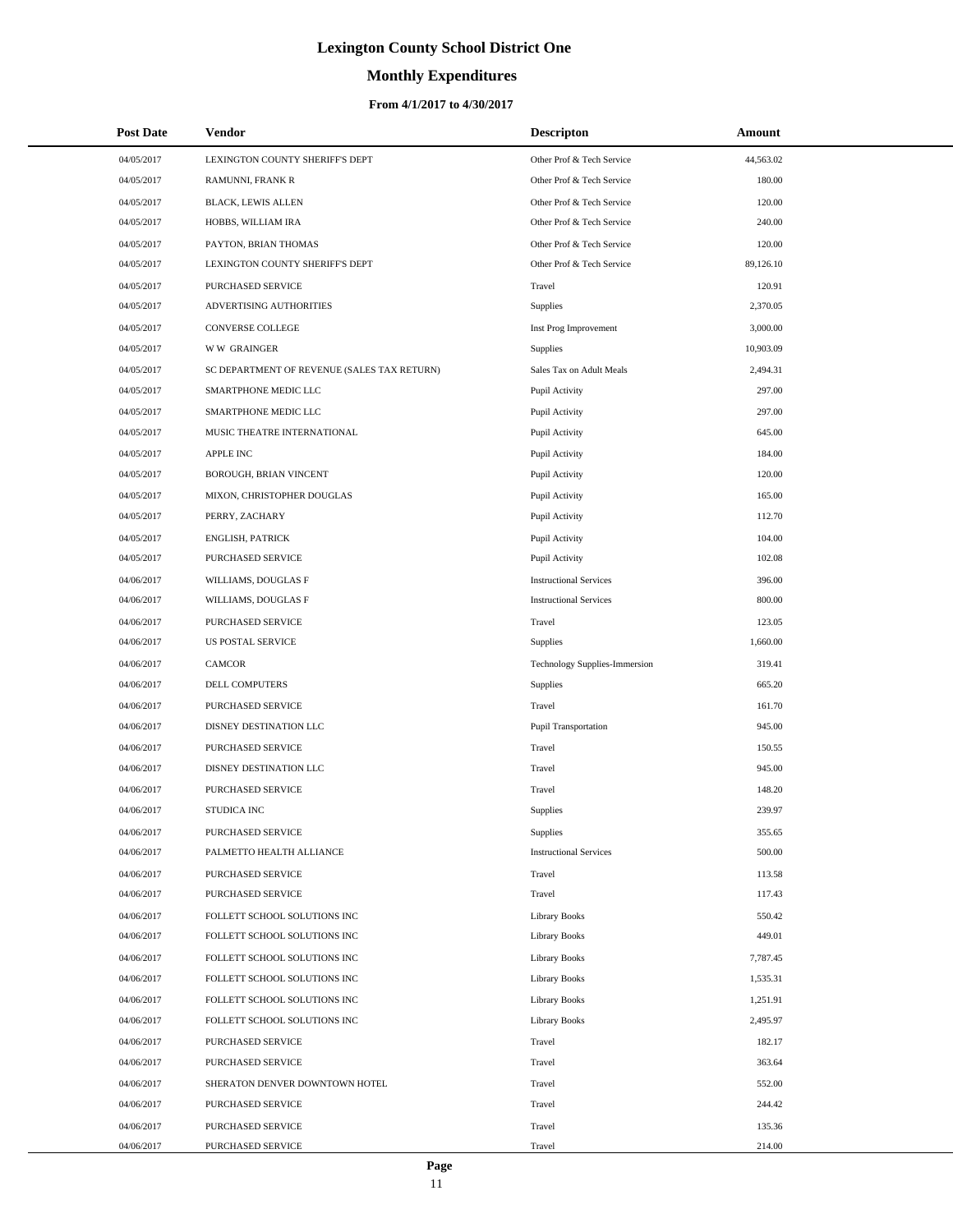# Lexington County School District One

## Monthly Expenditures

### From 4/1/2017 to 4/30/2017

| Post Date | Vendor | Descripton | Amount |
|---|---|---|---|
| 04/05/2017 | LEXINGTON COUNTY SHERIFF'S DEPT | Other Prof & Tech Service | 44,563.02 |
| 04/05/2017 | RAMUNNI, FRANK R | Other Prof & Tech Service | 180.00 |
| 04/05/2017 | BLACK, LEWIS ALLEN | Other Prof & Tech Service | 120.00 |
| 04/05/2017 | HOBBS, WILLIAM IRA | Other Prof & Tech Service | 240.00 |
| 04/05/2017 | PAYTON, BRIAN THOMAS | Other Prof & Tech Service | 120.00 |
| 04/05/2017 | LEXINGTON COUNTY SHERIFF'S DEPT | Other Prof & Tech Service | 89,126.10 |
| 04/05/2017 | PURCHASED SERVICE | Travel | 120.91 |
| 04/05/2017 | ADVERTISING AUTHORITIES | Supplies | 2,370.05 |
| 04/05/2017 | CONVERSE COLLEGE | Inst Prog Improvement | 3,000.00 |
| 04/05/2017 | W W GRAINGER | Supplies | 10,903.09 |
| 04/05/2017 | SC DEPARTMENT OF REVENUE (SALES TAX RETURN) | Sales Tax on Adult Meals | 2,494.31 |
| 04/05/2017 | SMARTPHONE MEDIC LLC | Pupil Activity | 297.00 |
| 04/05/2017 | SMARTPHONE MEDIC LLC | Pupil Activity | 297.00 |
| 04/05/2017 | MUSIC THEATRE INTERNATIONAL | Pupil Activity | 645.00 |
| 04/05/2017 | APPLE INC | Pupil Activity | 184.00 |
| 04/05/2017 | BOROUGH, BRIAN VINCENT | Pupil Activity | 120.00 |
| 04/05/2017 | MIXON, CHRISTOPHER DOUGLAS | Pupil Activity | 165.00 |
| 04/05/2017 | PERRY, ZACHARY | Pupil Activity | 112.70 |
| 04/05/2017 | ENGLISH, PATRICK | Pupil Activity | 104.00 |
| 04/05/2017 | PURCHASED SERVICE | Pupil Activity | 102.08 |
| 04/06/2017 | WILLIAMS, DOUGLAS F | Instructional Services | 396.00 |
| 04/06/2017 | WILLIAMS, DOUGLAS F | Instructional Services | 800.00 |
| 04/06/2017 | PURCHASED SERVICE | Travel | 123.05 |
| 04/06/2017 | US POSTAL SERVICE | Supplies | 1,660.00 |
| 04/06/2017 | CAMCOR | Technology Supplies-Immersion | 319.41 |
| 04/06/2017 | DELL COMPUTERS | Supplies | 665.20 |
| 04/06/2017 | PURCHASED SERVICE | Travel | 161.70 |
| 04/06/2017 | DISNEY DESTINATION LLC | Pupil Transportation | 945.00 |
| 04/06/2017 | PURCHASED SERVICE | Travel | 150.55 |
| 04/06/2017 | DISNEY DESTINATION LLC | Travel | 945.00 |
| 04/06/2017 | PURCHASED SERVICE | Travel | 148.20 |
| 04/06/2017 | STUDICA INC | Supplies | 239.97 |
| 04/06/2017 | PURCHASED SERVICE | Supplies | 355.65 |
| 04/06/2017 | PALMETTO HEALTH ALLIANCE | Instructional Services | 500.00 |
| 04/06/2017 | PURCHASED SERVICE | Travel | 113.58 |
| 04/06/2017 | PURCHASED SERVICE | Travel | 117.43 |
| 04/06/2017 | FOLLETT SCHOOL SOLUTIONS INC | Library Books | 550.42 |
| 04/06/2017 | FOLLETT SCHOOL SOLUTIONS INC | Library Books | 449.01 |
| 04/06/2017 | FOLLETT SCHOOL SOLUTIONS INC | Library Books | 7,787.45 |
| 04/06/2017 | FOLLETT SCHOOL SOLUTIONS INC | Library Books | 1,535.31 |
| 04/06/2017 | FOLLETT SCHOOL SOLUTIONS INC | Library Books | 1,251.91 |
| 04/06/2017 | FOLLETT SCHOOL SOLUTIONS INC | Library Books | 2,495.97 |
| 04/06/2017 | PURCHASED SERVICE | Travel | 182.17 |
| 04/06/2017 | PURCHASED SERVICE | Travel | 363.64 |
| 04/06/2017 | SHERATON DENVER DOWNTOWN HOTEL | Travel | 552.00 |
| 04/06/2017 | PURCHASED SERVICE | Travel | 244.42 |
| 04/06/2017 | PURCHASED SERVICE | Travel | 135.36 |
| 04/06/2017 | PURCHASED SERVICE | Travel | 214.00 |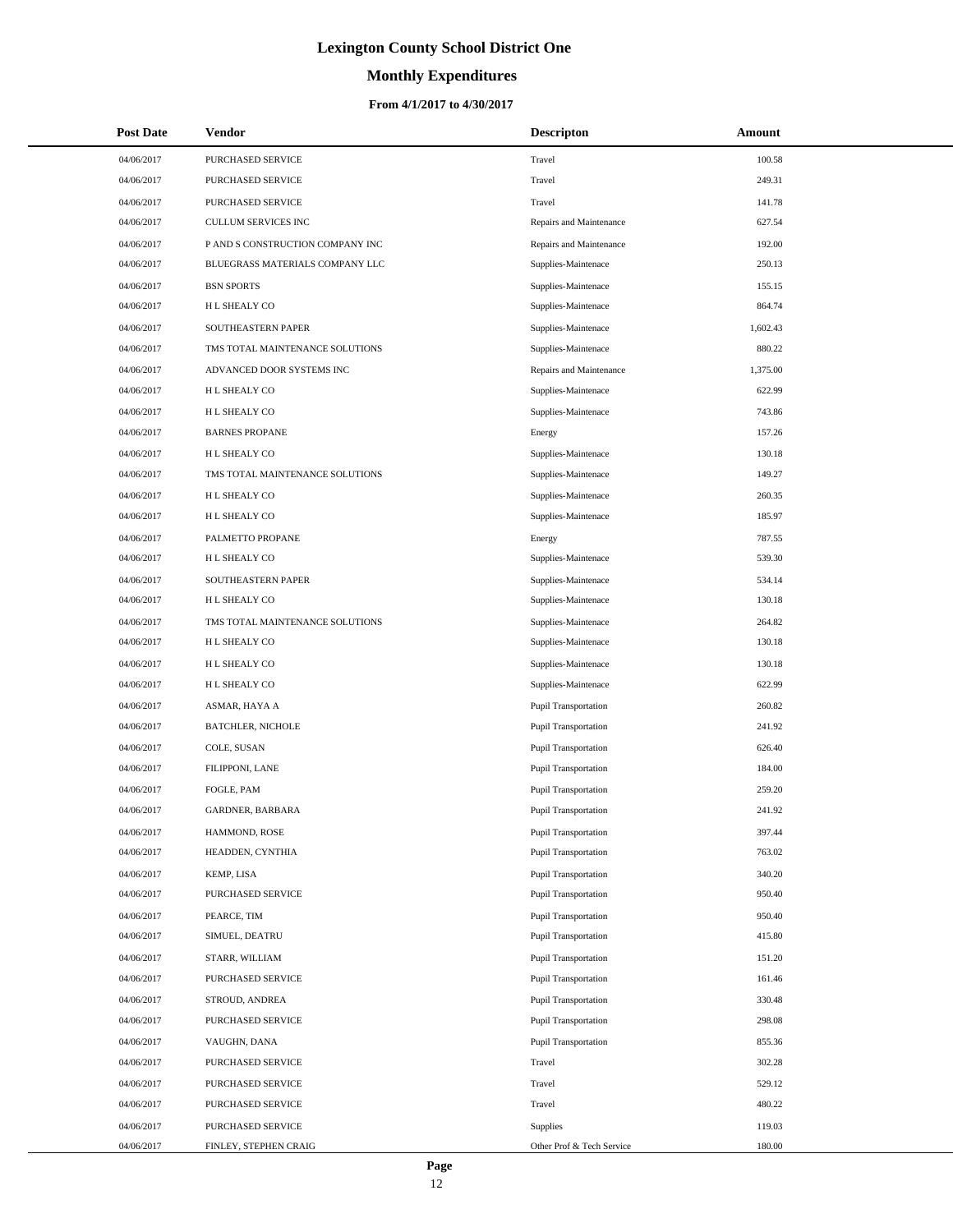# Lexington County School District One

## Monthly Expenditures

### From 4/1/2017 to 4/30/2017

| Post Date | Vendor | Descripton | Amount |
|---|---|---|---|
| 04/06/2017 | PURCHASED SERVICE | Travel | 100.58 |
| 04/06/2017 | PURCHASED SERVICE | Travel | 249.31 |
| 04/06/2017 | PURCHASED SERVICE | Travel | 141.78 |
| 04/06/2017 | CULLUM SERVICES INC | Repairs and Maintenance | 627.54 |
| 04/06/2017 | P AND S CONSTRUCTION COMPANY INC | Repairs and Maintenance | 192.00 |
| 04/06/2017 | BLUEGRASS MATERIALS COMPANY LLC | Supplies-Maintenace | 250.13 |
| 04/06/2017 | BSN SPORTS | Supplies-Maintenace | 155.15 |
| 04/06/2017 | H L SHEALY CO | Supplies-Maintenace | 864.74 |
| 04/06/2017 | SOUTHEASTERN PAPER | Supplies-Maintenace | 1,602.43 |
| 04/06/2017 | TMS TOTAL MAINTENANCE SOLUTIONS | Supplies-Maintenace | 880.22 |
| 04/06/2017 | ADVANCED DOOR SYSTEMS INC | Repairs and Maintenance | 1,375.00 |
| 04/06/2017 | H L SHEALY CO | Supplies-Maintenace | 622.99 |
| 04/06/2017 | H L SHEALY CO | Supplies-Maintenace | 743.86 |
| 04/06/2017 | BARNES PROPANE | Energy | 157.26 |
| 04/06/2017 | H L SHEALY CO | Supplies-Maintenace | 130.18 |
| 04/06/2017 | TMS TOTAL MAINTENANCE SOLUTIONS | Supplies-Maintenace | 149.27 |
| 04/06/2017 | H L SHEALY CO | Supplies-Maintenace | 260.35 |
| 04/06/2017 | H L SHEALY CO | Supplies-Maintenace | 185.97 |
| 04/06/2017 | PALMETTO PROPANE | Energy | 787.55 |
| 04/06/2017 | H L SHEALY CO | Supplies-Maintenace | 539.30 |
| 04/06/2017 | SOUTHEASTERN PAPER | Supplies-Maintenace | 534.14 |
| 04/06/2017 | H L SHEALY CO | Supplies-Maintenace | 130.18 |
| 04/06/2017 | TMS TOTAL MAINTENANCE SOLUTIONS | Supplies-Maintenace | 264.82 |
| 04/06/2017 | H L SHEALY CO | Supplies-Maintenace | 130.18 |
| 04/06/2017 | H L SHEALY CO | Supplies-Maintenace | 130.18 |
| 04/06/2017 | H L SHEALY CO | Supplies-Maintenace | 622.99 |
| 04/06/2017 | ASMAR, HAYA A | Pupil Transportation | 260.82 |
| 04/06/2017 | BATCHLER, NICHOLE | Pupil Transportation | 241.92 |
| 04/06/2017 | COLE, SUSAN | Pupil Transportation | 626.40 |
| 04/06/2017 | FILIPPONI, LANE | Pupil Transportation | 184.00 |
| 04/06/2017 | FOGLE, PAM | Pupil Transportation | 259.20 |
| 04/06/2017 | GARDNER, BARBARA | Pupil Transportation | 241.92 |
| 04/06/2017 | HAMMOND, ROSE | Pupil Transportation | 397.44 |
| 04/06/2017 | HEADDEN, CYNTHIA | Pupil Transportation | 763.02 |
| 04/06/2017 | KEMP, LISA | Pupil Transportation | 340.20 |
| 04/06/2017 | PURCHASED SERVICE | Pupil Transportation | 950.40 |
| 04/06/2017 | PEARCE, TIM | Pupil Transportation | 950.40 |
| 04/06/2017 | SIMUEL, DEATRU | Pupil Transportation | 415.80 |
| 04/06/2017 | STARR, WILLIAM | Pupil Transportation | 151.20 |
| 04/06/2017 | PURCHASED SERVICE | Pupil Transportation | 161.46 |
| 04/06/2017 | STROUD, ANDREA | Pupil Transportation | 330.48 |
| 04/06/2017 | PURCHASED SERVICE | Pupil Transportation | 298.08 |
| 04/06/2017 | VAUGHN, DANA | Pupil Transportation | 855.36 |
| 04/06/2017 | PURCHASED SERVICE | Travel | 302.28 |
| 04/06/2017 | PURCHASED SERVICE | Travel | 529.12 |
| 04/06/2017 | PURCHASED SERVICE | Travel | 480.22 |
| 04/06/2017 | PURCHASED SERVICE | Supplies | 119.03 |
| 04/06/2017 | FINLEY, STEPHEN CRAIG | Other Prof & Tech Service | 180.00 |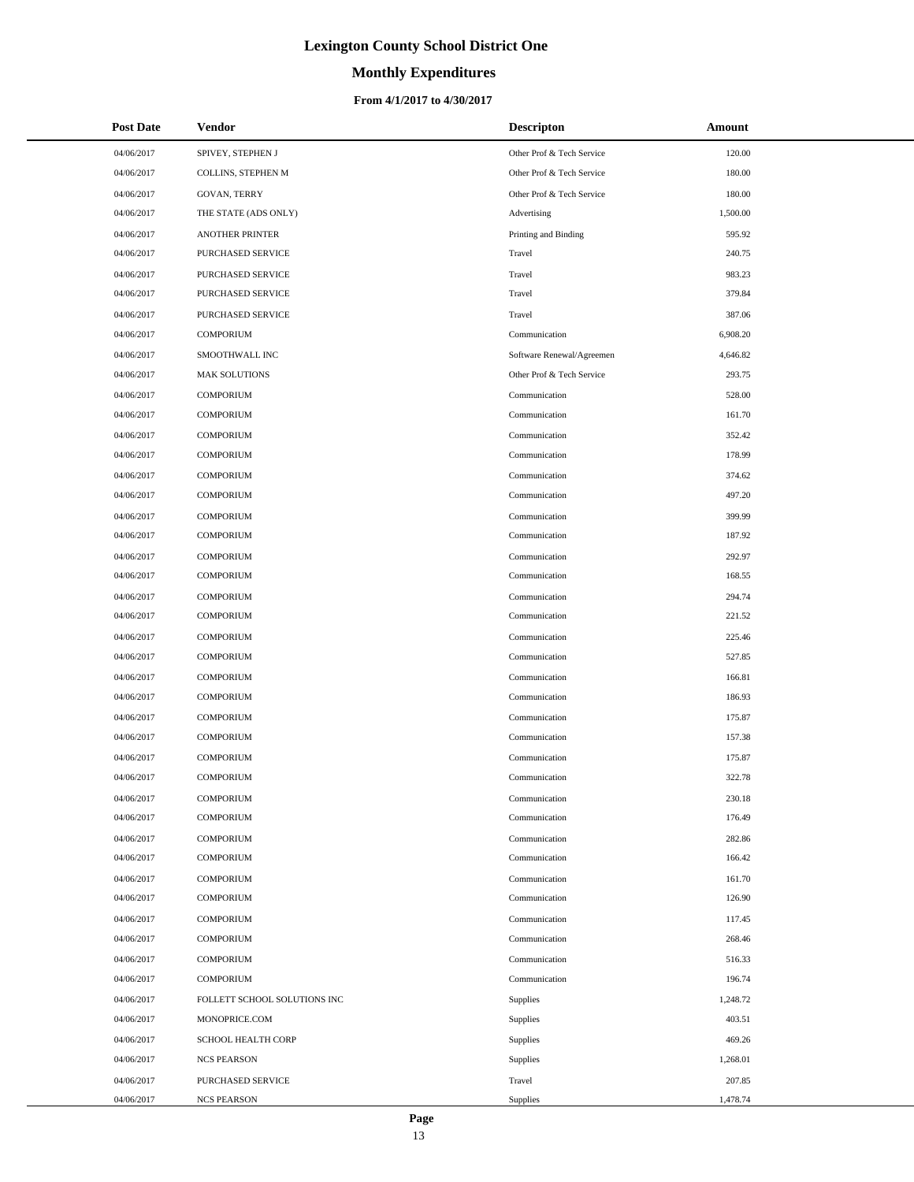# Lexington County School District One

## Monthly Expenditures

### From 4/1/2017 to 4/30/2017

| Post Date | Vendor | Descripton | Amount |
|---|---|---|---|
| 04/06/2017 | SPIVEY, STEPHEN J | Other Prof & Tech Service | 120.00 |
| 04/06/2017 | COLLINS, STEPHEN M | Other Prof & Tech Service | 180.00 |
| 04/06/2017 | GOVAN, TERRY | Other Prof & Tech Service | 180.00 |
| 04/06/2017 | THE STATE (ADS ONLY) | Advertising | 1,500.00 |
| 04/06/2017 | ANOTHER PRINTER | Printing and Binding | 595.92 |
| 04/06/2017 | PURCHASED SERVICE | Travel | 240.75 |
| 04/06/2017 | PURCHASED SERVICE | Travel | 983.23 |
| 04/06/2017 | PURCHASED SERVICE | Travel | 379.84 |
| 04/06/2017 | PURCHASED SERVICE | Travel | 387.06 |
| 04/06/2017 | COMPORIUM | Communication | 6,908.20 |
| 04/06/2017 | SMOOTHWALL INC | Software Renewal/Agreemen | 4,646.82 |
| 04/06/2017 | MAK SOLUTIONS | Other Prof & Tech Service | 293.75 |
| 04/06/2017 | COMPORIUM | Communication | 528.00 |
| 04/06/2017 | COMPORIUM | Communication | 161.70 |
| 04/06/2017 | COMPORIUM | Communication | 352.42 |
| 04/06/2017 | COMPORIUM | Communication | 178.99 |
| 04/06/2017 | COMPORIUM | Communication | 374.62 |
| 04/06/2017 | COMPORIUM | Communication | 497.20 |
| 04/06/2017 | COMPORIUM | Communication | 399.99 |
| 04/06/2017 | COMPORIUM | Communication | 187.92 |
| 04/06/2017 | COMPORIUM | Communication | 292.97 |
| 04/06/2017 | COMPORIUM | Communication | 168.55 |
| 04/06/2017 | COMPORIUM | Communication | 294.74 |
| 04/06/2017 | COMPORIUM | Communication | 221.52 |
| 04/06/2017 | COMPORIUM | Communication | 225.46 |
| 04/06/2017 | COMPORIUM | Communication | 527.85 |
| 04/06/2017 | COMPORIUM | Communication | 166.81 |
| 04/06/2017 | COMPORIUM | Communication | 186.93 |
| 04/06/2017 | COMPORIUM | Communication | 175.87 |
| 04/06/2017 | COMPORIUM | Communication | 157.38 |
| 04/06/2017 | COMPORIUM | Communication | 175.87 |
| 04/06/2017 | COMPORIUM | Communication | 322.78 |
| 04/06/2017 | COMPORIUM | Communication | 230.18 |
| 04/06/2017 | COMPORIUM | Communication | 176.49 |
| 04/06/2017 | COMPORIUM | Communication | 282.86 |
| 04/06/2017 | COMPORIUM | Communication | 166.42 |
| 04/06/2017 | COMPORIUM | Communication | 161.70 |
| 04/06/2017 | COMPORIUM | Communication | 126.90 |
| 04/06/2017 | COMPORIUM | Communication | 117.45 |
| 04/06/2017 | COMPORIUM | Communication | 268.46 |
| 04/06/2017 | COMPORIUM | Communication | 516.33 |
| 04/06/2017 | COMPORIUM | Communication | 196.74 |
| 04/06/2017 | FOLLETT SCHOOL SOLUTIONS INC | Supplies | 1,248.72 |
| 04/06/2017 | MONOPRICE.COM | Supplies | 403.51 |
| 04/06/2017 | SCHOOL HEALTH CORP | Supplies | 469.26 |
| 04/06/2017 | NCS PEARSON | Supplies | 1,268.01 |
| 04/06/2017 | PURCHASED SERVICE | Travel | 207.85 |
| 04/06/2017 | NCS PEARSON | Supplies | 1,478.74 |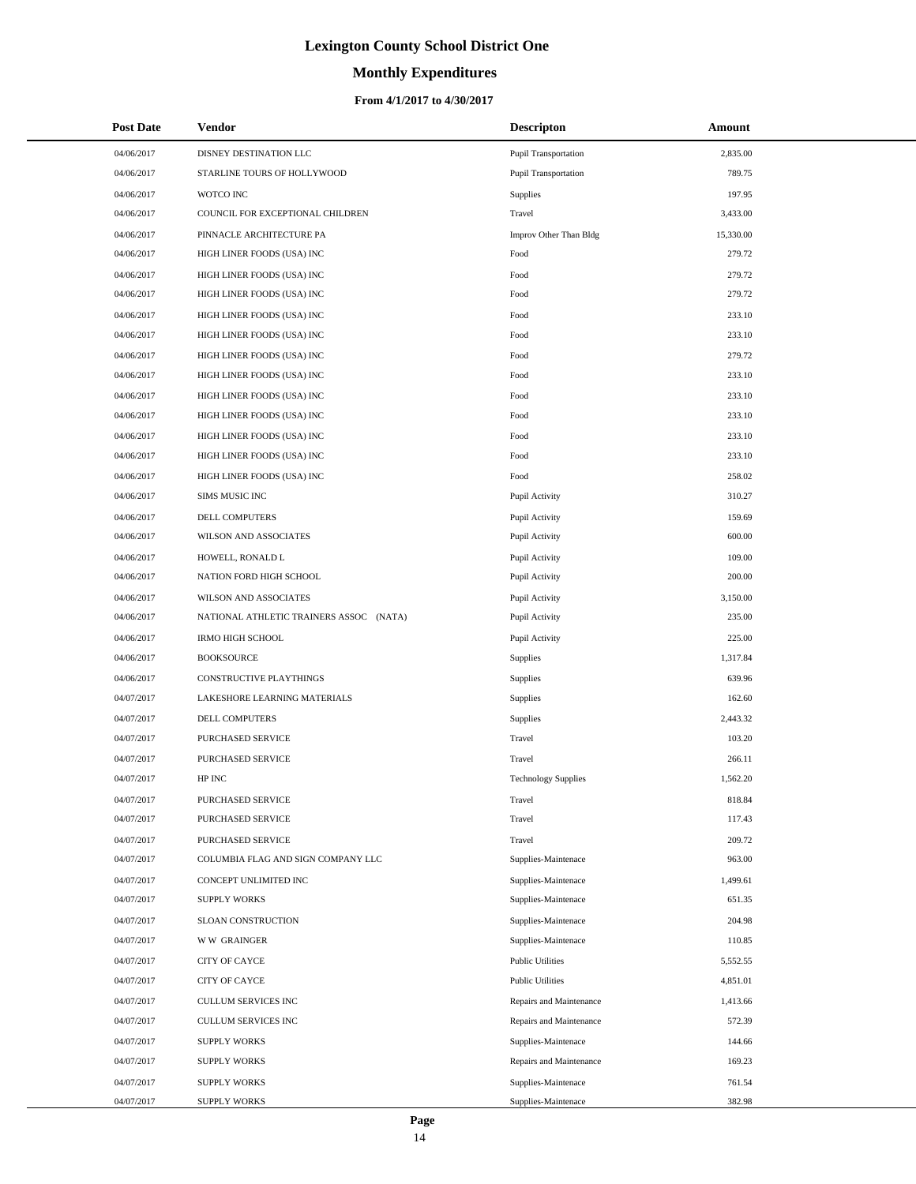# Lexington County School District One

## Monthly Expenditures

### From 4/1/2017 to 4/30/2017

| Post Date | Vendor | Descripton | Amount |
|---|---|---|---|
| 04/06/2017 | DISNEY DESTINATION LLC | Pupil Transportation | 2,835.00 |
| 04/06/2017 | STARLINE TOURS OF HOLLYWOOD | Pupil Transportation | 789.75 |
| 04/06/2017 | WOTCO INC | Supplies | 197.95 |
| 04/06/2017 | COUNCIL FOR EXCEPTIONAL CHILDREN | Travel | 3,433.00 |
| 04/06/2017 | PINNACLE ARCHITECTURE PA | Improv Other Than Bldg | 15,330.00 |
| 04/06/2017 | HIGH LINER FOODS (USA) INC | Food | 279.72 |
| 04/06/2017 | HIGH LINER FOODS (USA) INC | Food | 279.72 |
| 04/06/2017 | HIGH LINER FOODS (USA) INC | Food | 279.72 |
| 04/06/2017 | HIGH LINER FOODS (USA) INC | Food | 233.10 |
| 04/06/2017 | HIGH LINER FOODS (USA) INC | Food | 233.10 |
| 04/06/2017 | HIGH LINER FOODS (USA) INC | Food | 279.72 |
| 04/06/2017 | HIGH LINER FOODS (USA) INC | Food | 233.10 |
| 04/06/2017 | HIGH LINER FOODS (USA) INC | Food | 233.10 |
| 04/06/2017 | HIGH LINER FOODS (USA) INC | Food | 233.10 |
| 04/06/2017 | HIGH LINER FOODS (USA) INC | Food | 233.10 |
| 04/06/2017 | HIGH LINER FOODS (USA) INC | Food | 233.10 |
| 04/06/2017 | HIGH LINER FOODS (USA) INC | Food | 258.02 |
| 04/06/2017 | SIMS MUSIC INC | Pupil Activity | 310.27 |
| 04/06/2017 | DELL COMPUTERS | Pupil Activity | 159.69 |
| 04/06/2017 | WILSON AND ASSOCIATES | Pupil Activity | 600.00 |
| 04/06/2017 | HOWELL, RONALD L | Pupil Activity | 109.00 |
| 04/06/2017 | NATION FORD HIGH SCHOOL | Pupil Activity | 200.00 |
| 04/06/2017 | WILSON AND ASSOCIATES | Pupil Activity | 3,150.00 |
| 04/06/2017 | NATIONAL ATHLETIC TRAINERS ASSOC (NATA) | Pupil Activity | 235.00 |
| 04/06/2017 | IRMO HIGH SCHOOL | Pupil Activity | 225.00 |
| 04/06/2017 | BOOKSOURCE | Supplies | 1,317.84 |
| 04/06/2017 | CONSTRUCTIVE PLAYTHINGS | Supplies | 639.96 |
| 04/07/2017 | LAKESHORE LEARNING MATERIALS | Supplies | 162.60 |
| 04/07/2017 | DELL COMPUTERS | Supplies | 2,443.32 |
| 04/07/2017 | PURCHASED SERVICE | Travel | 103.20 |
| 04/07/2017 | PURCHASED SERVICE | Travel | 266.11 |
| 04/07/2017 | HP INC | Technology Supplies | 1,562.20 |
| 04/07/2017 | PURCHASED SERVICE | Travel | 818.84 |
| 04/07/2017 | PURCHASED SERVICE | Travel | 117.43 |
| 04/07/2017 | PURCHASED SERVICE | Travel | 209.72 |
| 04/07/2017 | COLUMBIA FLAG AND SIGN COMPANY LLC | Supplies-Maintenace | 963.00 |
| 04/07/2017 | CONCEPT UNLIMITED INC | Supplies-Maintenace | 1,499.61 |
| 04/07/2017 | SUPPLY WORKS | Supplies-Maintenace | 651.35 |
| 04/07/2017 | SLOAN CONSTRUCTION | Supplies-Maintenace | 204.98 |
| 04/07/2017 | W W GRAINGER | Supplies-Maintenace | 110.85 |
| 04/07/2017 | CITY OF CAYCE | Public Utilities | 5,552.55 |
| 04/07/2017 | CITY OF CAYCE | Public Utilities | 4,851.01 |
| 04/07/2017 | CULLUM SERVICES INC | Repairs and Maintenance | 1,413.66 |
| 04/07/2017 | CULLUM SERVICES INC | Repairs and Maintenance | 572.39 |
| 04/07/2017 | SUPPLY WORKS | Supplies-Maintenace | 144.66 |
| 04/07/2017 | SUPPLY WORKS | Repairs and Maintenance | 169.23 |
| 04/07/2017 | SUPPLY WORKS | Supplies-Maintenace | 761.54 |
| 04/07/2017 | SUPPLY WORKS | Supplies-Maintenace | 382.98 |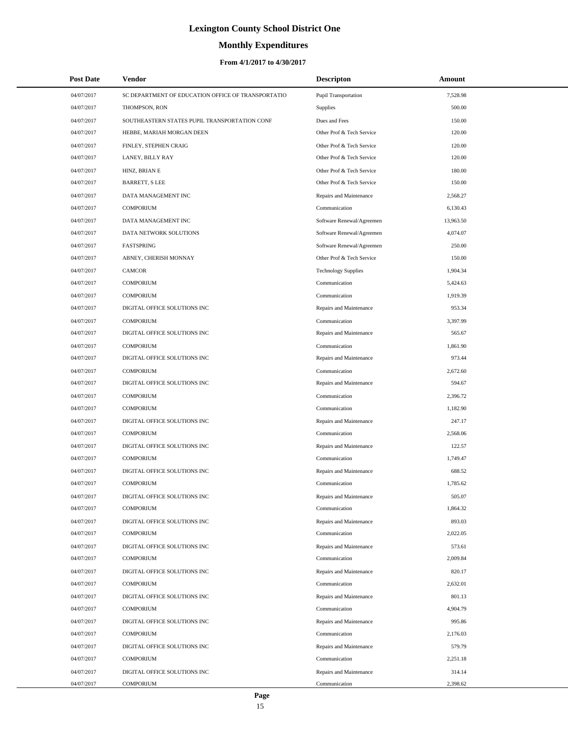# Lexington County School District One

## Monthly Expenditures

### From 4/1/2017 to 4/30/2017

| Post Date | Vendor | Descripton | Amount |
|---|---|---|---|
| 04/07/2017 | SC DEPARTMENT OF EDUCATION OFFICE OF TRANSPORTATIO | Pupil Transportation | 7,528.98 |
| 04/07/2017 | THOMPSON, RON | Supplies | 500.00 |
| 04/07/2017 | SOUTHEASTERN STATES PUPIL TRANSPORTATION CONF | Dues and Fees | 150.00 |
| 04/07/2017 | HEBBE, MARIAH MORGAN DEEN | Other Prof & Tech Service | 120.00 |
| 04/07/2017 | FINLEY, STEPHEN CRAIG | Other Prof & Tech Service | 120.00 |
| 04/07/2017 | LANEY, BILLY RAY | Other Prof & Tech Service | 120.00 |
| 04/07/2017 | HINZ, BRIAN E | Other Prof & Tech Service | 180.00 |
| 04/07/2017 | BARRETT, S LEE | Other Prof & Tech Service | 150.00 |
| 04/07/2017 | DATA MANAGEMENT INC | Repairs and Maintenance | 2,568.27 |
| 04/07/2017 | COMPORIUM | Communication | 6,130.43 |
| 04/07/2017 | DATA MANAGEMENT INC | Software Renewal/Agreemen | 13,963.50 |
| 04/07/2017 | DATA NETWORK SOLUTIONS | Software Renewal/Agreemen | 4,074.07 |
| 04/07/2017 | FASTSPRING | Software Renewal/Agreemen | 250.00 |
| 04/07/2017 | ABNEY, CHERISH MONNAY | Other Prof & Tech Service | 150.00 |
| 04/07/2017 | CAMCOR | Technology Supplies | 1,904.34 |
| 04/07/2017 | COMPORIUM | Communication | 5,424.63 |
| 04/07/2017 | COMPORIUM | Communication | 1,919.39 |
| 04/07/2017 | DIGITAL OFFICE SOLUTIONS INC | Repairs and Maintenance | 953.34 |
| 04/07/2017 | COMPORIUM | Communication | 3,397.99 |
| 04/07/2017 | DIGITAL OFFICE SOLUTIONS INC | Repairs and Maintenance | 565.67 |
| 04/07/2017 | COMPORIUM | Communication | 1,861.90 |
| 04/07/2017 | DIGITAL OFFICE SOLUTIONS INC | Repairs and Maintenance | 973.44 |
| 04/07/2017 | COMPORIUM | Communication | 2,672.60 |
| 04/07/2017 | DIGITAL OFFICE SOLUTIONS INC | Repairs and Maintenance | 594.67 |
| 04/07/2017 | COMPORIUM | Communication | 2,396.72 |
| 04/07/2017 | COMPORIUM | Communication | 1,182.90 |
| 04/07/2017 | DIGITAL OFFICE SOLUTIONS INC | Repairs and Maintenance | 247.17 |
| 04/07/2017 | COMPORIUM | Communication | 2,568.06 |
| 04/07/2017 | DIGITAL OFFICE SOLUTIONS INC | Repairs and Maintenance | 122.57 |
| 04/07/2017 | COMPORIUM | Communication | 1,749.47 |
| 04/07/2017 | DIGITAL OFFICE SOLUTIONS INC | Repairs and Maintenance | 688.52 |
| 04/07/2017 | COMPORIUM | Communication | 1,785.62 |
| 04/07/2017 | DIGITAL OFFICE SOLUTIONS INC | Repairs and Maintenance | 505.07 |
| 04/07/2017 | COMPORIUM | Communication | 1,864.32 |
| 04/07/2017 | DIGITAL OFFICE SOLUTIONS INC | Repairs and Maintenance | 893.03 |
| 04/07/2017 | COMPORIUM | Communication | 2,022.05 |
| 04/07/2017 | DIGITAL OFFICE SOLUTIONS INC | Repairs and Maintenance | 573.61 |
| 04/07/2017 | COMPORIUM | Communication | 2,009.84 |
| 04/07/2017 | DIGITAL OFFICE SOLUTIONS INC | Repairs and Maintenance | 820.17 |
| 04/07/2017 | COMPORIUM | Communication | 2,632.01 |
| 04/07/2017 | DIGITAL OFFICE SOLUTIONS INC | Repairs and Maintenance | 801.13 |
| 04/07/2017 | COMPORIUM | Communication | 4,904.79 |
| 04/07/2017 | DIGITAL OFFICE SOLUTIONS INC | Repairs and Maintenance | 995.86 |
| 04/07/2017 | COMPORIUM | Communication | 2,176.03 |
| 04/07/2017 | DIGITAL OFFICE SOLUTIONS INC | Repairs and Maintenance | 579.79 |
| 04/07/2017 | COMPORIUM | Communication | 2,251.18 |
| 04/07/2017 | DIGITAL OFFICE SOLUTIONS INC | Repairs and Maintenance | 314.14 |
| 04/07/2017 | COMPORIUM | Communication | 2,398.62 |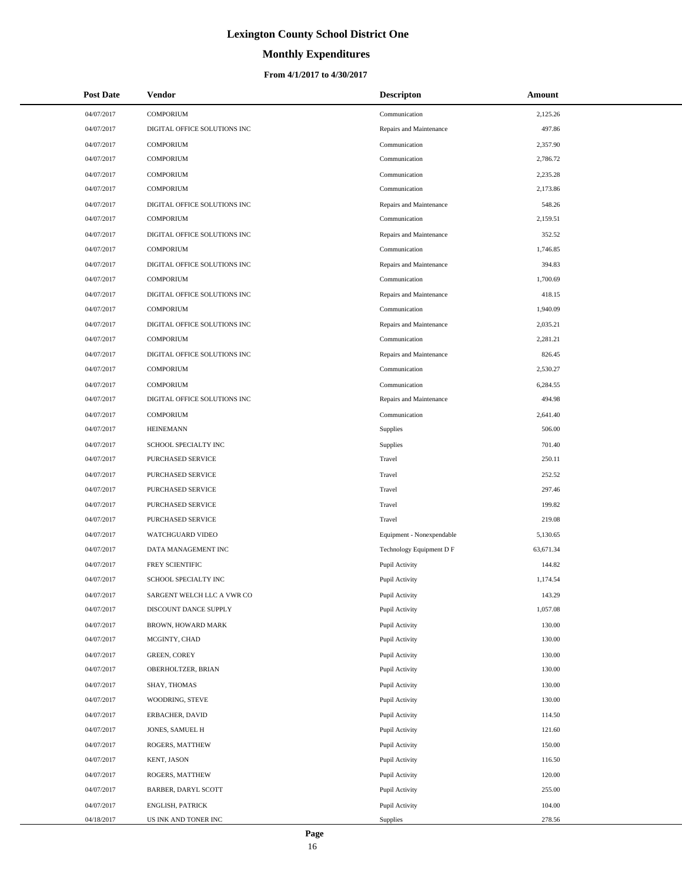# Lexington County School District One

## Monthly Expenditures

### From 4/1/2017 to 4/30/2017

| Post Date | Vendor | Descripton | Amount |
|---|---|---|---|
| 04/07/2017 | COMPORIUM | Communication | 2,125.26 |
| 04/07/2017 | DIGITAL OFFICE SOLUTIONS INC | Repairs and Maintenance | 497.86 |
| 04/07/2017 | COMPORIUM | Communication | 2,357.90 |
| 04/07/2017 | COMPORIUM | Communication | 2,786.72 |
| 04/07/2017 | COMPORIUM | Communication | 2,235.28 |
| 04/07/2017 | COMPORIUM | Communication | 2,173.86 |
| 04/07/2017 | DIGITAL OFFICE SOLUTIONS INC | Repairs and Maintenance | 548.26 |
| 04/07/2017 | COMPORIUM | Communication | 2,159.51 |
| 04/07/2017 | DIGITAL OFFICE SOLUTIONS INC | Repairs and Maintenance | 352.52 |
| 04/07/2017 | COMPORIUM | Communication | 1,746.85 |
| 04/07/2017 | DIGITAL OFFICE SOLUTIONS INC | Repairs and Maintenance | 394.83 |
| 04/07/2017 | COMPORIUM | Communication | 1,700.69 |
| 04/07/2017 | DIGITAL OFFICE SOLUTIONS INC | Repairs and Maintenance | 418.15 |
| 04/07/2017 | COMPORIUM | Communication | 1,940.09 |
| 04/07/2017 | DIGITAL OFFICE SOLUTIONS INC | Repairs and Maintenance | 2,035.21 |
| 04/07/2017 | COMPORIUM | Communication | 2,281.21 |
| 04/07/2017 | DIGITAL OFFICE SOLUTIONS INC | Repairs and Maintenance | 826.45 |
| 04/07/2017 | COMPORIUM | Communication | 2,530.27 |
| 04/07/2017 | COMPORIUM | Communication | 6,284.55 |
| 04/07/2017 | DIGITAL OFFICE SOLUTIONS INC | Repairs and Maintenance | 494.98 |
| 04/07/2017 | COMPORIUM | Communication | 2,641.40 |
| 04/07/2017 | HEINEMANN | Supplies | 506.00 |
| 04/07/2017 | SCHOOL SPECIALTY INC | Supplies | 701.40 |
| 04/07/2017 | PURCHASED SERVICE | Travel | 250.11 |
| 04/07/2017 | PURCHASED SERVICE | Travel | 252.52 |
| 04/07/2017 | PURCHASED SERVICE | Travel | 297.46 |
| 04/07/2017 | PURCHASED SERVICE | Travel | 199.82 |
| 04/07/2017 | PURCHASED SERVICE | Travel | 219.08 |
| 04/07/2017 | WATCHGUARD VIDEO | Equipment - Nonexpendable | 5,130.65 |
| 04/07/2017 | DATA MANAGEMENT INC | Technology Equipment D F | 63,671.34 |
| 04/07/2017 | FREY SCIENTIFIC | Pupil Activity | 144.82 |
| 04/07/2017 | SCHOOL SPECIALTY INC | Pupil Activity | 1,174.54 |
| 04/07/2017 | SARGENT WELCH LLC A VWR CO | Pupil Activity | 143.29 |
| 04/07/2017 | DISCOUNT DANCE SUPPLY | Pupil Activity | 1,057.08 |
| 04/07/2017 | BROWN, HOWARD MARK | Pupil Activity | 130.00 |
| 04/07/2017 | MCGINTY, CHAD | Pupil Activity | 130.00 |
| 04/07/2017 | GREEN, COREY | Pupil Activity | 130.00 |
| 04/07/2017 | OBERHOLTZER, BRIAN | Pupil Activity | 130.00 |
| 04/07/2017 | SHAY, THOMAS | Pupil Activity | 130.00 |
| 04/07/2017 | WOODRING, STEVE | Pupil Activity | 130.00 |
| 04/07/2017 | ERBACHER, DAVID | Pupil Activity | 114.50 |
| 04/07/2017 | JONES, SAMUEL H | Pupil Activity | 121.60 |
| 04/07/2017 | ROGERS, MATTHEW | Pupil Activity | 150.00 |
| 04/07/2017 | KENT, JASON | Pupil Activity | 116.50 |
| 04/07/2017 | ROGERS, MATTHEW | Pupil Activity | 120.00 |
| 04/07/2017 | BARBER, DARYL SCOTT | Pupil Activity | 255.00 |
| 04/07/2017 | ENGLISH, PATRICK | Pupil Activity | 104.00 |
| 04/18/2017 | US INK AND TONER INC | Supplies | 278.56 |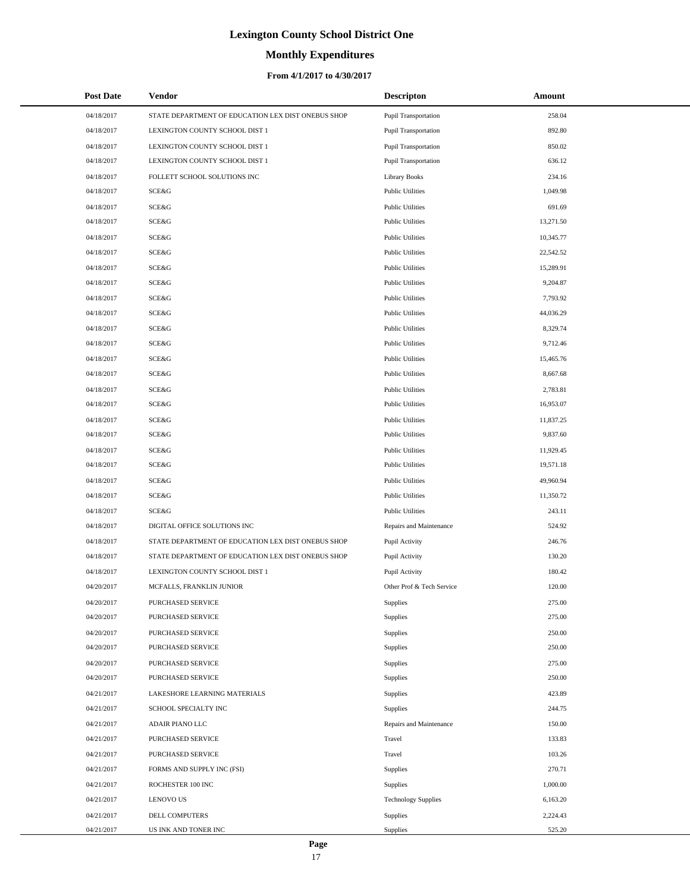# Lexington County School District One

## Monthly Expenditures

### From 4/1/2017 to 4/30/2017

| Post Date | Vendor | Descripton | Amount |
|---|---|---|---|
| 04/18/2017 | STATE DEPARTMENT OF EDUCATION LEX DIST ONEBUS SHOP | Pupil Transportation | 258.04 |
| 04/18/2017 | LEXINGTON COUNTY SCHOOL DIST 1 | Pupil Transportation | 892.80 |
| 04/18/2017 | LEXINGTON COUNTY SCHOOL DIST 1 | Pupil Transportation | 850.02 |
| 04/18/2017 | LEXINGTON COUNTY SCHOOL DIST 1 | Pupil Transportation | 636.12 |
| 04/18/2017 | FOLLETT SCHOOL SOLUTIONS INC | Library Books | 234.16 |
| 04/18/2017 | SCE&G | Public Utilities | 1,049.98 |
| 04/18/2017 | SCE&G | Public Utilities | 691.69 |
| 04/18/2017 | SCE&G | Public Utilities | 13,271.50 |
| 04/18/2017 | SCE&G | Public Utilities | 10,345.77 |
| 04/18/2017 | SCE&G | Public Utilities | 22,542.52 |
| 04/18/2017 | SCE&G | Public Utilities | 15,289.91 |
| 04/18/2017 | SCE&G | Public Utilities | 9,204.87 |
| 04/18/2017 | SCE&G | Public Utilities | 7,793.92 |
| 04/18/2017 | SCE&G | Public Utilities | 44,036.29 |
| 04/18/2017 | SCE&G | Public Utilities | 8,329.74 |
| 04/18/2017 | SCE&G | Public Utilities | 9,712.46 |
| 04/18/2017 | SCE&G | Public Utilities | 15,465.76 |
| 04/18/2017 | SCE&G | Public Utilities | 8,667.68 |
| 04/18/2017 | SCE&G | Public Utilities | 2,783.81 |
| 04/18/2017 | SCE&G | Public Utilities | 16,953.07 |
| 04/18/2017 | SCE&G | Public Utilities | 11,837.25 |
| 04/18/2017 | SCE&G | Public Utilities | 9,837.60 |
| 04/18/2017 | SCE&G | Public Utilities | 11,929.45 |
| 04/18/2017 | SCE&G | Public Utilities | 19,571.18 |
| 04/18/2017 | SCE&G | Public Utilities | 49,960.94 |
| 04/18/2017 | SCE&G | Public Utilities | 11,350.72 |
| 04/18/2017 | SCE&G | Public Utilities | 243.11 |
| 04/18/2017 | DIGITAL OFFICE SOLUTIONS INC | Repairs and Maintenance | 524.92 |
| 04/18/2017 | STATE DEPARTMENT OF EDUCATION LEX DIST ONEBUS SHOP | Pupil Activity | 246.76 |
| 04/18/2017 | STATE DEPARTMENT OF EDUCATION LEX DIST ONEBUS SHOP | Pupil Activity | 130.20 |
| 04/18/2017 | LEXINGTON COUNTY SCHOOL DIST 1 | Pupil Activity | 180.42 |
| 04/20/2017 | MCFALLS, FRANKLIN JUNIOR | Other Prof & Tech Service | 120.00 |
| 04/20/2017 | PURCHASED SERVICE | Supplies | 275.00 |
| 04/20/2017 | PURCHASED SERVICE | Supplies | 275.00 |
| 04/20/2017 | PURCHASED SERVICE | Supplies | 250.00 |
| 04/20/2017 | PURCHASED SERVICE | Supplies | 250.00 |
| 04/20/2017 | PURCHASED SERVICE | Supplies | 275.00 |
| 04/20/2017 | PURCHASED SERVICE | Supplies | 250.00 |
| 04/21/2017 | LAKESHORE LEARNING MATERIALS | Supplies | 423.89 |
| 04/21/2017 | SCHOOL SPECIALTY INC | Supplies | 244.75 |
| 04/21/2017 | ADAIR PIANO LLC | Repairs and Maintenance | 150.00 |
| 04/21/2017 | PURCHASED SERVICE | Travel | 133.83 |
| 04/21/2017 | PURCHASED SERVICE | Travel | 103.26 |
| 04/21/2017 | FORMS AND SUPPLY INC (FSI) | Supplies | 270.71 |
| 04/21/2017 | ROCHESTER 100 INC | Supplies | 1,000.00 |
| 04/21/2017 | LENOVO US | Technology Supplies | 6,163.20 |
| 04/21/2017 | DELL COMPUTERS | Supplies | 2,224.43 |
| 04/21/2017 | US INK AND TONER INC | Supplies | 525.20 |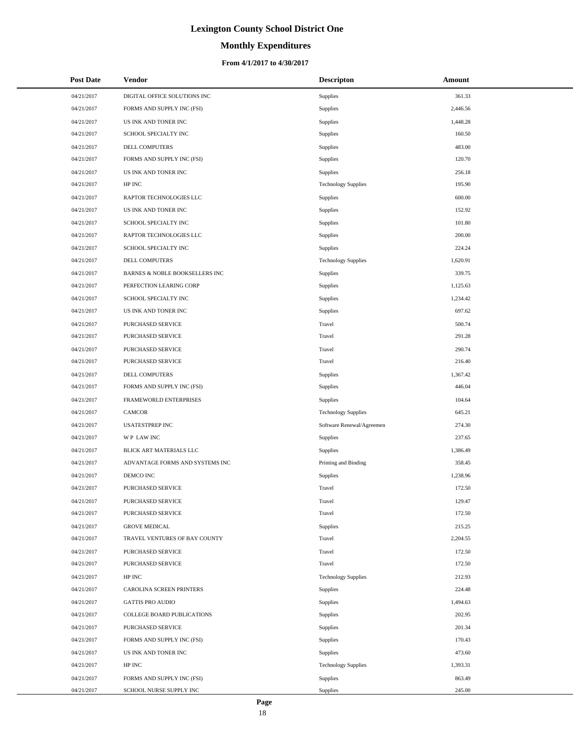# Lexington County School District One

## Monthly Expenditures

### From 4/1/2017 to 4/30/2017

| Post Date | Vendor | Descripton | Amount |
|---|---|---|---|
| 04/21/2017 | DIGITAL OFFICE SOLUTIONS INC | Supplies | 361.33 |
| 04/21/2017 | FORMS AND SUPPLY INC (FSI) | Supplies | 2,446.56 |
| 04/21/2017 | US INK AND TONER INC | Supplies | 1,448.28 |
| 04/21/2017 | SCHOOL SPECIALTY INC | Supplies | 160.50 |
| 04/21/2017 | DELL COMPUTERS | Supplies | 483.00 |
| 04/21/2017 | FORMS AND SUPPLY INC (FSI) | Supplies | 120.70 |
| 04/21/2017 | US INK AND TONER INC | Supplies | 256.18 |
| 04/21/2017 | HP INC | Technology Supplies | 195.90 |
| 04/21/2017 | RAPTOR TECHNOLOGIES LLC | Supplies | 600.00 |
| 04/21/2017 | US INK AND TONER INC | Supplies | 152.92 |
| 04/21/2017 | SCHOOL SPECIALTY INC | Supplies | 101.80 |
| 04/21/2017 | RAPTOR TECHNOLOGIES LLC | Supplies | 200.00 |
| 04/21/2017 | SCHOOL SPECIALTY INC | Supplies | 224.24 |
| 04/21/2017 | DELL COMPUTERS | Technology Supplies | 1,620.91 |
| 04/21/2017 | BARNES & NOBLE BOOKSELLERS INC | Supplies | 339.75 |
| 04/21/2017 | PERFECTION LEARING CORP | Supplies | 1,125.63 |
| 04/21/2017 | SCHOOL SPECIALTY INC | Supplies | 1,234.42 |
| 04/21/2017 | US INK AND TONER INC | Supplies | 697.62 |
| 04/21/2017 | PURCHASED SERVICE | Travel | 500.74 |
| 04/21/2017 | PURCHASED SERVICE | Travel | 291.28 |
| 04/21/2017 | PURCHASED SERVICE | Travel | 290.74 |
| 04/21/2017 | PURCHASED SERVICE | Travel | 216.40 |
| 04/21/2017 | DELL COMPUTERS | Supplies | 1,367.42 |
| 04/21/2017 | FORMS AND SUPPLY INC (FSI) | Supplies | 446.04 |
| 04/21/2017 | FRAMEWORLD ENTERPRISES | Supplies | 104.64 |
| 04/21/2017 | CAMCOR | Technology Supplies | 645.21 |
| 04/21/2017 | USATESTPREP INC | Software Renewal/Agreemen | 274.30 |
| 04/21/2017 | W P LAW INC | Supplies | 237.65 |
| 04/21/2017 | BLICK ART MATERIALS LLC | Supplies | 1,386.49 |
| 04/21/2017 | ADVANTAGE FORMS AND SYSTEMS INC | Printing and Binding | 358.45 |
| 04/21/2017 | DEMCO INC | Supplies | 1,238.96 |
| 04/21/2017 | PURCHASED SERVICE | Travel | 172.50 |
| 04/21/2017 | PURCHASED SERVICE | Travel | 129.47 |
| 04/21/2017 | PURCHASED SERVICE | Travel | 172.50 |
| 04/21/2017 | GROVE MEDICAL | Supplies | 215.25 |
| 04/21/2017 | TRAVEL VENTURES OF BAY COUNTY | Travel | 2,204.55 |
| 04/21/2017 | PURCHASED SERVICE | Travel | 172.50 |
| 04/21/2017 | PURCHASED SERVICE | Travel | 172.50 |
| 04/21/2017 | HP INC | Technology Supplies | 212.93 |
| 04/21/2017 | CAROLINA SCREEN PRINTERS | Supplies | 224.48 |
| 04/21/2017 | GATTIS PRO AUDIO | Supplies | 1,494.63 |
| 04/21/2017 | COLLEGE BOARD PUBLICATIONS | Supplies | 202.95 |
| 04/21/2017 | PURCHASED SERVICE | Supplies | 201.34 |
| 04/21/2017 | FORMS AND SUPPLY INC (FSI) | Supplies | 170.43 |
| 04/21/2017 | US INK AND TONER INC | Supplies | 473.60 |
| 04/21/2017 | HP INC | Technology Supplies | 1,393.31 |
| 04/21/2017 | FORMS AND SUPPLY INC (FSI) | Supplies | 863.49 |
| 04/21/2017 | SCHOOL NURSE SUPPLY INC | Supplies | 245.00 |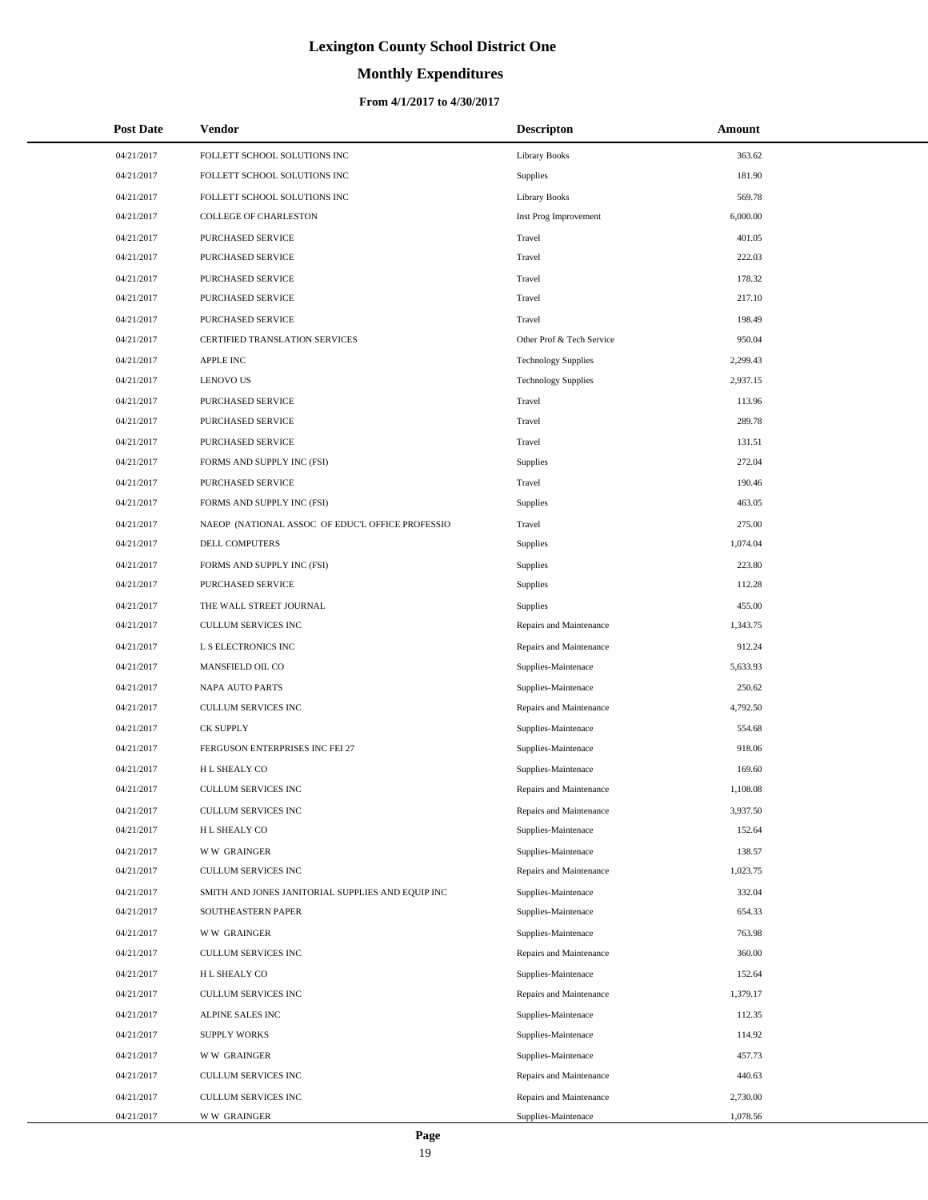# Lexington County School District One

## Monthly Expenditures

### From 4/1/2017 to 4/30/2017

| Post Date | Vendor | Descripton | Amount |
|---|---|---|---|
| 04/21/2017 | FOLLETT SCHOOL SOLUTIONS INC | Library Books | 363.62 |
| 04/21/2017 | FOLLETT SCHOOL SOLUTIONS INC | Supplies | 181.90 |
| 04/21/2017 | FOLLETT SCHOOL SOLUTIONS INC | Library Books | 569.78 |
| 04/21/2017 | COLLEGE OF CHARLESTON | Inst Prog Improvement | 6,000.00 |
| 04/21/2017 | PURCHASED SERVICE | Travel | 401.05 |
| 04/21/2017 | PURCHASED SERVICE | Travel | 222.03 |
| 04/21/2017 | PURCHASED SERVICE | Travel | 178.32 |
| 04/21/2017 | PURCHASED SERVICE | Travel | 217.10 |
| 04/21/2017 | PURCHASED SERVICE | Travel | 198.49 |
| 04/21/2017 | CERTIFIED TRANSLATION SERVICES | Other Prof & Tech Service | 950.04 |
| 04/21/2017 | APPLE INC | Technology Supplies | 2,299.43 |
| 04/21/2017 | LENOVO US | Technology Supplies | 2,937.15 |
| 04/21/2017 | PURCHASED SERVICE | Travel | 113.96 |
| 04/21/2017 | PURCHASED SERVICE | Travel | 289.78 |
| 04/21/2017 | PURCHASED SERVICE | Travel | 131.51 |
| 04/21/2017 | FORMS AND SUPPLY INC (FSI) | Supplies | 272.04 |
| 04/21/2017 | PURCHASED SERVICE | Travel | 190.46 |
| 04/21/2017 | FORMS AND SUPPLY INC (FSI) | Supplies | 463.05 |
| 04/21/2017 | NAEOP (NATIONAL ASSOC OF EDUC'L OFFICE PROFESSIO | Travel | 275.00 |
| 04/21/2017 | DELL COMPUTERS | Supplies | 1,074.04 |
| 04/21/2017 | FORMS AND SUPPLY INC (FSI) | Supplies | 223.80 |
| 04/21/2017 | PURCHASED SERVICE | Supplies | 112.28 |
| 04/21/2017 | THE WALL STREET JOURNAL | Supplies | 455.00 |
| 04/21/2017 | CULLUM SERVICES INC | Repairs and Maintenance | 1,343.75 |
| 04/21/2017 | L S ELECTRONICS INC | Repairs and Maintenance | 912.24 |
| 04/21/2017 | MANSFIELD OIL CO | Supplies-Maintenace | 5,633.93 |
| 04/21/2017 | NAPA AUTO PARTS | Supplies-Maintenace | 250.62 |
| 04/21/2017 | CULLUM SERVICES INC | Repairs and Maintenance | 4,792.50 |
| 04/21/2017 | CK SUPPLY | Supplies-Maintenace | 554.68 |
| 04/21/2017 | FERGUSON ENTERPRISES INC FEI 27 | Supplies-Maintenace | 918.06 |
| 04/21/2017 | H L SHEALY CO | Supplies-Maintenace | 169.60 |
| 04/21/2017 | CULLUM SERVICES INC | Repairs and Maintenance | 1,108.08 |
| 04/21/2017 | CULLUM SERVICES INC | Repairs and Maintenance | 3,937.50 |
| 04/21/2017 | H L SHEALY CO | Supplies-Maintenace | 152.64 |
| 04/21/2017 | W W GRAINGER | Supplies-Maintenace | 138.57 |
| 04/21/2017 | CULLUM SERVICES INC | Repairs and Maintenance | 1,023.75 |
| 04/21/2017 | SMITH AND JONES JANITORIAL SUPPLIES AND EQUIP INC | Supplies-Maintenace | 332.04 |
| 04/21/2017 | SOUTHEASTERN PAPER | Supplies-Maintenace | 654.33 |
| 04/21/2017 | W W GRAINGER | Supplies-Maintenace | 763.98 |
| 04/21/2017 | CULLUM SERVICES INC | Repairs and Maintenance | 360.00 |
| 04/21/2017 | H L SHEALY CO | Supplies-Maintenace | 152.64 |
| 04/21/2017 | CULLUM SERVICES INC | Repairs and Maintenance | 1,379.17 |
| 04/21/2017 | ALPINE SALES INC | Supplies-Maintenace | 112.35 |
| 04/21/2017 | SUPPLY WORKS | Supplies-Maintenace | 114.92 |
| 04/21/2017 | W W GRAINGER | Supplies-Maintenace | 457.73 |
| 04/21/2017 | CULLUM SERVICES INC | Repairs and Maintenance | 440.63 |
| 04/21/2017 | CULLUM SERVICES INC | Repairs and Maintenance | 2,730.00 |
| 04/21/2017 | W W GRAINGER | Supplies-Maintenace | 1,078.56 |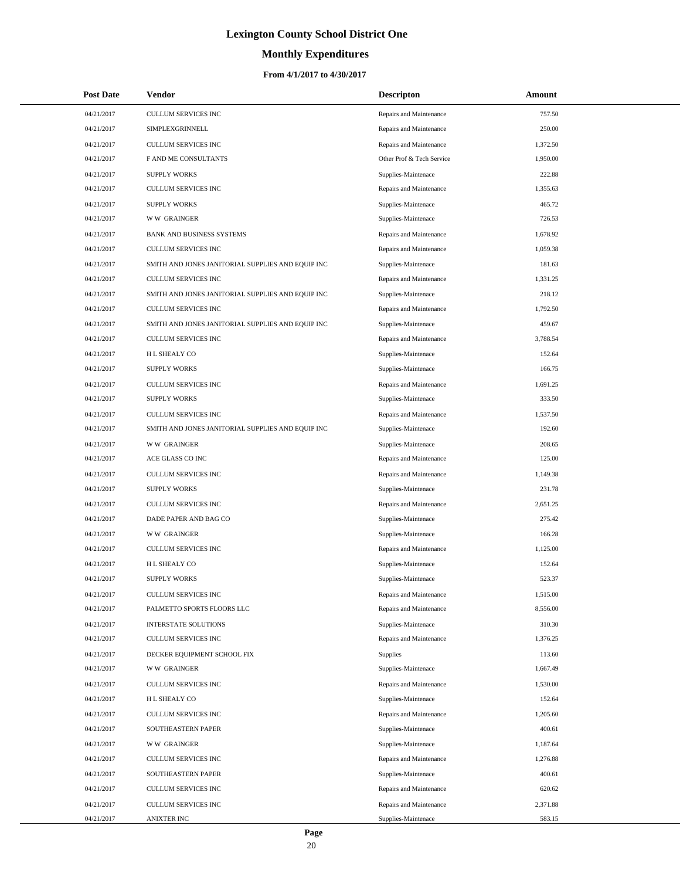# Lexington County School District One

## Monthly Expenditures

### From 4/1/2017 to 4/30/2017

| Post Date | Vendor | Descripton | Amount |
|---|---|---|---|
| 04/21/2017 | CULLUM SERVICES INC | Repairs and Maintenance | 757.50 |
| 04/21/2017 | SIMPLEXGRINNELL | Repairs and Maintenance | 250.00 |
| 04/21/2017 | CULLUM SERVICES INC | Repairs and Maintenance | 1,372.50 |
| 04/21/2017 | F AND ME CONSULTANTS | Other Prof & Tech Service | 1,950.00 |
| 04/21/2017 | SUPPLY WORKS | Supplies-Maintenace | 222.88 |
| 04/21/2017 | CULLUM SERVICES INC | Repairs and Maintenance | 1,355.63 |
| 04/21/2017 | SUPPLY WORKS | Supplies-Maintenace | 465.72 |
| 04/21/2017 | W W GRAINGER | Supplies-Maintenace | 726.53 |
| 04/21/2017 | BANK AND BUSINESS SYSTEMS | Repairs and Maintenance | 1,678.92 |
| 04/21/2017 | CULLUM SERVICES INC | Repairs and Maintenance | 1,059.38 |
| 04/21/2017 | SMITH AND JONES JANITORIAL SUPPLIES AND EQUIP INC | Supplies-Maintenace | 181.63 |
| 04/21/2017 | CULLUM SERVICES INC | Repairs and Maintenance | 1,331.25 |
| 04/21/2017 | SMITH AND JONES JANITORIAL SUPPLIES AND EQUIP INC | Supplies-Maintenace | 218.12 |
| 04/21/2017 | CULLUM SERVICES INC | Repairs and Maintenance | 1,792.50 |
| 04/21/2017 | SMITH AND JONES JANITORIAL SUPPLIES AND EQUIP INC | Supplies-Maintenace | 459.67 |
| 04/21/2017 | CULLUM SERVICES INC | Repairs and Maintenance | 3,788.54 |
| 04/21/2017 | H L SHEALY CO | Supplies-Maintenace | 152.64 |
| 04/21/2017 | SUPPLY WORKS | Supplies-Maintenace | 166.75 |
| 04/21/2017 | CULLUM SERVICES INC | Repairs and Maintenance | 1,691.25 |
| 04/21/2017 | SUPPLY WORKS | Supplies-Maintenace | 333.50 |
| 04/21/2017 | CULLUM SERVICES INC | Repairs and Maintenance | 1,537.50 |
| 04/21/2017 | SMITH AND JONES JANITORIAL SUPPLIES AND EQUIP INC | Supplies-Maintenace | 192.60 |
| 04/21/2017 | W W GRAINGER | Supplies-Maintenace | 208.65 |
| 04/21/2017 | ACE GLASS CO INC | Repairs and Maintenance | 125.00 |
| 04/21/2017 | CULLUM SERVICES INC | Repairs and Maintenance | 1,149.38 |
| 04/21/2017 | SUPPLY WORKS | Supplies-Maintenace | 231.78 |
| 04/21/2017 | CULLUM SERVICES INC | Repairs and Maintenance | 2,651.25 |
| 04/21/2017 | DADE PAPER AND BAG CO | Supplies-Maintenace | 275.42 |
| 04/21/2017 | W W GRAINGER | Supplies-Maintenace | 166.28 |
| 04/21/2017 | CULLUM SERVICES INC | Repairs and Maintenance | 1,125.00 |
| 04/21/2017 | H L SHEALY CO | Supplies-Maintenace | 152.64 |
| 04/21/2017 | SUPPLY WORKS | Supplies-Maintenace | 523.37 |
| 04/21/2017 | CULLUM SERVICES INC | Repairs and Maintenance | 1,515.00 |
| 04/21/2017 | PALMETTO SPORTS FLOORS LLC | Repairs and Maintenance | 8,556.00 |
| 04/21/2017 | INTERSTATE SOLUTIONS | Supplies-Maintenace | 310.30 |
| 04/21/2017 | CULLUM SERVICES INC | Repairs and Maintenance | 1,376.25 |
| 04/21/2017 | DECKER EQUIPMENT SCHOOL FIX | Supplies | 113.60 |
| 04/21/2017 | W W GRAINGER | Supplies-Maintenace | 1,667.49 |
| 04/21/2017 | CULLUM SERVICES INC | Repairs and Maintenance | 1,530.00 |
| 04/21/2017 | H L SHEALY CO | Supplies-Maintenace | 152.64 |
| 04/21/2017 | CULLUM SERVICES INC | Repairs and Maintenance | 1,205.60 |
| 04/21/2017 | SOUTHEASTERN PAPER | Supplies-Maintenace | 400.61 |
| 04/21/2017 | W W GRAINGER | Supplies-Maintenace | 1,187.64 |
| 04/21/2017 | CULLUM SERVICES INC | Repairs and Maintenance | 1,276.88 |
| 04/21/2017 | SOUTHEASTERN PAPER | Supplies-Maintenace | 400.61 |
| 04/21/2017 | CULLUM SERVICES INC | Repairs and Maintenance | 620.62 |
| 04/21/2017 | CULLUM SERVICES INC | Repairs and Maintenance | 2,371.88 |
| 04/21/2017 | ANIXTER INC | Supplies-Maintenace | 583.15 |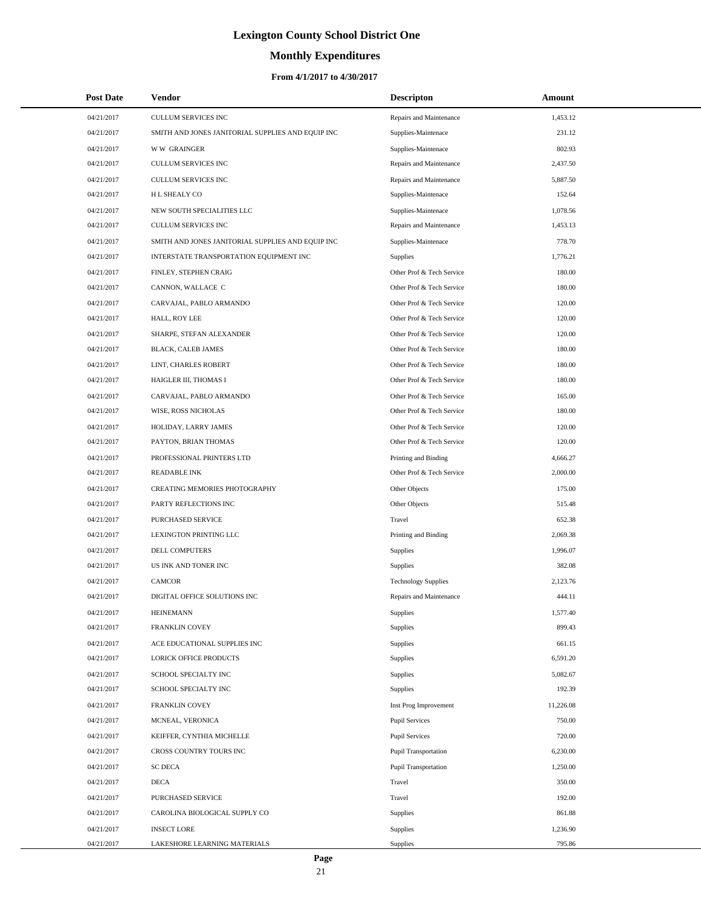# Lexington County School District One

## Monthly Expenditures

### From 4/1/2017 to 4/30/2017

| Post Date | Vendor | Descripton | Amount |
|---|---|---|---|
| 04/21/2017 | CULLUM SERVICES INC | Repairs and Maintenance | 1,453.12 |
| 04/21/2017 | SMITH AND JONES JANITORIAL SUPPLIES AND EQUIP INC | Supplies-Maintenace | 231.12 |
| 04/21/2017 | W W GRAINGER | Supplies-Maintenace | 802.93 |
| 04/21/2017 | CULLUM SERVICES INC | Repairs and Maintenance | 2,437.50 |
| 04/21/2017 | CULLUM SERVICES INC | Repairs and Maintenance | 5,887.50 |
| 04/21/2017 | H L SHEALY CO | Supplies-Maintenace | 152.64 |
| 04/21/2017 | NEW SOUTH SPECIALITIES LLC | Supplies-Maintenace | 1,078.56 |
| 04/21/2017 | CULLUM SERVICES INC | Repairs and Maintenance | 1,453.13 |
| 04/21/2017 | SMITH AND JONES JANITORIAL SUPPLIES AND EQUIP INC | Supplies-Maintenace | 778.70 |
| 04/21/2017 | INTERSTATE TRANSPORTATION EQUIPMENT INC | Supplies | 1,776.21 |
| 04/21/2017 | FINLEY, STEPHEN CRAIG | Other Prof & Tech Service | 180.00 |
| 04/21/2017 | CANNON, WALLACE C | Other Prof & Tech Service | 180.00 |
| 04/21/2017 | CARVAJAL, PABLO ARMANDO | Other Prof & Tech Service | 120.00 |
| 04/21/2017 | HALL, ROY LEE | Other Prof & Tech Service | 120.00 |
| 04/21/2017 | SHARPE, STEFAN ALEXANDER | Other Prof & Tech Service | 120.00 |
| 04/21/2017 | BLACK, CALEB JAMES | Other Prof & Tech Service | 180.00 |
| 04/21/2017 | LINT, CHARLES ROBERT | Other Prof & Tech Service | 180.00 |
| 04/21/2017 | HAIGLER III, THOMAS I | Other Prof & Tech Service | 180.00 |
| 04/21/2017 | CARVAJAL, PABLO ARMANDO | Other Prof & Tech Service | 165.00 |
| 04/21/2017 | WISE, ROSS NICHOLAS | Other Prof & Tech Service | 180.00 |
| 04/21/2017 | HOLIDAY, LARRY JAMES | Other Prof & Tech Service | 120.00 |
| 04/21/2017 | PAYTON, BRIAN THOMAS | Other Prof & Tech Service | 120.00 |
| 04/21/2017 | PROFESSIONAL PRINTERS LTD | Printing and Binding | 4,666.27 |
| 04/21/2017 | READABLE INK | Other Prof & Tech Service | 2,000.00 |
| 04/21/2017 | CREATING MEMORIES PHOTOGRAPHY | Other Objects | 175.00 |
| 04/21/2017 | PARTY REFLECTIONS INC | Other Objects | 515.48 |
| 04/21/2017 | PURCHASED SERVICE | Travel | 652.38 |
| 04/21/2017 | LEXINGTON PRINTING LLC | Printing and Binding | 2,069.38 |
| 04/21/2017 | DELL COMPUTERS | Supplies | 1,996.07 |
| 04/21/2017 | US INK AND TONER INC | Supplies | 382.08 |
| 04/21/2017 | CAMCOR | Technology Supplies | 2,123.76 |
| 04/21/2017 | DIGITAL OFFICE SOLUTIONS INC | Repairs and Maintenance | 444.11 |
| 04/21/2017 | HEINEMANN | Supplies | 1,577.40 |
| 04/21/2017 | FRANKLIN COVEY | Supplies | 899.43 |
| 04/21/2017 | ACE EDUCATIONAL SUPPLIES INC | Supplies | 661.15 |
| 04/21/2017 | LORICK OFFICE PRODUCTS | Supplies | 6,591.20 |
| 04/21/2017 | SCHOOL SPECIALTY INC | Supplies | 5,082.67 |
| 04/21/2017 | SCHOOL SPECIALTY INC | Supplies | 192.39 |
| 04/21/2017 | FRANKLIN COVEY | Inst Prog Improvement | 11,226.08 |
| 04/21/2017 | MCNEAL, VERONICA | Pupil Services | 750.00 |
| 04/21/2017 | KEIFFER, CYNTHIA MICHELLE | Pupil Services | 720.00 |
| 04/21/2017 | CROSS COUNTRY TOURS INC | Pupil Transportation | 6,230.00 |
| 04/21/2017 | SC DECA | Pupil Transportation | 1,250.00 |
| 04/21/2017 | DECA | Travel | 350.00 |
| 04/21/2017 | PURCHASED SERVICE | Travel | 192.00 |
| 04/21/2017 | CAROLINA BIOLOGICAL SUPPLY CO | Supplies | 861.88 |
| 04/21/2017 | INSECT LORE | Supplies | 1,236.90 |
| 04/21/2017 | LAKESHORE LEARNING MATERIALS | Supplies | 795.86 |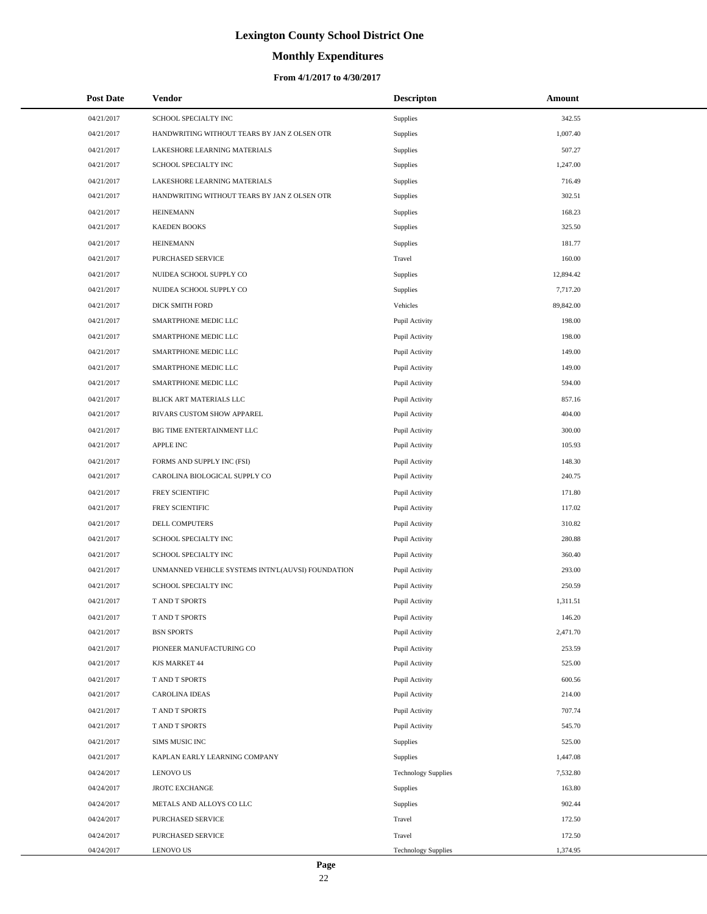# Lexington County School District One

## Monthly Expenditures

### From 4/1/2017 to 4/30/2017

| Post Date | Vendor | Descripton | Amount |
|---|---|---|---|
| 04/21/2017 | SCHOOL SPECIALTY INC | Supplies | 342.55 |
| 04/21/2017 | HANDWRITING WITHOUT TEARS BY JAN Z OLSEN OTR | Supplies | 1,007.40 |
| 04/21/2017 | LAKESHORE LEARNING MATERIALS | Supplies | 507.27 |
| 04/21/2017 | SCHOOL SPECIALTY INC | Supplies | 1,247.00 |
| 04/21/2017 | LAKESHORE LEARNING MATERIALS | Supplies | 716.49 |
| 04/21/2017 | HANDWRITING WITHOUT TEARS BY JAN Z OLSEN OTR | Supplies | 302.51 |
| 04/21/2017 | HEINEMANN | Supplies | 168.23 |
| 04/21/2017 | KAEDEN BOOKS | Supplies | 325.50 |
| 04/21/2017 | HEINEMANN | Supplies | 181.77 |
| 04/21/2017 | PURCHASED SERVICE | Travel | 160.00 |
| 04/21/2017 | NUIDEA SCHOOL SUPPLY CO | Supplies | 12,894.42 |
| 04/21/2017 | NUIDEA SCHOOL SUPPLY CO | Supplies | 7,717.20 |
| 04/21/2017 | DICK SMITH FORD | Vehicles | 89,842.00 |
| 04/21/2017 | SMARTPHONE MEDIC LLC | Pupil Activity | 198.00 |
| 04/21/2017 | SMARTPHONE MEDIC LLC | Pupil Activity | 198.00 |
| 04/21/2017 | SMARTPHONE MEDIC LLC | Pupil Activity | 149.00 |
| 04/21/2017 | SMARTPHONE MEDIC LLC | Pupil Activity | 149.00 |
| 04/21/2017 | SMARTPHONE MEDIC LLC | Pupil Activity | 594.00 |
| 04/21/2017 | BLICK ART MATERIALS LLC | Pupil Activity | 857.16 |
| 04/21/2017 | RIVARS CUSTOM SHOW APPAREL | Pupil Activity | 404.00 |
| 04/21/2017 | BIG TIME ENTERTAINMENT LLC | Pupil Activity | 300.00 |
| 04/21/2017 | APPLE INC | Pupil Activity | 105.93 |
| 04/21/2017 | FORMS AND SUPPLY INC (FSI) | Pupil Activity | 148.30 |
| 04/21/2017 | CAROLINA BIOLOGICAL SUPPLY CO | Pupil Activity | 240.75 |
| 04/21/2017 | FREY SCIENTIFIC | Pupil Activity | 171.80 |
| 04/21/2017 | FREY SCIENTIFIC | Pupil Activity | 117.02 |
| 04/21/2017 | DELL COMPUTERS | Pupil Activity | 310.82 |
| 04/21/2017 | SCHOOL SPECIALTY INC | Pupil Activity | 280.88 |
| 04/21/2017 | SCHOOL SPECIALTY INC | Pupil Activity | 360.40 |
| 04/21/2017 | UNMANNED VEHICLE SYSTEMS INTN'L(AUVSI) FOUNDATION | Pupil Activity | 293.00 |
| 04/21/2017 | SCHOOL SPECIALTY INC | Pupil Activity | 250.59 |
| 04/21/2017 | T AND T SPORTS | Pupil Activity | 1,311.51 |
| 04/21/2017 | T AND T SPORTS | Pupil Activity | 146.20 |
| 04/21/2017 | BSN SPORTS | Pupil Activity | 2,471.70 |
| 04/21/2017 | PIONEER MANUFACTURING CO | Pupil Activity | 253.59 |
| 04/21/2017 | KJS MARKET 44 | Pupil Activity | 525.00 |
| 04/21/2017 | T AND T SPORTS | Pupil Activity | 600.56 |
| 04/21/2017 | CAROLINA IDEAS | Pupil Activity | 214.00 |
| 04/21/2017 | T AND T SPORTS | Pupil Activity | 707.74 |
| 04/21/2017 | T AND T SPORTS | Pupil Activity | 545.70 |
| 04/21/2017 | SIMS MUSIC INC | Supplies | 525.00 |
| 04/21/2017 | KAPLAN EARLY LEARNING COMPANY | Supplies | 1,447.08 |
| 04/24/2017 | LENOVO US | Technology Supplies | 7,532.80 |
| 04/24/2017 | JROTC EXCHANGE | Supplies | 163.80 |
| 04/24/2017 | METALS AND ALLOYS CO LLC | Supplies | 902.44 |
| 04/24/2017 | PURCHASED SERVICE | Travel | 172.50 |
| 04/24/2017 | PURCHASED SERVICE | Travel | 172.50 |
| 04/24/2017 | LENOVO US | Technology Supplies | 1,374.95 |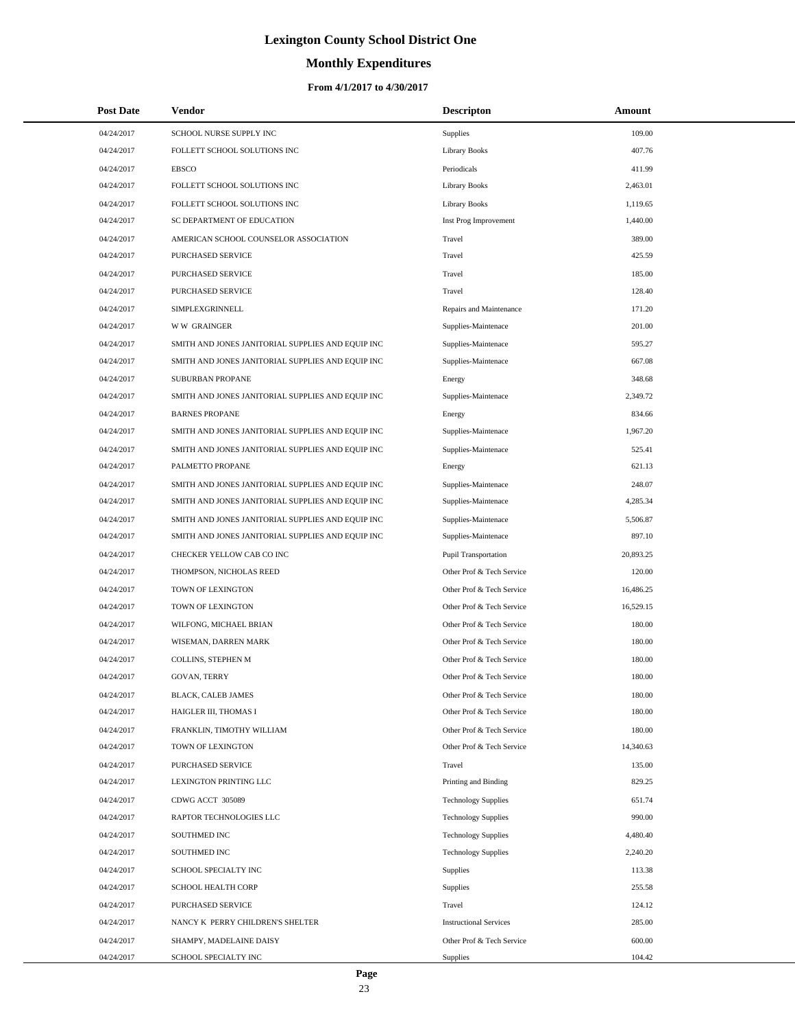# Lexington County School District One

## Monthly Expenditures

### From 4/1/2017 to 4/30/2017

| Post Date | Vendor | Descripton | Amount |
|---|---|---|---|
| 04/24/2017 | SCHOOL NURSE SUPPLY INC | Supplies | 109.00 |
| 04/24/2017 | FOLLETT SCHOOL SOLUTIONS INC | Library Books | 407.76 |
| 04/24/2017 | EBSCO | Periodicals | 411.99 |
| 04/24/2017 | FOLLETT SCHOOL SOLUTIONS INC | Library Books | 2,463.01 |
| 04/24/2017 | FOLLETT SCHOOL SOLUTIONS INC | Library Books | 1,119.65 |
| 04/24/2017 | SC DEPARTMENT OF EDUCATION | Inst Prog Improvement | 1,440.00 |
| 04/24/2017 | AMERICAN SCHOOL COUNSELOR ASSOCIATION | Travel | 389.00 |
| 04/24/2017 | PURCHASED SERVICE | Travel | 425.59 |
| 04/24/2017 | PURCHASED SERVICE | Travel | 185.00 |
| 04/24/2017 | PURCHASED SERVICE | Travel | 128.40 |
| 04/24/2017 | SIMPLEXGRINNELL | Repairs and Maintenance | 171.20 |
| 04/24/2017 | W W GRAINGER | Supplies-Maintenace | 201.00 |
| 04/24/2017 | SMITH AND JONES JANITORIAL SUPPLIES AND EQUIP INC | Supplies-Maintenace | 595.27 |
| 04/24/2017 | SMITH AND JONES JANITORIAL SUPPLIES AND EQUIP INC | Supplies-Maintenace | 667.08 |
| 04/24/2017 | SUBURBAN PROPANE | Energy | 348.68 |
| 04/24/2017 | SMITH AND JONES JANITORIAL SUPPLIES AND EQUIP INC | Supplies-Maintenace | 2,349.72 |
| 04/24/2017 | BARNES PROPANE | Energy | 834.66 |
| 04/24/2017 | SMITH AND JONES JANITORIAL SUPPLIES AND EQUIP INC | Supplies-Maintenace | 1,967.20 |
| 04/24/2017 | SMITH AND JONES JANITORIAL SUPPLIES AND EQUIP INC | Supplies-Maintenace | 525.41 |
| 04/24/2017 | PALMETTO PROPANE | Energy | 621.13 |
| 04/24/2017 | SMITH AND JONES JANITORIAL SUPPLIES AND EQUIP INC | Supplies-Maintenace | 248.07 |
| 04/24/2017 | SMITH AND JONES JANITORIAL SUPPLIES AND EQUIP INC | Supplies-Maintenace | 4,285.34 |
| 04/24/2017 | SMITH AND JONES JANITORIAL SUPPLIES AND EQUIP INC | Supplies-Maintenace | 5,506.87 |
| 04/24/2017 | SMITH AND JONES JANITORIAL SUPPLIES AND EQUIP INC | Supplies-Maintenace | 897.10 |
| 04/24/2017 | CHECKER YELLOW CAB CO INC | Pupil Transportation | 20,893.25 |
| 04/24/2017 | THOMPSON, NICHOLAS REED | Other Prof & Tech Service | 120.00 |
| 04/24/2017 | TOWN OF LEXINGTON | Other Prof & Tech Service | 16,486.25 |
| 04/24/2017 | TOWN OF LEXINGTON | Other Prof & Tech Service | 16,529.15 |
| 04/24/2017 | WILFONG, MICHAEL BRIAN | Other Prof & Tech Service | 180.00 |
| 04/24/2017 | WISEMAN, DARREN MARK | Other Prof & Tech Service | 180.00 |
| 04/24/2017 | COLLINS, STEPHEN M | Other Prof & Tech Service | 180.00 |
| 04/24/2017 | GOVAN, TERRY | Other Prof & Tech Service | 180.00 |
| 04/24/2017 | BLACK, CALEB JAMES | Other Prof & Tech Service | 180.00 |
| 04/24/2017 | HAIGLER III, THOMAS I | Other Prof & Tech Service | 180.00 |
| 04/24/2017 | FRANKLIN, TIMOTHY WILLIAM | Other Prof & Tech Service | 180.00 |
| 04/24/2017 | TOWN OF LEXINGTON | Other Prof & Tech Service | 14,340.63 |
| 04/24/2017 | PURCHASED SERVICE | Travel | 135.00 |
| 04/24/2017 | LEXINGTON PRINTING LLC | Printing and Binding | 829.25 |
| 04/24/2017 | CDWG ACCT 305089 | Technology Supplies | 651.74 |
| 04/24/2017 | RAPTOR TECHNOLOGIES LLC | Technology Supplies | 990.00 |
| 04/24/2017 | SOUTHMED INC | Technology Supplies | 4,480.40 |
| 04/24/2017 | SOUTHMED INC | Technology Supplies | 2,240.20 |
| 04/24/2017 | SCHOOL SPECIALTY INC | Supplies | 113.38 |
| 04/24/2017 | SCHOOL HEALTH CORP | Supplies | 255.58 |
| 04/24/2017 | PURCHASED SERVICE | Travel | 124.12 |
| 04/24/2017 | NANCY K PERRY CHILDREN'S SHELTER | Instructional Services | 285.00 |
| 04/24/2017 | SHAMPY, MADELAINE DAISY | Other Prof & Tech Service | 600.00 |
| 04/24/2017 | SCHOOL SPECIALTY INC | Supplies | 104.42 |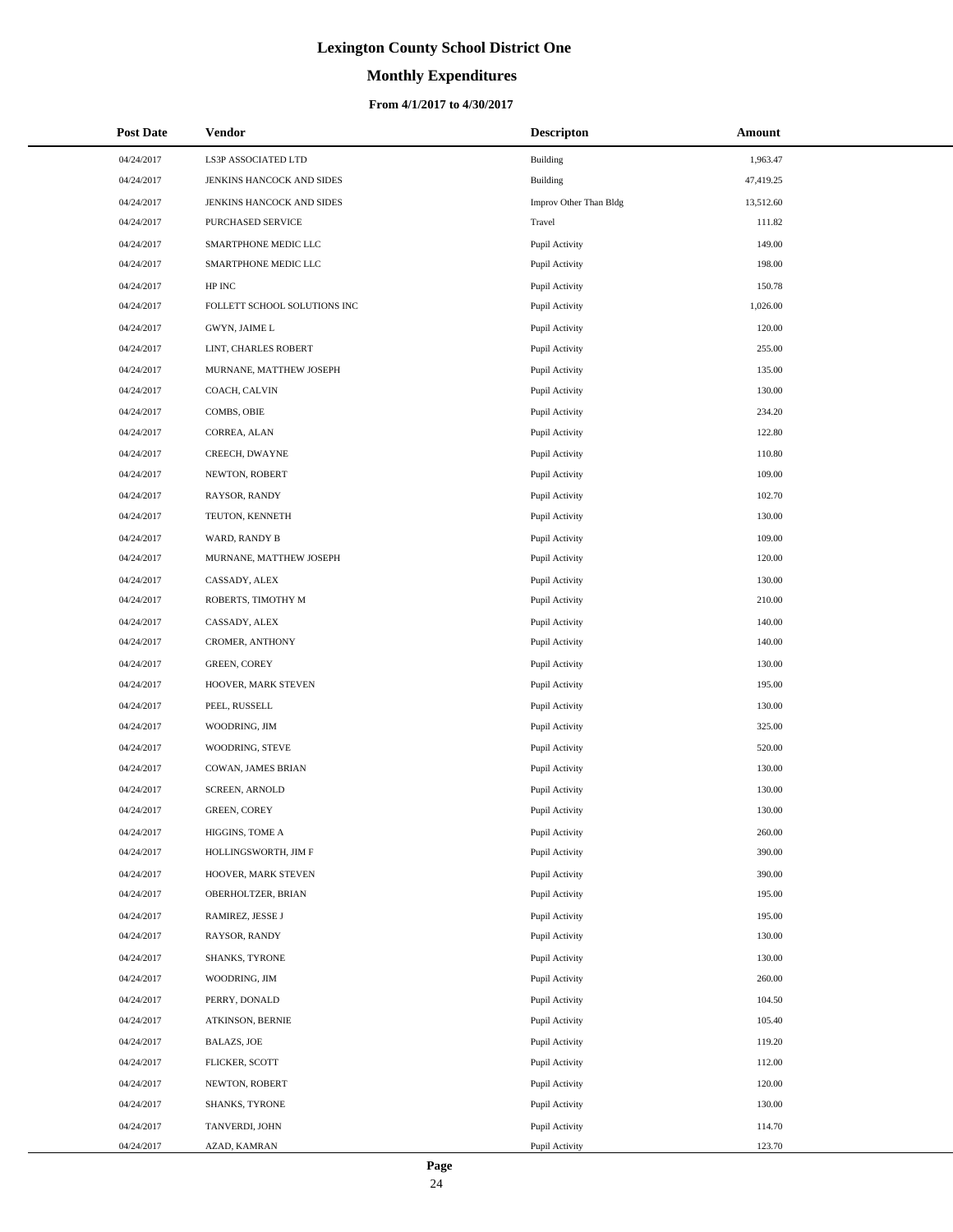# Lexington County School District One

## Monthly Expenditures

### From 4/1/2017 to 4/30/2017

| Post Date | Vendor | Descripton | Amount |
|---|---|---|---|
| 04/24/2017 | LS3P ASSOCIATED LTD | Building | 1,963.47 |
| 04/24/2017 | JENKINS HANCOCK AND SIDES | Building | 47,419.25 |
| 04/24/2017 | JENKINS HANCOCK AND SIDES | Improv Other Than Bldg | 13,512.60 |
| 04/24/2017 | PURCHASED SERVICE | Travel | 111.82 |
| 04/24/2017 | SMARTPHONE MEDIC LLC | Pupil Activity | 149.00 |
| 04/24/2017 | SMARTPHONE MEDIC LLC | Pupil Activity | 198.00 |
| 04/24/2017 | HP INC | Pupil Activity | 150.78 |
| 04/24/2017 | FOLLETT SCHOOL SOLUTIONS INC | Pupil Activity | 1,026.00 |
| 04/24/2017 | GWYN, JAIME L | Pupil Activity | 120.00 |
| 04/24/2017 | LINT, CHARLES ROBERT | Pupil Activity | 255.00 |
| 04/24/2017 | MURNANE, MATTHEW JOSEPH | Pupil Activity | 135.00 |
| 04/24/2017 | COACH, CALVIN | Pupil Activity | 130.00 |
| 04/24/2017 | COMBS, OBIE | Pupil Activity | 234.20 |
| 04/24/2017 | CORREA, ALAN | Pupil Activity | 122.80 |
| 04/24/2017 | CREECH, DWAYNE | Pupil Activity | 110.80 |
| 04/24/2017 | NEWTON, ROBERT | Pupil Activity | 109.00 |
| 04/24/2017 | RAYSOR, RANDY | Pupil Activity | 102.70 |
| 04/24/2017 | TEUTON, KENNETH | Pupil Activity | 130.00 |
| 04/24/2017 | WARD, RANDY B | Pupil Activity | 109.00 |
| 04/24/2017 | MURNANE, MATTHEW JOSEPH | Pupil Activity | 120.00 |
| 04/24/2017 | CASSADY, ALEX | Pupil Activity | 130.00 |
| 04/24/2017 | ROBERTS, TIMOTHY M | Pupil Activity | 210.00 |
| 04/24/2017 | CASSADY, ALEX | Pupil Activity | 140.00 |
| 04/24/2017 | CROMER, ANTHONY | Pupil Activity | 140.00 |
| 04/24/2017 | GREEN, COREY | Pupil Activity | 130.00 |
| 04/24/2017 | HOOVER, MARK STEVEN | Pupil Activity | 195.00 |
| 04/24/2017 | PEEL, RUSSELL | Pupil Activity | 130.00 |
| 04/24/2017 | WOODRING, JIM | Pupil Activity | 325.00 |
| 04/24/2017 | WOODRING, STEVE | Pupil Activity | 520.00 |
| 04/24/2017 | COWAN, JAMES BRIAN | Pupil Activity | 130.00 |
| 04/24/2017 | SCREEN, ARNOLD | Pupil Activity | 130.00 |
| 04/24/2017 | GREEN, COREY | Pupil Activity | 130.00 |
| 04/24/2017 | HIGGINS, TOME A | Pupil Activity | 260.00 |
| 04/24/2017 | HOLLINGSWORTH, JIM F | Pupil Activity | 390.00 |
| 04/24/2017 | HOOVER, MARK STEVEN | Pupil Activity | 390.00 |
| 04/24/2017 | OBERHOLTZER, BRIAN | Pupil Activity | 195.00 |
| 04/24/2017 | RAMIREZ, JESSE J | Pupil Activity | 195.00 |
| 04/24/2017 | RAYSOR, RANDY | Pupil Activity | 130.00 |
| 04/24/2017 | SHANKS, TYRONE | Pupil Activity | 130.00 |
| 04/24/2017 | WOODRING, JIM | Pupil Activity | 260.00 |
| 04/24/2017 | PERRY, DONALD | Pupil Activity | 104.50 |
| 04/24/2017 | ATKINSON, BERNIE | Pupil Activity | 105.40 |
| 04/24/2017 | BALAZS, JOE | Pupil Activity | 119.20 |
| 04/24/2017 | FLICKER, SCOTT | Pupil Activity | 112.00 |
| 04/24/2017 | NEWTON, ROBERT | Pupil Activity | 120.00 |
| 04/24/2017 | SHANKS, TYRONE | Pupil Activity | 130.00 |
| 04/24/2017 | TANVERDI, JOHN | Pupil Activity | 114.70 |
| 04/24/2017 | AZAD, KAMRAN | Pupil Activity | 123.70 |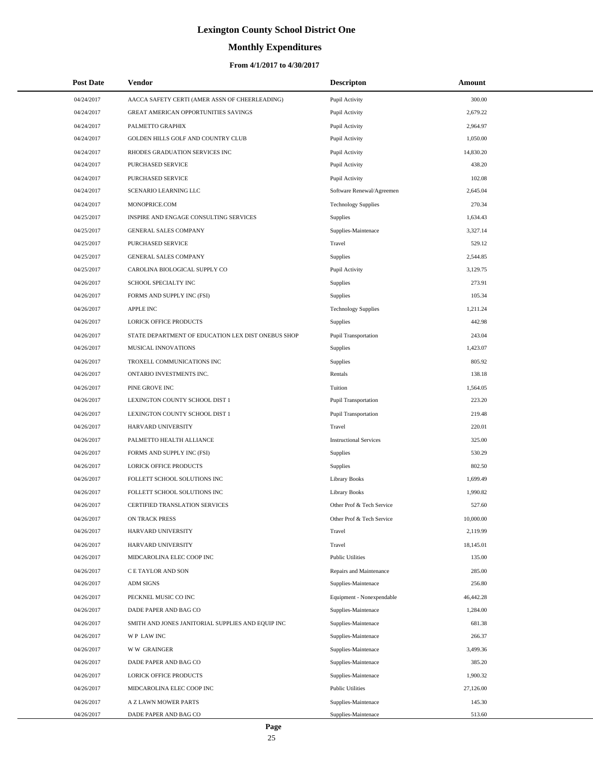# Lexington County School District One

## Monthly Expenditures

### From 4/1/2017 to 4/30/2017

| Post Date | Vendor | Descripton | Amount |
|---|---|---|---|
| 04/24/2017 | AACCA SAFETY CERTI (AMER ASSN OF CHEERLEADING) | Pupil Activity | 300.00 |
| 04/24/2017 | GREAT AMERICAN OPPORTUNITIES SAVINGS | Pupil Activity | 2,679.22 |
| 04/24/2017 | PALMETTO GRAPHIX | Pupil Activity | 2,964.97 |
| 04/24/2017 | GOLDEN HILLS GOLF AND COUNTRY CLUB | Pupil Activity | 1,050.00 |
| 04/24/2017 | RHODES GRADUATION SERVICES INC | Pupil Activity | 14,830.20 |
| 04/24/2017 | PURCHASED SERVICE | Pupil Activity | 438.20 |
| 04/24/2017 | PURCHASED SERVICE | Pupil Activity | 102.08 |
| 04/24/2017 | SCENARIO LEARNING LLC | Software Renewal/Agreemen | 2,645.04 |
| 04/24/2017 | MONOPRICE.COM | Technology Supplies | 270.34 |
| 04/25/2017 | INSPIRE AND ENGAGE CONSULTING SERVICES | Supplies | 1,634.43 |
| 04/25/2017 | GENERAL SALES COMPANY | Supplies-Maintenace | 3,327.14 |
| 04/25/2017 | PURCHASED SERVICE | Travel | 529.12 |
| 04/25/2017 | GENERAL SALES COMPANY | Supplies | 2,544.85 |
| 04/25/2017 | CAROLINA BIOLOGICAL SUPPLY CO | Pupil Activity | 3,129.75 |
| 04/26/2017 | SCHOOL SPECIALTY INC | Supplies | 273.91 |
| 04/26/2017 | FORMS AND SUPPLY INC (FSI) | Supplies | 105.34 |
| 04/26/2017 | APPLE INC | Technology Supplies | 1,211.24 |
| 04/26/2017 | LORICK OFFICE PRODUCTS | Supplies | 442.98 |
| 04/26/2017 | STATE DEPARTMENT OF EDUCATION LEX DIST ONEBUS SHOP | Pupil Transportation | 243.04 |
| 04/26/2017 | MUSICAL INNOVATIONS | Supplies | 1,423.07 |
| 04/26/2017 | TROXELL COMMUNICATIONS INC | Supplies | 805.92 |
| 04/26/2017 | ONTARIO INVESTMENTS INC. | Rentals | 138.18 |
| 04/26/2017 | PINE GROVE INC | Tuition | 1,564.05 |
| 04/26/2017 | LEXINGTON COUNTY SCHOOL DIST 1 | Pupil Transportation | 223.20 |
| 04/26/2017 | LEXINGTON COUNTY SCHOOL DIST 1 | Pupil Transportation | 219.48 |
| 04/26/2017 | HARVARD UNIVERSITY | Travel | 220.01 |
| 04/26/2017 | PALMETTO HEALTH ALLIANCE | Instructional Services | 325.00 |
| 04/26/2017 | FORMS AND SUPPLY INC (FSI) | Supplies | 530.29 |
| 04/26/2017 | LORICK OFFICE PRODUCTS | Supplies | 802.50 |
| 04/26/2017 | FOLLETT SCHOOL SOLUTIONS INC | Library Books | 1,699.49 |
| 04/26/2017 | FOLLETT SCHOOL SOLUTIONS INC | Library Books | 1,990.82 |
| 04/26/2017 | CERTIFIED TRANSLATION SERVICES | Other Prof & Tech Service | 527.60 |
| 04/26/2017 | ON TRACK PRESS | Other Prof & Tech Service | 10,000.00 |
| 04/26/2017 | HARVARD UNIVERSITY | Travel | 2,119.99 |
| 04/26/2017 | HARVARD UNIVERSITY | Travel | 18,145.01 |
| 04/26/2017 | MIDCAROLINA ELEC COOP INC | Public Utilities | 135.00 |
| 04/26/2017 | C E TAYLOR AND SON | Repairs and Maintenance | 285.00 |
| 04/26/2017 | ADM SIGNS | Supplies-Maintenace | 256.80 |
| 04/26/2017 | PECKNEL MUSIC CO INC | Equipment - Nonexpendable | 46,442.28 |
| 04/26/2017 | DADE PAPER AND BAG CO | Supplies-Maintenace | 1,284.00 |
| 04/26/2017 | SMITH AND JONES JANITORIAL SUPPLIES AND EQUIP INC | Supplies-Maintenace | 681.38 |
| 04/26/2017 | W P LAW INC | Supplies-Maintenace | 266.37 |
| 04/26/2017 | W W GRAINGER | Supplies-Maintenace | 3,499.36 |
| 04/26/2017 | DADE PAPER AND BAG CO | Supplies-Maintenace | 385.20 |
| 04/26/2017 | LORICK OFFICE PRODUCTS | Supplies-Maintenace | 1,900.32 |
| 04/26/2017 | MIDCAROLINA ELEC COOP INC | Public Utilities | 27,126.00 |
| 04/26/2017 | A Z LAWN MOWER PARTS | Supplies-Maintenace | 145.30 |
| 04/26/2017 | DADE PAPER AND BAG CO | Supplies-Maintenace | 513.60 |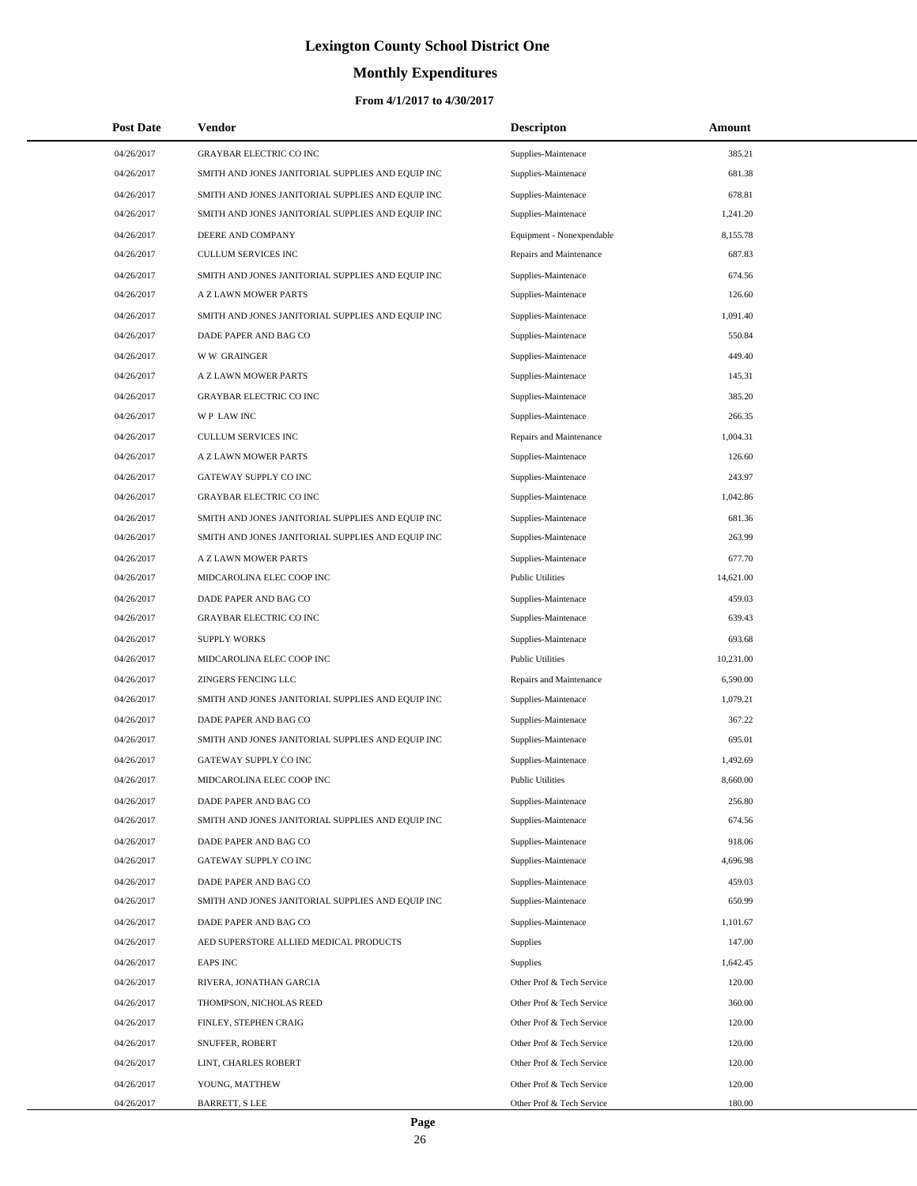# Lexington County School District One

## Monthly Expenditures

### From 4/1/2017 to 4/30/2017

| Post Date | Vendor | Descripton | Amount |
|---|---|---|---|
| 04/26/2017 | GRAYBAR ELECTRIC CO INC | Supplies-Maintenace | 385.21 |
| 04/26/2017 | SMITH AND JONES JANITORIAL SUPPLIES AND EQUIP INC | Supplies-Maintenace | 681.38 |
| 04/26/2017 | SMITH AND JONES JANITORIAL SUPPLIES AND EQUIP INC | Supplies-Maintenace | 678.81 |
| 04/26/2017 | SMITH AND JONES JANITORIAL SUPPLIES AND EQUIP INC | Supplies-Maintenace | 1,241.20 |
| 04/26/2017 | DEERE AND COMPANY | Equipment - Nonexpendable | 8,155.78 |
| 04/26/2017 | CULLUM SERVICES INC | Repairs and Maintenance | 687.83 |
| 04/26/2017 | SMITH AND JONES JANITORIAL SUPPLIES AND EQUIP INC | Supplies-Maintenace | 674.56 |
| 04/26/2017 | A Z LAWN MOWER PARTS | Supplies-Maintenace | 126.60 |
| 04/26/2017 | SMITH AND JONES JANITORIAL SUPPLIES AND EQUIP INC | Supplies-Maintenace | 1,091.40 |
| 04/26/2017 | DADE PAPER AND BAG CO | Supplies-Maintenace | 550.84 |
| 04/26/2017 | W W GRAINGER | Supplies-Maintenace | 449.40 |
| 04/26/2017 | A Z LAWN MOWER PARTS | Supplies-Maintenace | 145.31 |
| 04/26/2017 | GRAYBAR ELECTRIC CO INC | Supplies-Maintenace | 385.20 |
| 04/26/2017 | W P LAW INC | Supplies-Maintenace | 266.35 |
| 04/26/2017 | CULLUM SERVICES INC | Repairs and Maintenance | 1,004.31 |
| 04/26/2017 | A Z LAWN MOWER PARTS | Supplies-Maintenace | 126.60 |
| 04/26/2017 | GATEWAY SUPPLY CO INC | Supplies-Maintenace | 243.97 |
| 04/26/2017 | GRAYBAR ELECTRIC CO INC | Supplies-Maintenace | 1,042.86 |
| 04/26/2017 | SMITH AND JONES JANITORIAL SUPPLIES AND EQUIP INC | Supplies-Maintenace | 681.36 |
| 04/26/2017 | SMITH AND JONES JANITORIAL SUPPLIES AND EQUIP INC | Supplies-Maintenace | 263.99 |
| 04/26/2017 | A Z LAWN MOWER PARTS | Supplies-Maintenace | 677.70 |
| 04/26/2017 | MIDCAROLINA ELEC COOP INC | Public Utilities | 14,621.00 |
| 04/26/2017 | DADE PAPER AND BAG CO | Supplies-Maintenace | 459.03 |
| 04/26/2017 | GRAYBAR ELECTRIC CO INC | Supplies-Maintenace | 639.43 |
| 04/26/2017 | SUPPLY WORKS | Supplies-Maintenace | 693.68 |
| 04/26/2017 | MIDCAROLINA ELEC COOP INC | Public Utilities | 10,231.00 |
| 04/26/2017 | ZINGERS FENCING LLC | Repairs and Maintenance | 6,590.00 |
| 04/26/2017 | SMITH AND JONES JANITORIAL SUPPLIES AND EQUIP INC | Supplies-Maintenace | 1,079.21 |
| 04/26/2017 | DADE PAPER AND BAG CO | Supplies-Maintenace | 367.22 |
| 04/26/2017 | SMITH AND JONES JANITORIAL SUPPLIES AND EQUIP INC | Supplies-Maintenace | 695.01 |
| 04/26/2017 | GATEWAY SUPPLY CO INC | Supplies-Maintenace | 1,492.69 |
| 04/26/2017 | MIDCAROLINA ELEC COOP INC | Public Utilities | 8,660.00 |
| 04/26/2017 | DADE PAPER AND BAG CO | Supplies-Maintenace | 256.80 |
| 04/26/2017 | SMITH AND JONES JANITORIAL SUPPLIES AND EQUIP INC | Supplies-Maintenace | 674.56 |
| 04/26/2017 | DADE PAPER AND BAG CO | Supplies-Maintenace | 918.06 |
| 04/26/2017 | GATEWAY SUPPLY CO INC | Supplies-Maintenace | 4,696.98 |
| 04/26/2017 | DADE PAPER AND BAG CO | Supplies-Maintenace | 459.03 |
| 04/26/2017 | SMITH AND JONES JANITORIAL SUPPLIES AND EQUIP INC | Supplies-Maintenace | 650.99 |
| 04/26/2017 | DADE PAPER AND BAG CO | Supplies-Maintenace | 1,101.67 |
| 04/26/2017 | AED SUPERSTORE ALLIED MEDICAL PRODUCTS | Supplies | 147.00 |
| 04/26/2017 | EAPS INC | Supplies | 1,642.45 |
| 04/26/2017 | RIVERA, JONATHAN GARCIA | Other Prof & Tech Service | 120.00 |
| 04/26/2017 | THOMPSON, NICHOLAS REED | Other Prof & Tech Service | 360.00 |
| 04/26/2017 | FINLEY, STEPHEN CRAIG | Other Prof & Tech Service | 120.00 |
| 04/26/2017 | SNUFFER, ROBERT | Other Prof & Tech Service | 120.00 |
| 04/26/2017 | LINT, CHARLES ROBERT | Other Prof & Tech Service | 120.00 |
| 04/26/2017 | YOUNG, MATTHEW | Other Prof & Tech Service | 120.00 |
| 04/26/2017 | BARRETT, S LEE | Other Prof & Tech Service | 180.00 |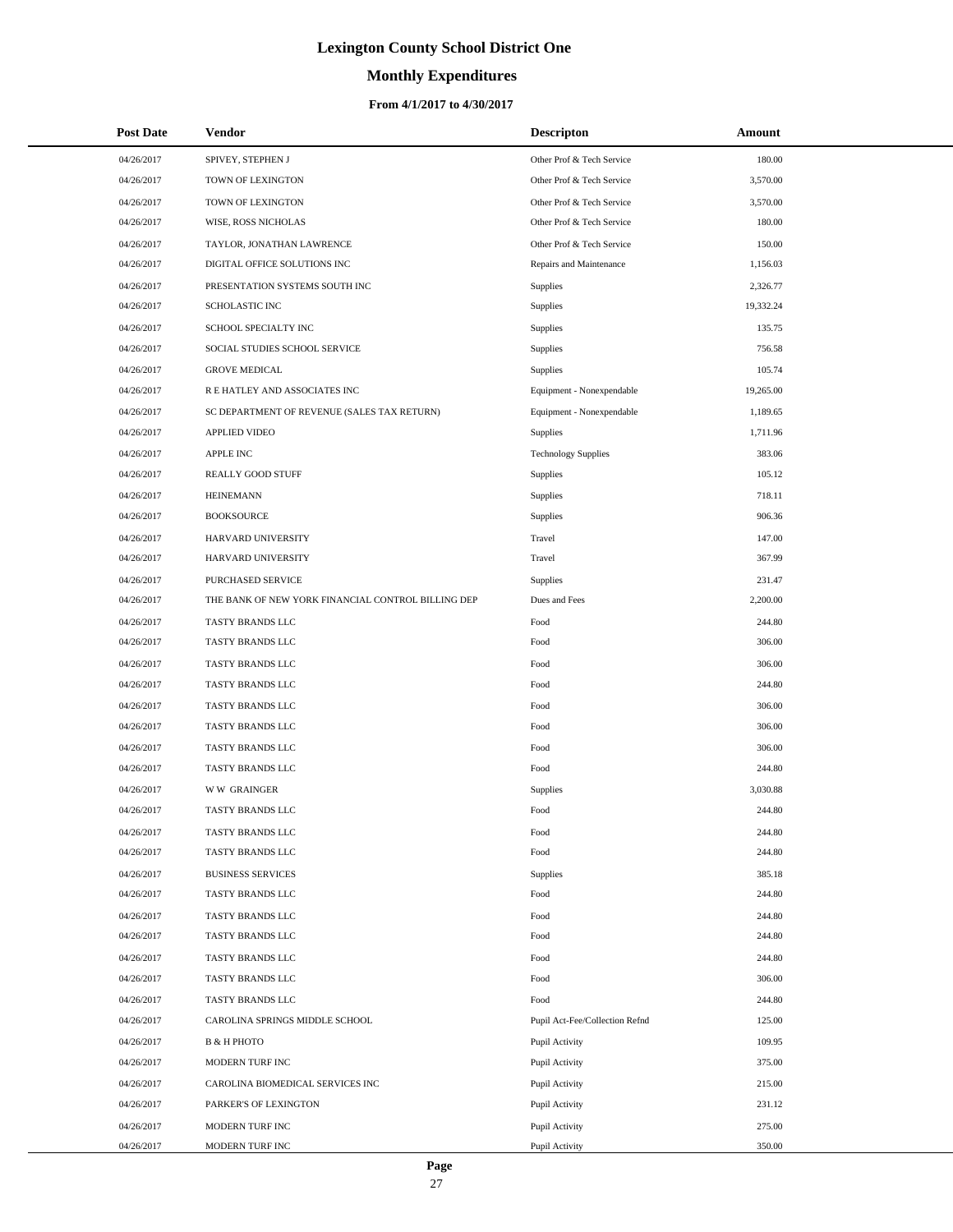# Lexington County School District One

## Monthly Expenditures

### From 4/1/2017 to 4/30/2017

| Post Date | Vendor | Descripton | Amount |
|---|---|---|---|
| 04/26/2017 | SPIVEY, STEPHEN J | Other Prof & Tech Service | 180.00 |
| 04/26/2017 | TOWN OF LEXINGTON | Other Prof & Tech Service | 3,570.00 |
| 04/26/2017 | TOWN OF LEXINGTON | Other Prof & Tech Service | 3,570.00 |
| 04/26/2017 | WISE, ROSS NICHOLAS | Other Prof & Tech Service | 180.00 |
| 04/26/2017 | TAYLOR, JONATHAN LAWRENCE | Other Prof & Tech Service | 150.00 |
| 04/26/2017 | DIGITAL OFFICE SOLUTIONS INC | Repairs and Maintenance | 1,156.03 |
| 04/26/2017 | PRESENTATION SYSTEMS SOUTH INC | Supplies | 2,326.77 |
| 04/26/2017 | SCHOLASTIC INC | Supplies | 19,332.24 |
| 04/26/2017 | SCHOOL SPECIALTY INC | Supplies | 135.75 |
| 04/26/2017 | SOCIAL STUDIES SCHOOL SERVICE | Supplies | 756.58 |
| 04/26/2017 | GROVE MEDICAL | Supplies | 105.74 |
| 04/26/2017 | R E HATLEY AND ASSOCIATES INC | Equipment - Nonexpendable | 19,265.00 |
| 04/26/2017 | SC DEPARTMENT OF REVENUE (SALES TAX RETURN) | Equipment - Nonexpendable | 1,189.65 |
| 04/26/2017 | APPLIED VIDEO | Supplies | 1,711.96 |
| 04/26/2017 | APPLE INC | Technology Supplies | 383.06 |
| 04/26/2017 | REALLY GOOD STUFF | Supplies | 105.12 |
| 04/26/2017 | HEINEMANN | Supplies | 718.11 |
| 04/26/2017 | BOOKSOURCE | Supplies | 906.36 |
| 04/26/2017 | HARVARD UNIVERSITY | Travel | 147.00 |
| 04/26/2017 | HARVARD UNIVERSITY | Travel | 367.99 |
| 04/26/2017 | PURCHASED SERVICE | Supplies | 231.47 |
| 04/26/2017 | THE BANK OF NEW YORK FINANCIAL CONTROL BILLING DEP | Dues and Fees | 2,200.00 |
| 04/26/2017 | TASTY BRANDS LLC | Food | 244.80 |
| 04/26/2017 | TASTY BRANDS LLC | Food | 306.00 |
| 04/26/2017 | TASTY BRANDS LLC | Food | 306.00 |
| 04/26/2017 | TASTY BRANDS LLC | Food | 244.80 |
| 04/26/2017 | TASTY BRANDS LLC | Food | 306.00 |
| 04/26/2017 | TASTY BRANDS LLC | Food | 306.00 |
| 04/26/2017 | TASTY BRANDS LLC | Food | 306.00 |
| 04/26/2017 | TASTY BRANDS LLC | Food | 244.80 |
| 04/26/2017 | W W GRAINGER | Supplies | 3,030.88 |
| 04/26/2017 | TASTY BRANDS LLC | Food | 244.80 |
| 04/26/2017 | TASTY BRANDS LLC | Food | 244.80 |
| 04/26/2017 | TASTY BRANDS LLC | Food | 244.80 |
| 04/26/2017 | BUSINESS SERVICES | Supplies | 385.18 |
| 04/26/2017 | TASTY BRANDS LLC | Food | 244.80 |
| 04/26/2017 | TASTY BRANDS LLC | Food | 244.80 |
| 04/26/2017 | TASTY BRANDS LLC | Food | 244.80 |
| 04/26/2017 | TASTY BRANDS LLC | Food | 244.80 |
| 04/26/2017 | TASTY BRANDS LLC | Food | 306.00 |
| 04/26/2017 | TASTY BRANDS LLC | Food | 244.80 |
| 04/26/2017 | CAROLINA SPRINGS MIDDLE SCHOOL | Pupil Act-Fee/Collection Refnd | 125.00 |
| 04/26/2017 | B & H PHOTO | Pupil Activity | 109.95 |
| 04/26/2017 | MODERN TURF INC | Pupil Activity | 375.00 |
| 04/26/2017 | CAROLINA BIOMEDICAL SERVICES INC | Pupil Activity | 215.00 |
| 04/26/2017 | PARKER'S OF LEXINGTON | Pupil Activity | 231.12 |
| 04/26/2017 | MODERN TURF INC | Pupil Activity | 275.00 |
| 04/26/2017 | MODERN TURF INC | Pupil Activity | 350.00 |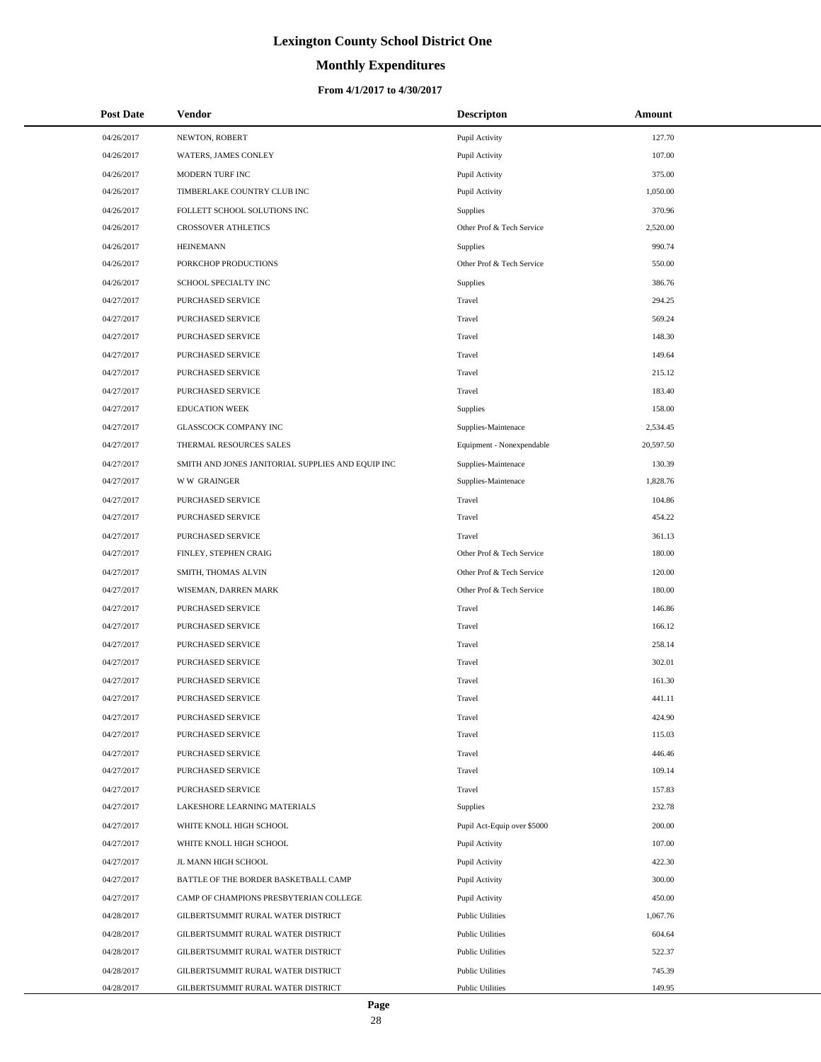# Lexington County School District One

## Monthly Expenditures

### From 4/1/2017 to 4/30/2017

| Post Date | Vendor | Descripton | Amount |
|---|---|---|---|
| 04/26/2017 | NEWTON, ROBERT | Pupil Activity | 127.70 |
| 04/26/2017 | WATERS, JAMES CONLEY | Pupil Activity | 107.00 |
| 04/26/2017 | MODERN TURF INC | Pupil Activity | 375.00 |
| 04/26/2017 | TIMBERLAKE COUNTRY CLUB INC | Pupil Activity | 1,050.00 |
| 04/26/2017 | FOLLETT SCHOOL SOLUTIONS INC | Supplies | 370.96 |
| 04/26/2017 | CROSSOVER ATHLETICS | Other Prof & Tech Service | 2,520.00 |
| 04/26/2017 | HEINEMANN | Supplies | 990.74 |
| 04/26/2017 | PORKCHOP PRODUCTIONS | Other Prof & Tech Service | 550.00 |
| 04/26/2017 | SCHOOL SPECIALTY INC | Supplies | 386.76 |
| 04/27/2017 | PURCHASED SERVICE | Travel | 294.25 |
| 04/27/2017 | PURCHASED SERVICE | Travel | 569.24 |
| 04/27/2017 | PURCHASED SERVICE | Travel | 148.30 |
| 04/27/2017 | PURCHASED SERVICE | Travel | 149.64 |
| 04/27/2017 | PURCHASED SERVICE | Travel | 215.12 |
| 04/27/2017 | PURCHASED SERVICE | Travel | 183.40 |
| 04/27/2017 | EDUCATION WEEK | Supplies | 158.00 |
| 04/27/2017 | GLASSCOCK COMPANY INC | Supplies-Maintenace | 2,534.45 |
| 04/27/2017 | THERMAL RESOURCES SALES | Equipment - Nonexpendable | 20,597.50 |
| 04/27/2017 | SMITH AND JONES JANITORIAL SUPPLIES AND EQUIP INC | Supplies-Maintenace | 130.39 |
| 04/27/2017 | W W GRAINGER | Supplies-Maintenace | 1,828.76 |
| 04/27/2017 | PURCHASED SERVICE | Travel | 104.86 |
| 04/27/2017 | PURCHASED SERVICE | Travel | 454.22 |
| 04/27/2017 | PURCHASED SERVICE | Travel | 361.13 |
| 04/27/2017 | FINLEY, STEPHEN CRAIG | Other Prof & Tech Service | 180.00 |
| 04/27/2017 | SMITH, THOMAS ALVIN | Other Prof & Tech Service | 120.00 |
| 04/27/2017 | WISEMAN, DARREN MARK | Other Prof & Tech Service | 180.00 |
| 04/27/2017 | PURCHASED SERVICE | Travel | 146.86 |
| 04/27/2017 | PURCHASED SERVICE | Travel | 166.12 |
| 04/27/2017 | PURCHASED SERVICE | Travel | 258.14 |
| 04/27/2017 | PURCHASED SERVICE | Travel | 302.01 |
| 04/27/2017 | PURCHASED SERVICE | Travel | 161.30 |
| 04/27/2017 | PURCHASED SERVICE | Travel | 441.11 |
| 04/27/2017 | PURCHASED SERVICE | Travel | 424.90 |
| 04/27/2017 | PURCHASED SERVICE | Travel | 115.03 |
| 04/27/2017 | PURCHASED SERVICE | Travel | 446.46 |
| 04/27/2017 | PURCHASED SERVICE | Travel | 109.14 |
| 04/27/2017 | PURCHASED SERVICE | Travel | 157.83 |
| 04/27/2017 | LAKESHORE LEARNING MATERIALS | Supplies | 232.78 |
| 04/27/2017 | WHITE KNOLL HIGH SCHOOL | Pupil Act-Equip over $5000 | 200.00 |
| 04/27/2017 | WHITE KNOLL HIGH SCHOOL | Pupil Activity | 107.00 |
| 04/27/2017 | JL MANN HIGH SCHOOL | Pupil Activity | 422.30 |
| 04/27/2017 | BATTLE OF THE BORDER BASKETBALL CAMP | Pupil Activity | 300.00 |
| 04/27/2017 | CAMP OF CHAMPIONS PRESBYTERIAN COLLEGE | Pupil Activity | 450.00 |
| 04/28/2017 | GILBERTSUMMIT RURAL WATER DISTRICT | Public Utilities | 1,067.76 |
| 04/28/2017 | GILBERTSUMMIT RURAL WATER DISTRICT | Public Utilities | 604.64 |
| 04/28/2017 | GILBERTSUMMIT RURAL WATER DISTRICT | Public Utilities | 522.37 |
| 04/28/2017 | GILBERTSUMMIT RURAL WATER DISTRICT | Public Utilities | 745.39 |
| 04/28/2017 | GILBERTSUMMIT RURAL WATER DISTRICT | Public Utilities | 149.95 |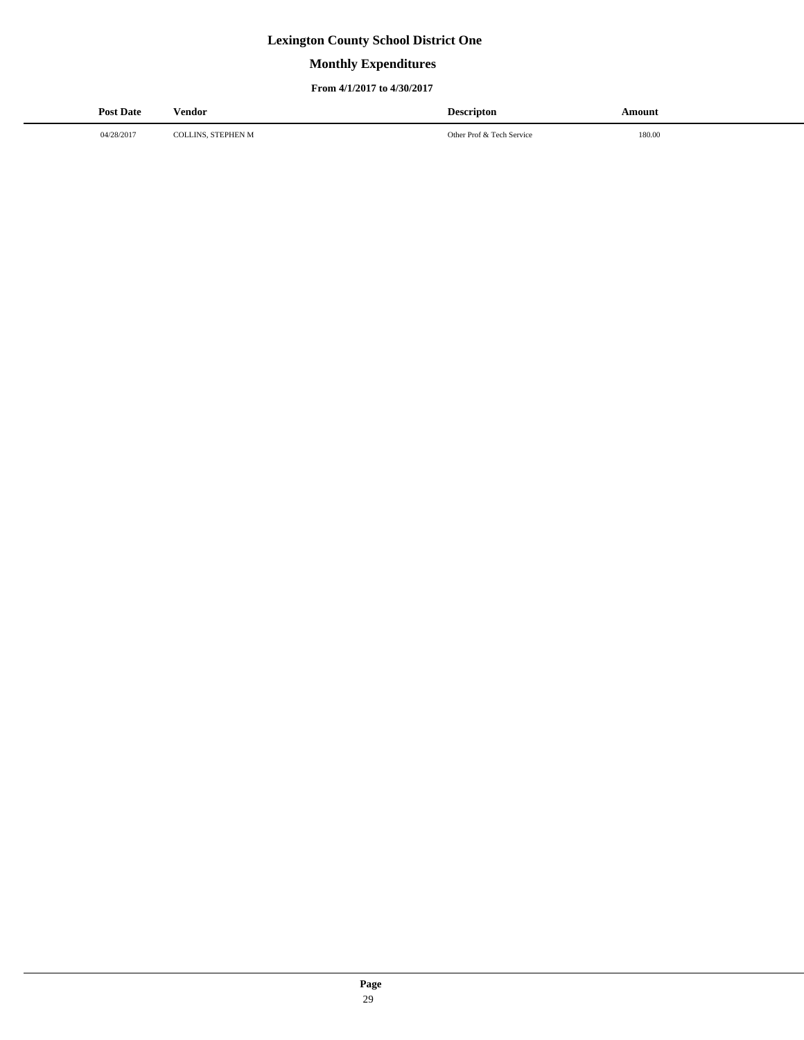# Lexington County School District One

## Monthly Expenditures

**From 4/1/2017 to 4/30/2017**

| Post Date | Vendor | Descripton | Amount |
|---|---|---|---|
| 04/28/2017 | COLLINS, STEPHEN M | Other Prof & Tech Service | 180.00 |